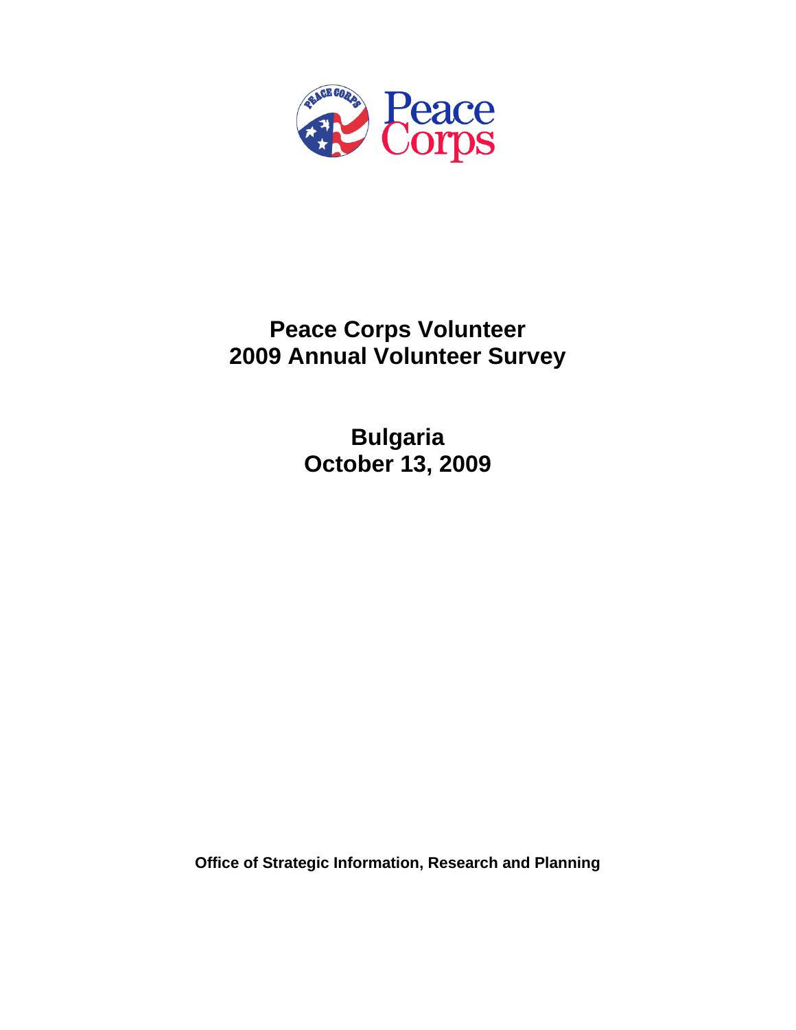Peace Corps

# Peace Corps Volunteer
# 2009 Annual Volunteer Survey

## Bulgaria
## October 13, 2009

**Office of Strategic Information, Research and Planning**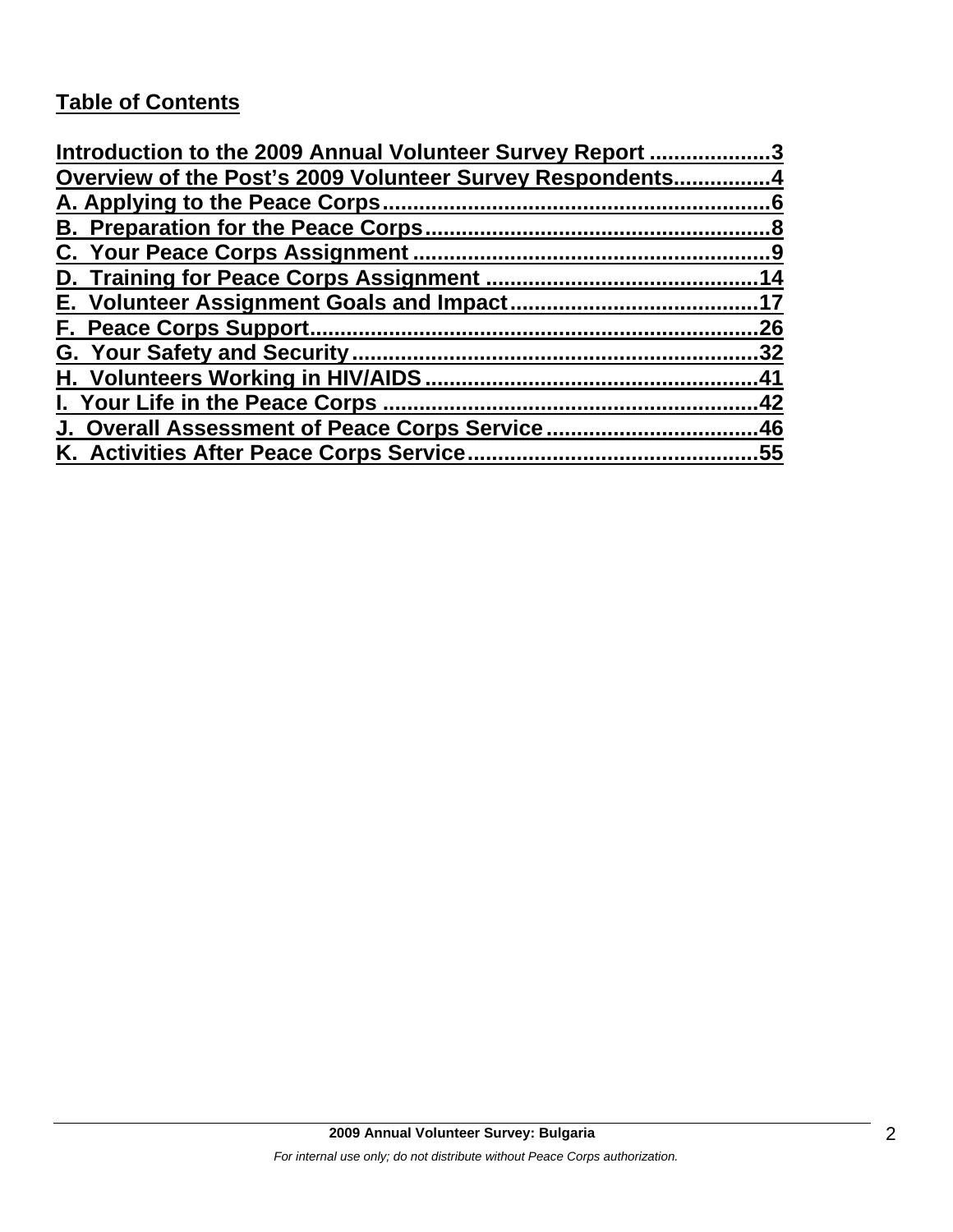## Table of Contents

Introduction to the 2009 Annual Volunteer Survey Report ....................3
Overview of the Post's 2009 Volunteer Survey Respondents................4
A. Applying to the Peace Corps................................................................6
B. Preparation for the Peace Corps.........................................................8
C. Your Peace Corps Assignment ...........................................................9
D. Training for Peace Corps Assignment ............................................14
E. Volunteer Assignment Goals and Impact........................................17
F. Peace Corps Support.........................................................................26
G. Your Safety and Security...................................................................32
H. Volunteers Working in HIV/AIDS.......................................................41
I. Your Life in the Peace Corps .............................................................42
J. Overall Assessment of Peace Corps Service ..................................46
K. Activities After Peace Corps Service...............................................55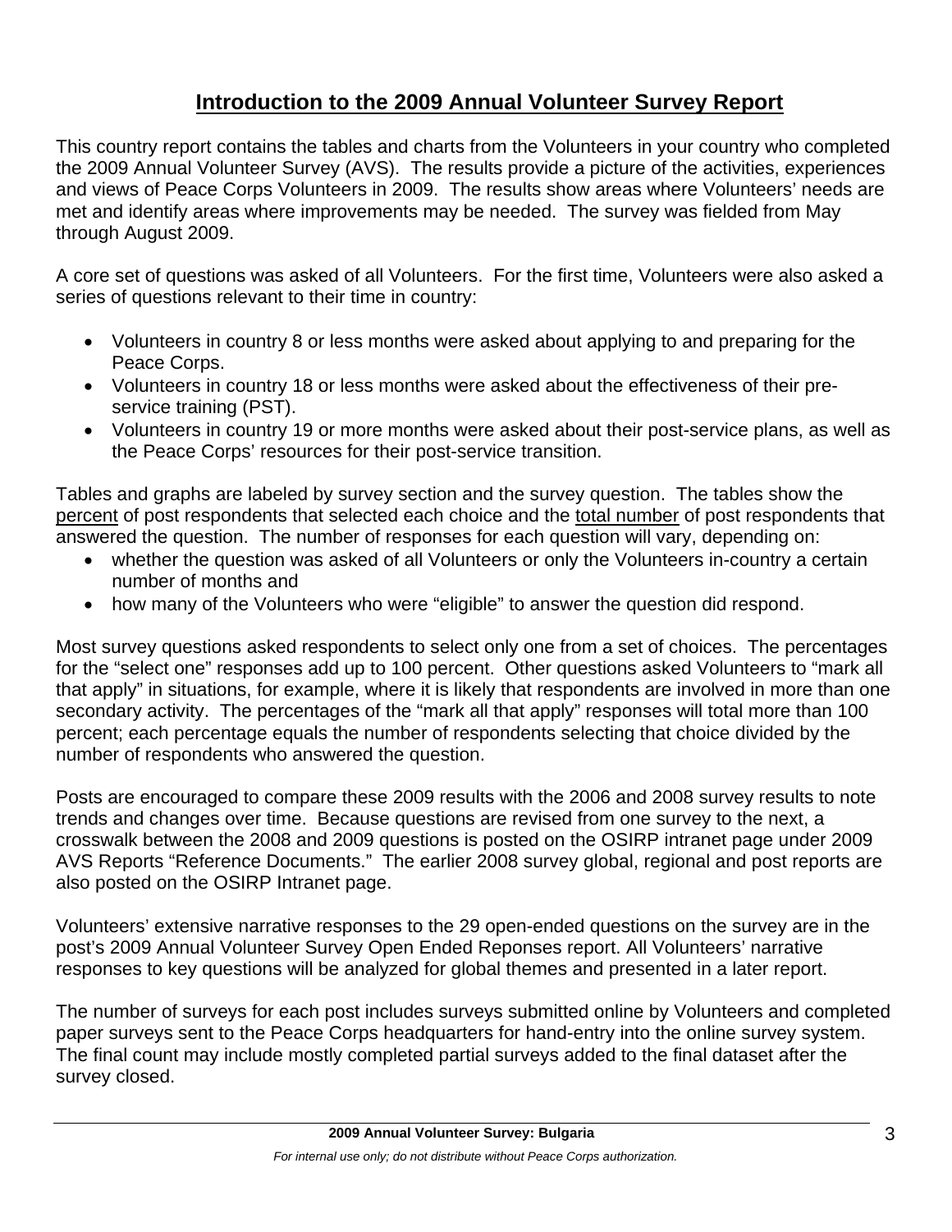# Introduction to the 2009 Annual Volunteer Survey Report

This country report contains the tables and charts from the Volunteers in your country who completed the 2009 Annual Volunteer Survey (AVS). The results provide a picture of the activities, experiences and views of Peace Corps Volunteers in 2009. The results show areas where Volunteers' needs are met and identify areas where improvements may be needed. The survey was fielded from May through August 2009.

A core set of questions was asked of all Volunteers. For the first time, Volunteers were also asked a series of questions relevant to their time in country:

- Volunteers in country 8 or less months were asked about applying to and preparing for the Peace Corps.
- Volunteers in country 18 or less months were asked about the effectiveness of their pre-service training (PST).
- Volunteers in country 19 or more months were asked about their post-service plans, as well as the Peace Corps' resources for their post-service transition.

Tables and graphs are labeled by survey section and the survey question. The tables show the <u>percent</u> of post respondents that selected each choice and the <u>total number</u> of post respondents that answered the question. The number of responses for each question will vary, depending on:

- whether the question was asked of all Volunteers or only the Volunteers in-country a certain number of months and
- how many of the Volunteers who were "eligible" to answer the question did respond.

Most survey questions asked respondents to select only one from a set of choices. The percentages for the "select one" responses add up to 100 percent. Other questions asked Volunteers to "mark all that apply" in situations, for example, where it is likely that respondents are involved in more than one secondary activity. The percentages of the "mark all that apply" responses will total more than 100 percent; each percentage equals the number of respondents selecting that choice divided by the number of respondents who answered the question.

Posts are encouraged to compare these 2009 results with the 2006 and 2008 survey results to note trends and changes over time. Because questions are revised from one survey to the next, a crosswalk between the 2008 and 2009 questions is posted on the OSIRP intranet page under 2009 AVS Reports "Reference Documents." The earlier 2008 survey global, regional and post reports are also posted on the OSIRP Intranet page.

Volunteers' extensive narrative responses to the 29 open-ended questions on the survey are in the post's 2009 Annual Volunteer Survey Open Ended Reponses report. All Volunteers' narrative responses to key questions will be analyzed for global themes and presented in a later report.

The number of surveys for each post includes surveys submitted online by Volunteers and completed paper surveys sent to the Peace Corps headquarters for hand-entry into the online survey system. The final count may include mostly completed partial surveys added to the final dataset after the survey closed.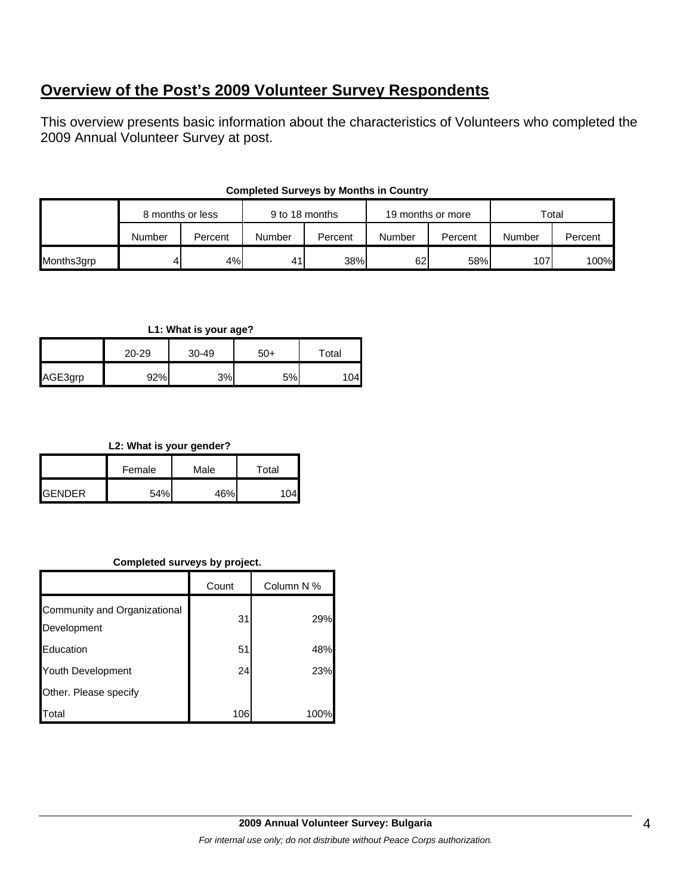# Overview of the Post's 2009 Volunteer Survey Respondents

This overview presents basic information about the characteristics of Volunteers who completed the 2009 Annual Volunteer Survey at post.

**Completed Surveys by Months in Country**

| | 8 months or less | | 9 to 18 months | | 19 months or more | | Total | |
|---|---|---|---|---|---|---|---|---|
| | Number | Percent | Number | Percent | Number | Percent | Number | Percent |
| Months3grp | 4 | 4% | 41 | 38% | 62 | 58% | 107 | 100% |

**L1: What is your age?**

| | 20-29 | 30-49 | 50+ | Total |
|---|---|---|---|---|
| AGE3grp | 92% | 3% | 5% | 104 |

**L2: What is your gender?**

| | Female | Male | Total |
|---|---|---|---|
| GENDER | 54% | 46% | 104 |

**Completed surveys by project.**

| | Count | Column N % |
|---|---|---|
| Community and Organizational Development | 31 | 29% |
| Education | 51 | 48% |
| Youth Development | 24 | 23% |
| Other. Please specify | | |
| Total | 106 | 100% |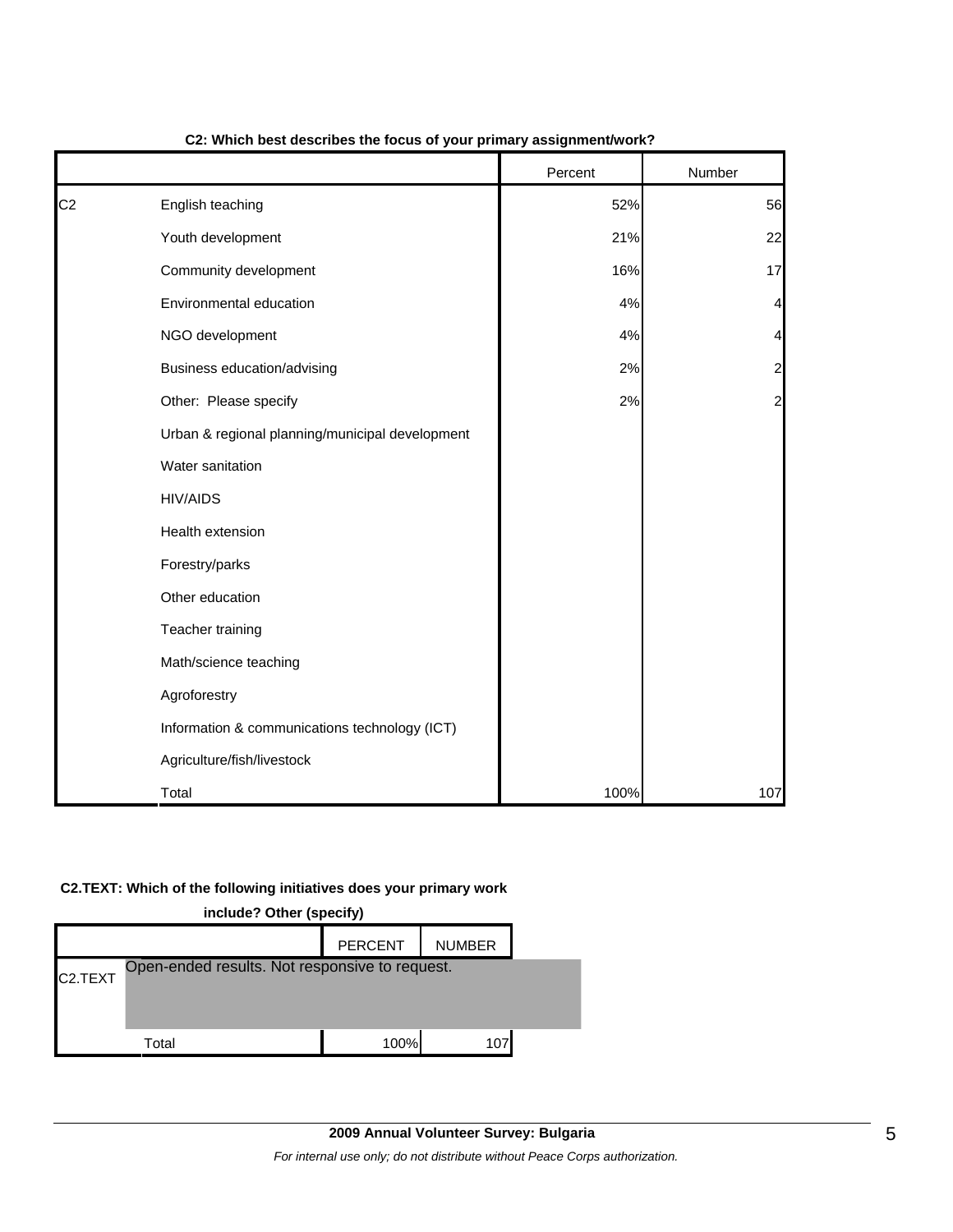**C2: Which best describes the focus of your primary assignment/work?**

| | | Percent | Number |
|---|---|---|---|
| C2 | English teaching | 52% | 56 |
| | Youth development | 21% | 22 |
| | Community development | 16% | 17 |
| | Environmental education | 4% | 4 |
| | NGO development | 4% | 4 |
| | Business education/advising | 2% | 2 |
| | Other: Please specify | 2% | 2 |
| | Urban & regional planning/municipal development | | |
| | Water sanitation | | |
| | HIV/AIDS | | |
| | Health extension | | |
| | Forestry/parks | | |
| | Other education | | |
| | Teacher training | | |
| | Math/science teaching | | |
| | Agroforestry | | |
| | Information & communications technology (ICT) | | |
| | Agriculture/fish/livestock | | |
| | Total | 100% | 107 |

**C2.TEXT: Which of the following initiatives does your primary work include? Other (specify)**

| | | PERCENT | NUMBER |
|---|---|---|---|
| C2.TEXT | Open-ended results. Not responsive to request. | | |
| | Total | 100% | 107 |

**2009 Annual Volunteer Survey: Bulgaria**

*For internal use only; do not distribute without Peace Corps authorization.*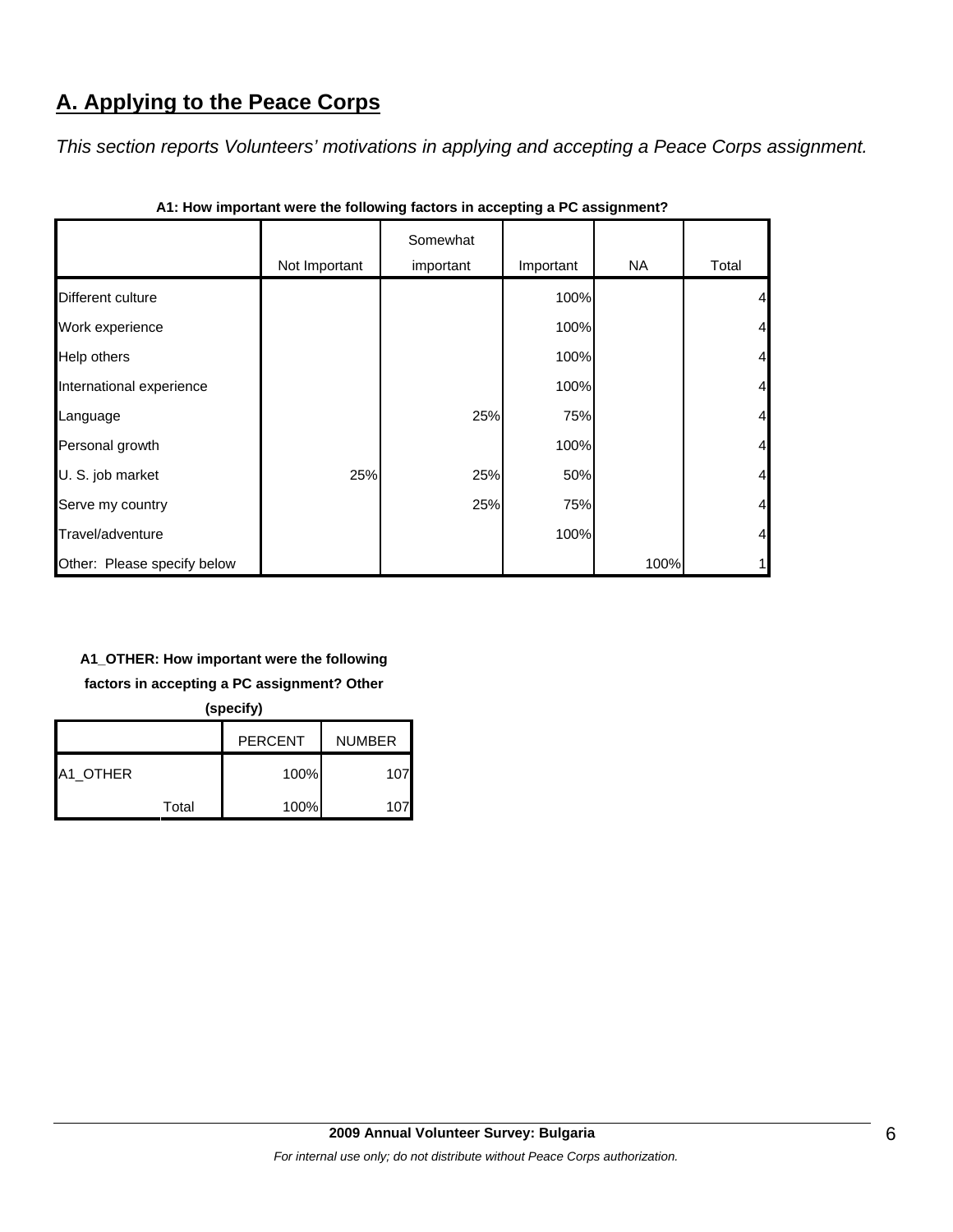## A. Applying to the Peace Corps

*This section reports Volunteers' motivations in applying and accepting a Peace Corps assignment.*

**A1: How important were the following factors in accepting a PC assignment?**

| | Not Important | Somewhat important | Important | NA | Total |
|---|---|---|---|---|---|
| Different culture | | | 100% | | 4 |
| Work experience | | | 100% | | 4 |
| Help others | | | 100% | | 4 |
| International experience | | | 100% | | 4 |
| Language | | 25% | 75% | | 4 |
| Personal growth | | | 100% | | 4 |
| U. S. job market | 25% | 25% | 50% | | 4 |
| Serve my country | | 25% | 75% | | 4 |
| Travel/adventure | | | 100% | | 4 |
| Other: Please specify below | | | | 100% | 1 |

**A1_OTHER: How important were the following factors in accepting a PC assignment? Other (specify)**

| | | PERCENT | NUMBER |
|---|---|---|---|
| A1_OTHER | | 100% | 107 |
| | Total | 100% | 107 |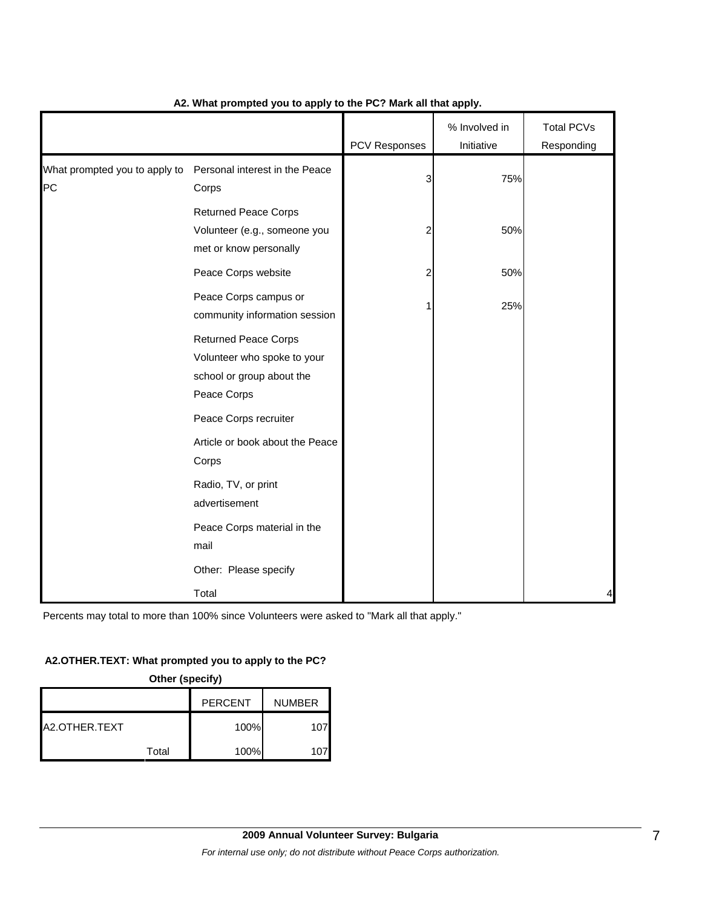**A2. What prompted you to apply to the PC? Mark all that apply.**

| | | PCV Responses | % Involved in Initiative | Total PCVs Responding |
|---|---|---|---|---|
| What prompted you to apply to PC | Personal interest in the Peace Corps | 3 | 75% | |
| | Returned Peace Corps Volunteer (e.g., someone you met or know personally | 2 | 50% | |
| | Peace Corps website | 2 | 50% | |
| | Peace Corps campus or community information session | 1 | 25% | |
| | Returned Peace Corps Volunteer who spoke to your school or group about the Peace Corps | | | |
| | Peace Corps recruiter | | | |
| | Article or book about the Peace Corps | | | |
| | Radio, TV, or print advertisement | | | |
| | Peace Corps material in the mail | | | |
| | Other: Please specify | | | |
| | Total | | | 4 |

Percents may total to more than 100% since Volunteers were asked to "Mark all that apply."

**A2.OTHER.TEXT: What prompted you to apply to the PC?**

**Other (specify)**

| | | PERCENT | NUMBER |
|---|---|---|---|
| A2.OTHER.TEXT | | 100% | 107 |
| | Total | 100% | 107 |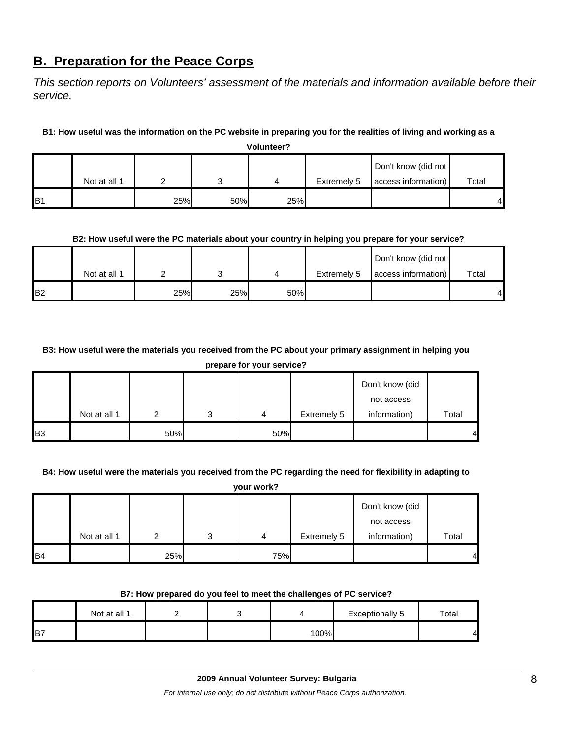## B. Preparation for the Peace Corps

*This section reports on Volunteers' assessment of the materials and information available before their service.*

**B1: How useful was the information on the PC website in preparing you for the realities of living and working as a Volunteer?**

| | Not at all 1 | 2 | 3 | 4 | Extremely 5 | Don't know (did not access information) | Total |
|---|---|---|---|---|---|---|---|
| B1 | | 25% | 50% | 25% | | | 4 |

**B2: How useful were the PC materials about your country in helping you prepare for your service?**

| | Not at all 1 | 2 | 3 | 4 | Extremely 5 | Don't know (did not access information) | Total |
|---|---|---|---|---|---|---|---|
| B2 | | 25% | 25% | 50% | | | 4 |

**B3: How useful were the materials you received from the PC about your primary assignment in helping you prepare for your service?**

| | Not at all 1 | 2 | 3 | 4 | Extremely 5 | Don't know (did not access information) | Total |
|---|---|---|---|---|---|---|---|
| B3 | | 50% | | 50% | | | 4 |

**B4: How useful were the materials you received from the PC regarding the need for flexibility in adapting to your work?**

| | Not at all 1 | 2 | 3 | 4 | Extremely 5 | Don't know (did not access information) | Total |
|---|---|---|---|---|---|---|---|
| B4 | | 25% | | 75% | | | 4 |

**B7: How prepared do you feel to meet the challenges of PC service?**

| | Not at all 1 | 2 | 3 | 4 | Exceptionally 5 | Total |
|---|---|---|---|---|---|---|
| B7 | | | | 100% | | 4 |

**2009 Annual Volunteer Survey: Bulgaria**

*For internal use only; do not distribute without Peace Corps authorization.*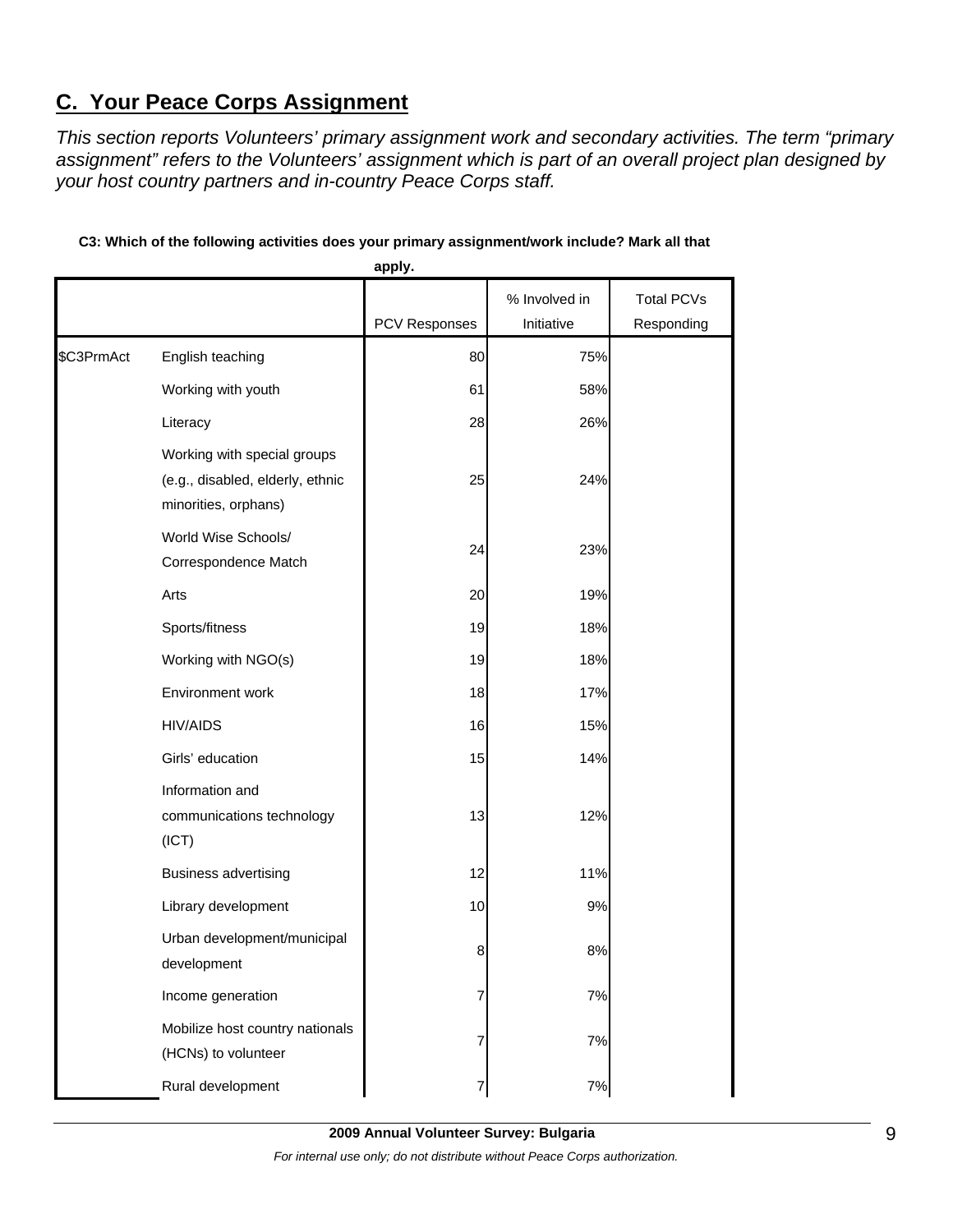## C. Your Peace Corps Assignment

*This section reports Volunteers' primary assignment work and secondary activities. The term "primary assignment" refers to the Volunteers' assignment which is part of an overall project plan designed by your host country partners and in-country Peace Corps staff.*

**C3: Which of the following activities does your primary assignment/work include? Mark all that apply.**

| | | PCV Responses | % Involved in Initiative | Total PCVs Responding |
|---|---|---|---|---|
| $C3PrmAct | English teaching | 80 | 75% | |
| | Working with youth | 61 | 58% | |
| | Literacy | 28 | 26% | |
| | Working with special groups (e.g., disabled, elderly, ethnic minorities, orphans) | 25 | 24% | |
| | World Wise Schools/ Correspondence Match | 24 | 23% | |
| | Arts | 20 | 19% | |
| | Sports/fitness | 19 | 18% | |
| | Working with NGO(s) | 19 | 18% | |
| | Environment work | 18 | 17% | |
| | HIV/AIDS | 16 | 15% | |
| | Girls' education | 15 | 14% | |
| | Information and communications technology (ICT) | 13 | 12% | |
| | Business advertising | 12 | 11% | |
| | Library development | 10 | 9% | |
| | Urban development/municipal development | 8 | 8% | |
| | Income generation | 7 | 7% | |
| | Mobilize host country nationals (HCNs) to volunteer | 7 | 7% | |
| | Rural development | 7 | 7% | |

**2009 Annual Volunteer Survey: Bulgaria**

*For internal use only; do not distribute without Peace Corps authorization.*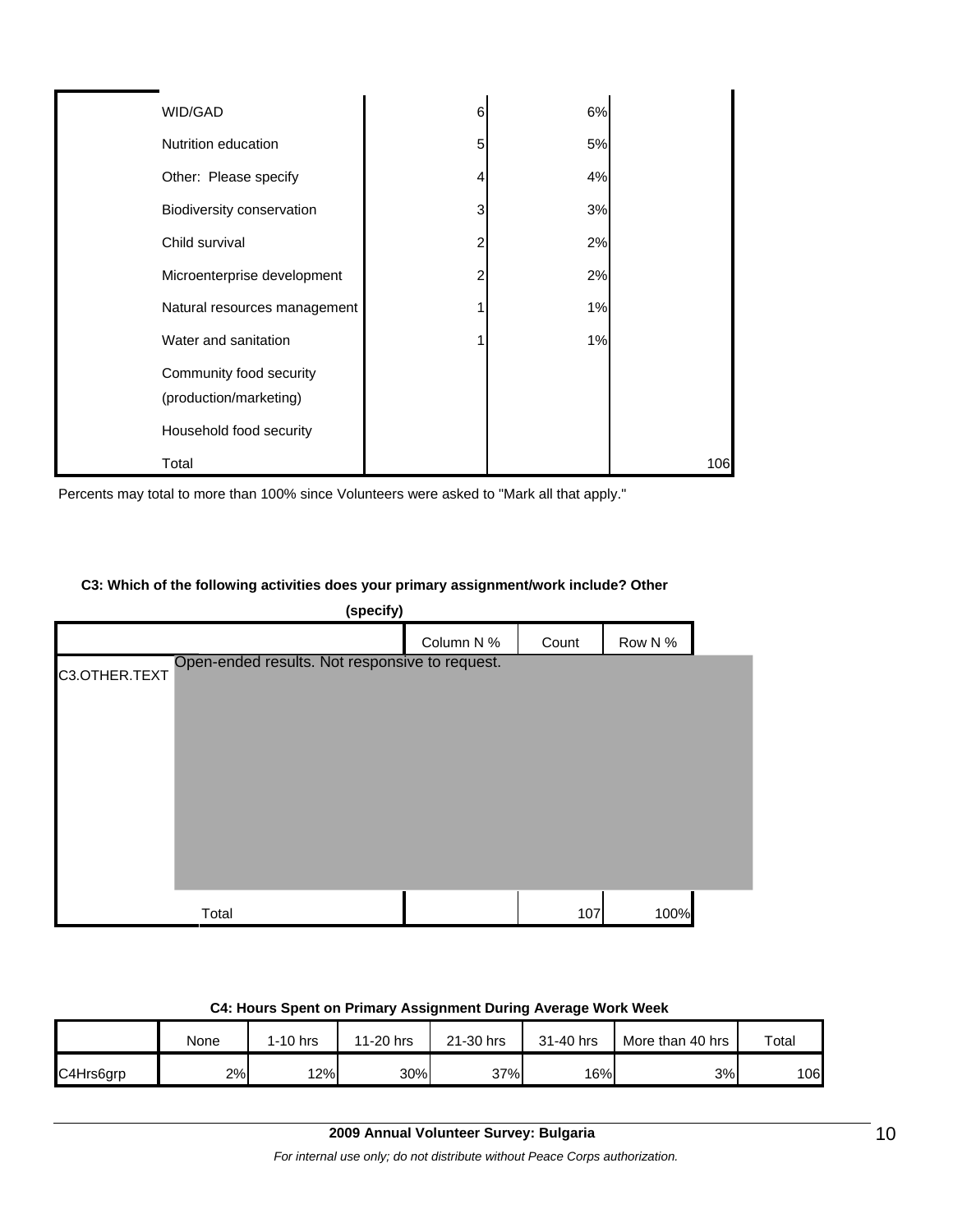| | | | |
|---|---|---|---|
| WID/GAD | 6 | 6% | |
| Nutrition education | 5 | 5% | |
| Other: Please specify | 4 | 4% | |
| Biodiversity conservation | 3 | 3% | |
| Child survival | 2 | 2% | |
| Microenterprise development | 2 | 2% | |
| Natural resources management | 1 | 1% | |
| Water and sanitation | 1 | 1% | |
| Community food security (production/marketing) | | | |
| Household food security | | | |
| Total | | | 106 |

Percents may total to more than 100% since Volunteers were asked to "Mark all that apply."

**C3: Which of the following activities does your primary assignment/work include? Other (specify)**

| | Column N % | Count | Row N % |
|---|---|---|---|
| C3.OTHER.TEXT | Open-ended results. Not responsive to request. | | |
| Total | | 107 | 100% |

**C4: Hours Spent on Primary Assignment During Average Work Week**

| | None | 1-10 hrs | 11-20 hrs | 21-30 hrs | 31-40 hrs | More than 40 hrs | Total |
|---|---|---|---|---|---|---|---|
| C4Hrs6grp | 2% | 12% | 30% | 37% | 16% | 3% | 106 |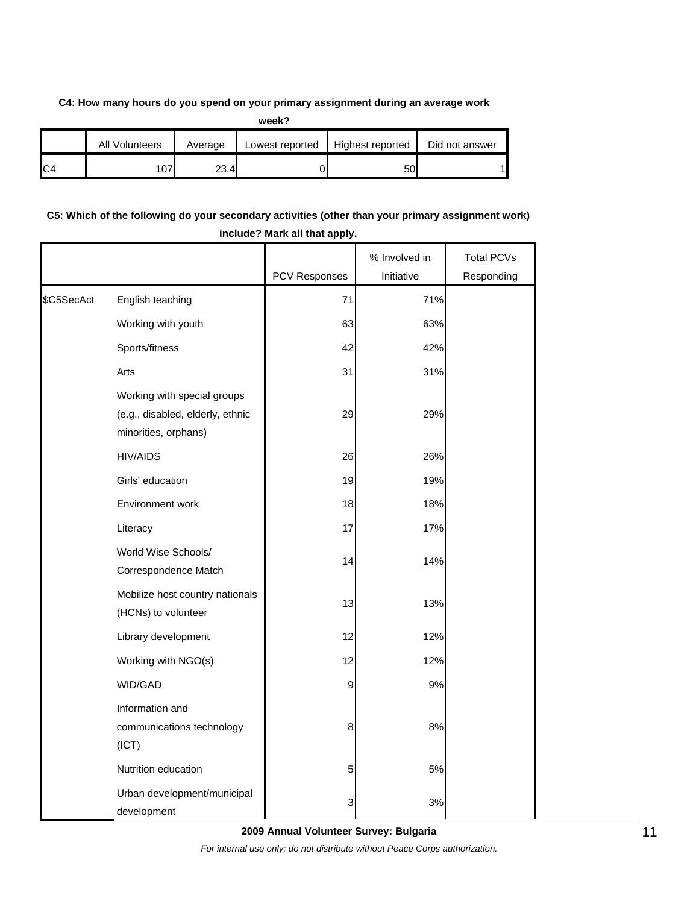**C4: How many hours do you spend on your primary assignment during an average work week?**

| | All Volunteers | Average | Lowest reported | Highest reported | Did not answer |
|---|---|---|---|---|---|
| C4 | 107 | 23.4 | 0 | 50 | 1 |

**C5: Which of the following do your secondary activities (other than your primary assignment work) include? Mark all that apply.**

| | | PCV Responses | % Involved in Initiative | Total PCVs Responding |
|---|---|---|---|---|
| $C5SecAct | English teaching | 71 | 71% | |
| | Working with youth | 63 | 63% | |
| | Sports/fitness | 42 | 42% | |
| | Arts | 31 | 31% | |
| | Working with special groups (e.g., disabled, elderly, ethnic minorities, orphans) | 29 | 29% | |
| | HIV/AIDS | 26 | 26% | |
| | Girls' education | 19 | 19% | |
| | Environment work | 18 | 18% | |
| | Literacy | 17 | 17% | |
| | World Wise Schools/ Correspondence Match | 14 | 14% | |
| | Mobilize host country nationals (HCNs) to volunteer | 13 | 13% | |
| | Library development | 12 | 12% | |
| | Working with NGO(s) | 12 | 12% | |
| | WID/GAD | 9 | 9% | |
| | Information and communications technology (ICT) | 8 | 8% | |
| | Nutrition education | 5 | 5% | |
| | Urban development/municipal development | 3 | 3% | |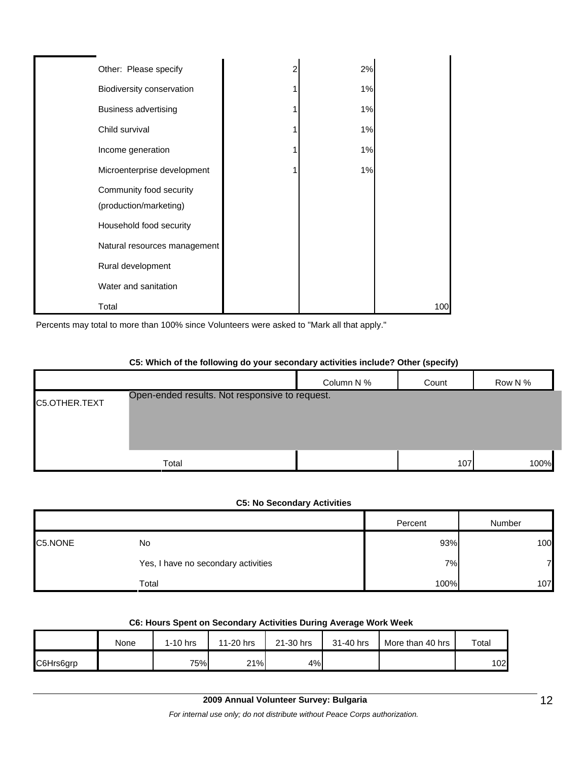| | | | | |
|---|---|---|---|---|
| | Other: Please specify | 2 | 2% | |
| | Biodiversity conservation | 1 | 1% | |
| | Business advertising | 1 | 1% | |
| | Child survival | 1 | 1% | |
| | Income generation | 1 | 1% | |
| | Microenterprise development | 1 | 1% | |
| | Community food security (production/marketing) | | | |
| | Household food security | | | |
| | Natural resources management | | | |
| | Rural development | | | |
| | Water and sanitation | | | |
| | Total | | | 100 |

Percents may total to more than 100% since Volunteers were asked to "Mark all that apply."

**C5: Which of the following do your secondary activities include? Other (specify)**

| | | Column N % | Count | Row N % |
|---|---|---|---|---|
| C5.OTHER.TEXT | Open-ended results. Not responsive to request. | | | |
| | Total | | 107 | 100% |

**C5: No Secondary Activities**

| | | Percent | Number |
|---|---|---|---|
| C5.NONE | No | 93% | 100 |
| | Yes, I have no secondary activities | 7% | 7 |
| | Total | 100% | 107 |

**C6: Hours Spent on Secondary Activities During Average Work Week**

| | None | 1-10 hrs | 11-20 hrs | 21-30 hrs | 31-40 hrs | More than 40 hrs | Total |
|---|---|---|---|---|---|---|---|
| C6Hrs6grp | | 75% | 21% | 4% | | | 102 |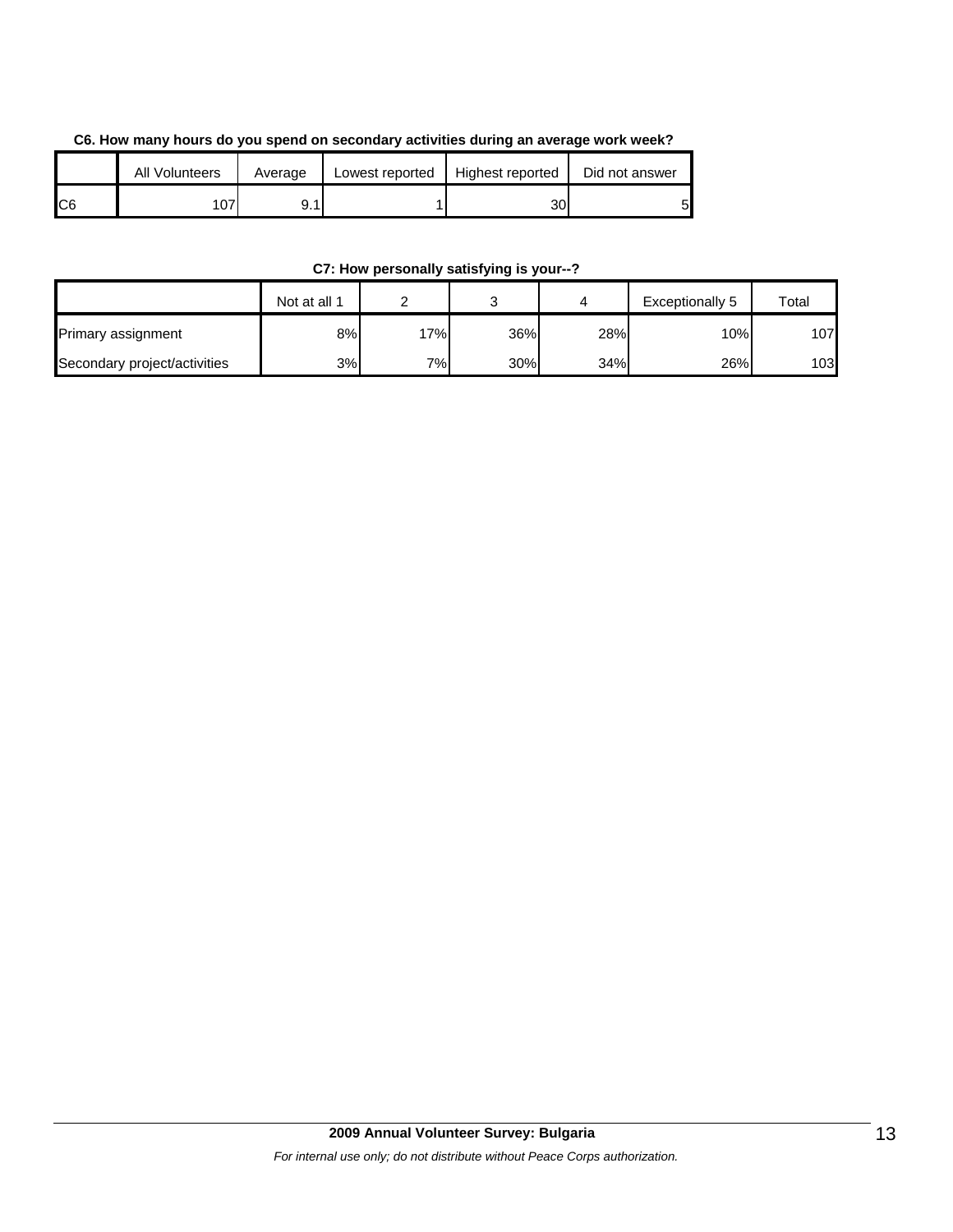**C6. How many hours do you spend on secondary activities during an average work week?**

| | All Volunteers | Average | Lowest reported | Highest reported | Did not answer |
|---|---|---|---|---|---|
| C6 | 107 | 9.1 | 1 | 30 | 5 |

**C7: How personally satisfying is your--?**

| | Not at all 1 | 2 | 3 | 4 | Exceptionally 5 | Total |
|---|---|---|---|---|---|---|
| Primary assignment | 8% | 17% | 36% | 28% | 10% | 107 |
| Secondary project/activities | 3% | 7% | 30% | 34% | 26% | 103 |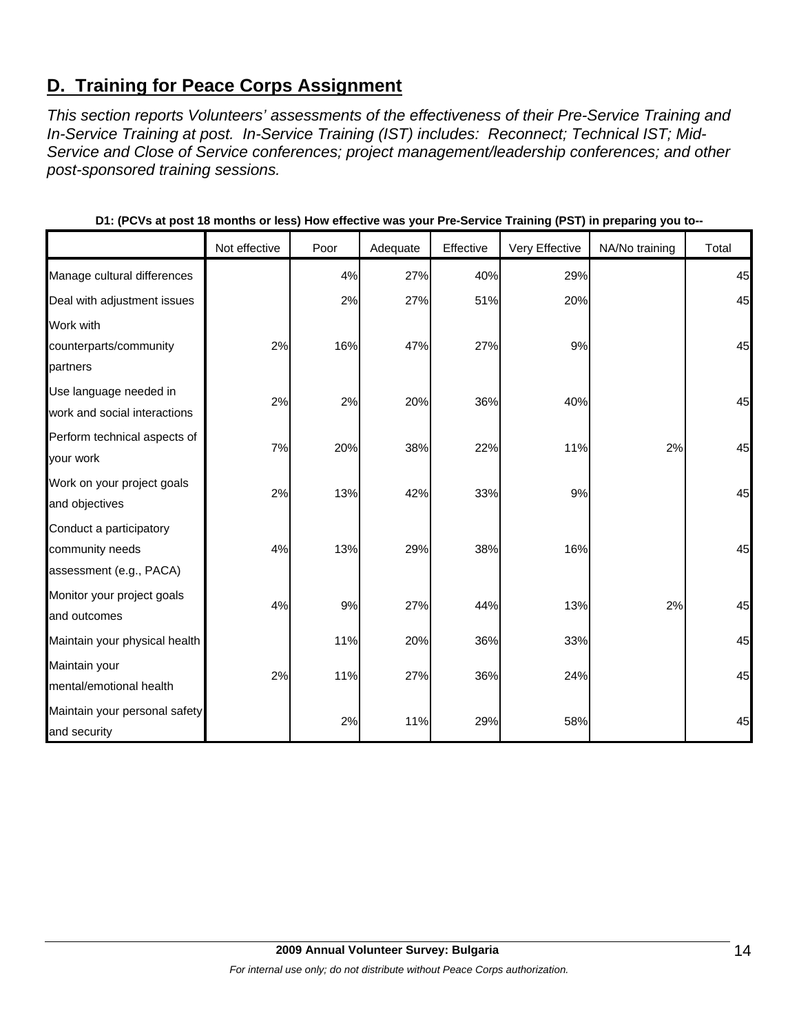## D. Training for Peace Corps Assignment

*This section reports Volunteers' assessments of the effectiveness of their Pre-Service Training and In-Service Training at post. In-Service Training (IST) includes: Reconnect; Technical IST; Mid-Service and Close of Service conferences; project management/leadership conferences; and other post-sponsored training sessions.*

**D1: (PCVs at post 18 months or less) How effective was your Pre-Service Training (PST) in preparing you to--**

| | Not effective | Poor | Adequate | Effective | Very Effective | NA/No training | Total |
|---|---|---|---|---|---|---|---|
| Manage cultural differences | | 4% | 27% | 40% | 29% | | 45 |
| Deal with adjustment issues | | 2% | 27% | 51% | 20% | | 45 |
| Work with counterparts/community partners | 2% | 16% | 47% | 27% | 9% | | 45 |
| Use language needed in work and social interactions | 2% | 2% | 20% | 36% | 40% | | 45 |
| Perform technical aspects of your work | 7% | 20% | 38% | 22% | 11% | 2% | 45 |
| Work on your project goals and objectives | 2% | 13% | 42% | 33% | 9% | | 45 |
| Conduct a participatory community needs assessment (e.g., PACA) | 4% | 13% | 29% | 38% | 16% | | 45 |
| Monitor your project goals and outcomes | 4% | 9% | 27% | 44% | 13% | 2% | 45 |
| Maintain your physical health | | 11% | 20% | 36% | 33% | | 45 |
| Maintain your mental/emotional health | 2% | 11% | 27% | 36% | 24% | | 45 |
| Maintain your personal safety and security | | 2% | 11% | 29% | 58% | | 45 |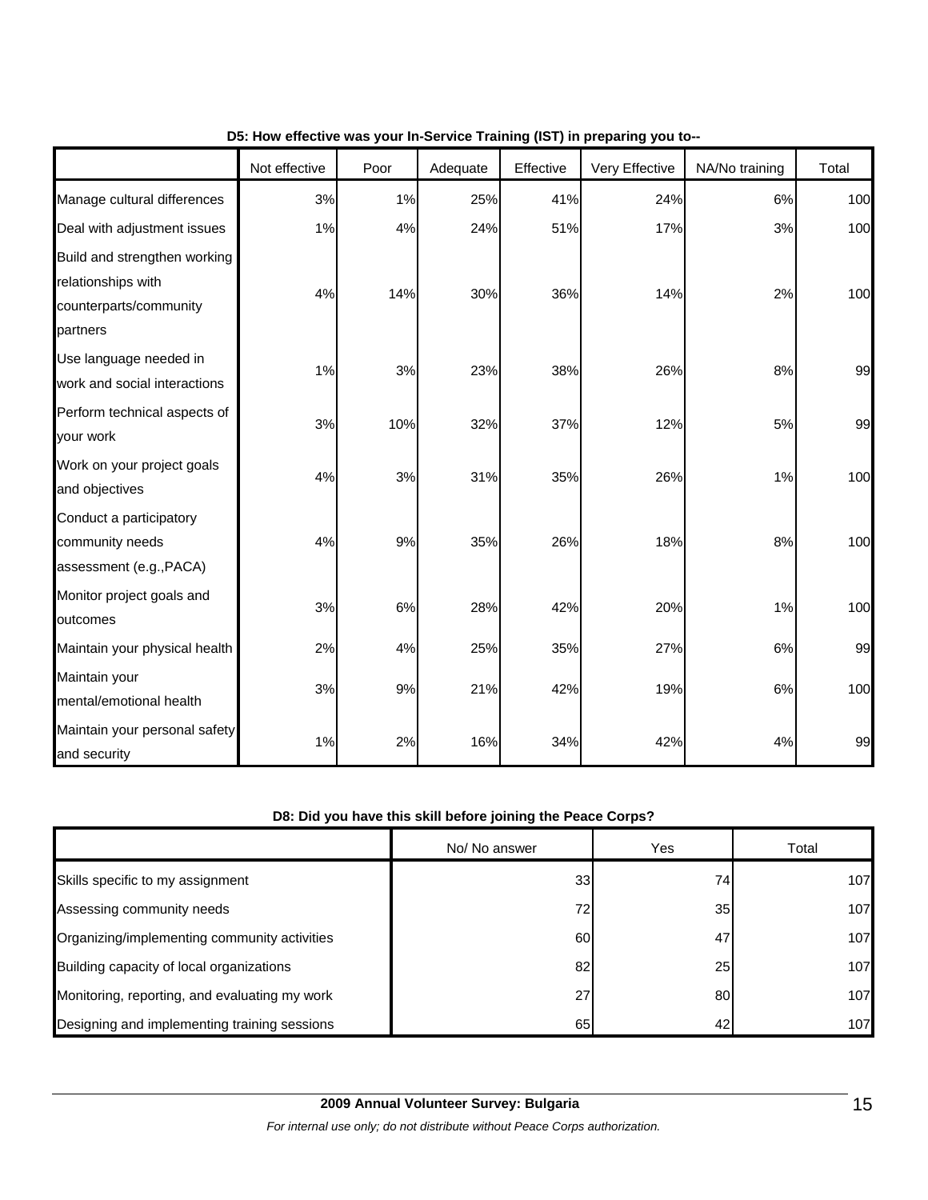**D5: How effective was your In-Service Training (IST) in preparing you to--**

| | Not effective | Poor | Adequate | Effective | Very Effective | NA/No training | Total |
|---|---|---|---|---|---|---|---|
| Manage cultural differences | 3% | 1% | 25% | 41% | 24% | 6% | 100 |
| Deal with adjustment issues | 1% | 4% | 24% | 51% | 17% | 3% | 100 |
| Build and strengthen working relationships with counterparts/community partners | 4% | 14% | 30% | 36% | 14% | 2% | 100 |
| Use language needed in work and social interactions | 1% | 3% | 23% | 38% | 26% | 8% | 99 |
| Perform technical aspects of your work | 3% | 10% | 32% | 37% | 12% | 5% | 99 |
| Work on your project goals and objectives | 4% | 3% | 31% | 35% | 26% | 1% | 100 |
| Conduct a participatory community needs assessment (e.g.,PACA) | 4% | 9% | 35% | 26% | 18% | 8% | 100 |
| Monitor project goals and outcomes | 3% | 6% | 28% | 42% | 20% | 1% | 100 |
| Maintain your physical health | 2% | 4% | 25% | 35% | 27% | 6% | 99 |
| Maintain your mental/emotional health | 3% | 9% | 21% | 42% | 19% | 6% | 100 |
| Maintain your personal safety and security | 1% | 2% | 16% | 34% | 42% | 4% | 99 |

**D8: Did you have this skill before joining the Peace Corps?**

| | No/ No answer | Yes | Total |
|---|---|---|---|
| Skills specific to my assignment | 33 | 74 | 107 |
| Assessing community needs | 72 | 35 | 107 |
| Organizing/implementing community activities | 60 | 47 | 107 |
| Building capacity of local organizations | 82 | 25 | 107 |
| Monitoring, reporting, and evaluating my work | 27 | 80 | 107 |
| Designing and implementing training sessions | 65 | 42 | 107 |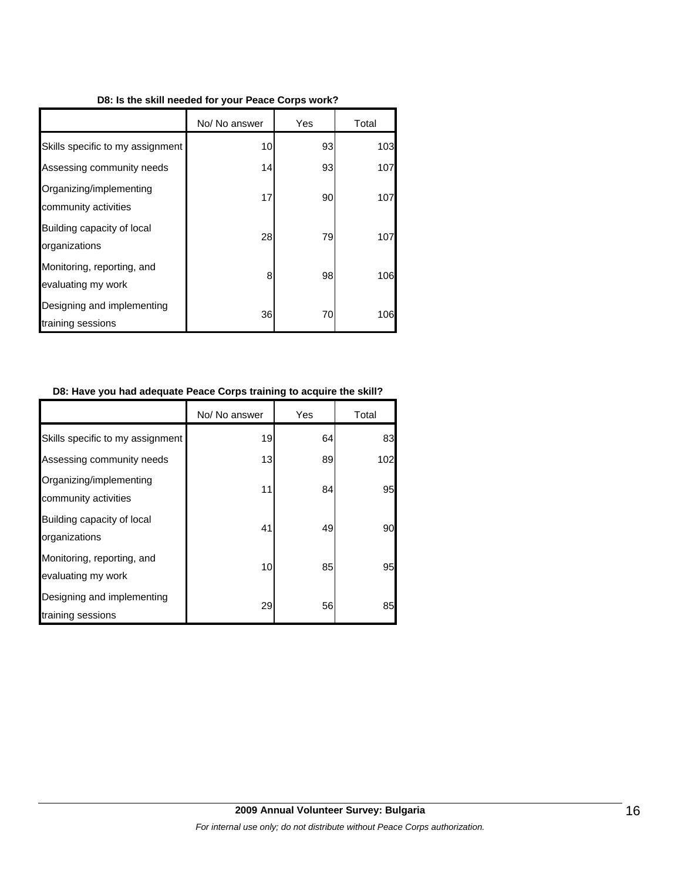**D8: Is the skill needed for your Peace Corps work?**

| | No/ No answer | Yes | Total |
|---|---|---|---|
| Skills specific to my assignment | 10 | 93 | 103 |
| Assessing community needs | 14 | 93 | 107 |
| Organizing/implementing community activities | 17 | 90 | 107 |
| Building capacity of local organizations | 28 | 79 | 107 |
| Monitoring, reporting, and evaluating my work | 8 | 98 | 106 |
| Designing and implementing training sessions | 36 | 70 | 106 |

**D8: Have you had adequate Peace Corps training to acquire the skill?**

| | No/ No answer | Yes | Total |
|---|---|---|---|
| Skills specific to my assignment | 19 | 64 | 83 |
| Assessing community needs | 13 | 89 | 102 |
| Organizing/implementing community activities | 11 | 84 | 95 |
| Building capacity of local organizations | 41 | 49 | 90 |
| Monitoring, reporting, and evaluating my work | 10 | 85 | 95 |
| Designing and implementing training sessions | 29 | 56 | 85 |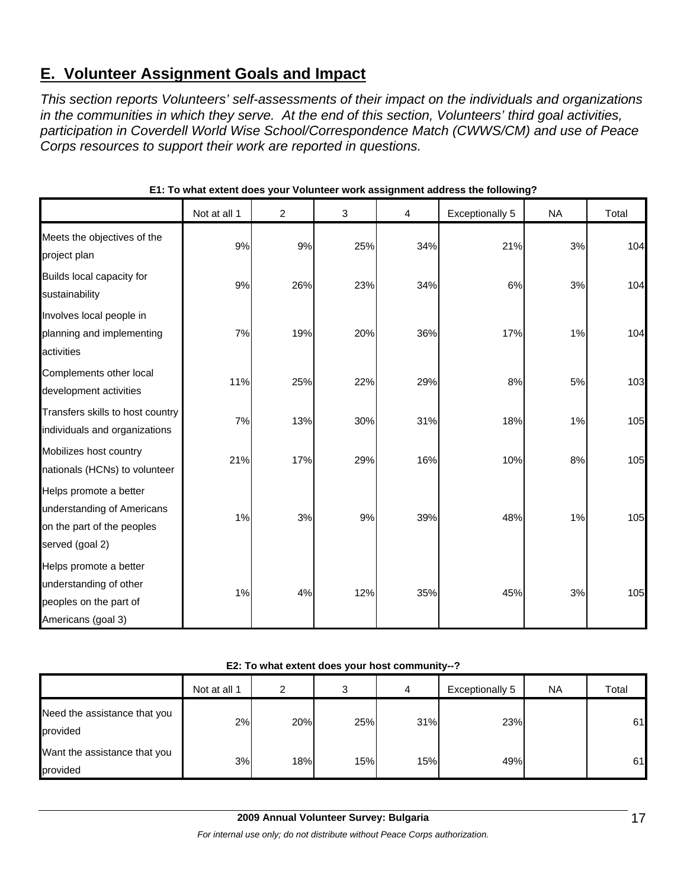## E. Volunteer Assignment Goals and Impact

*This section reports Volunteers' self-assessments of their impact on the individuals and organizations in the communities in which they serve. At the end of this section, Volunteers' third goal activities, participation in Coverdell World Wise School/Correspondence Match (CWWS/CM) and use of Peace Corps resources to support their work are reported in questions.*

**E1: To what extent does your Volunteer work assignment address the following?**

| | Not at all 1 | 2 | 3 | 4 | Exceptionally 5 | NA | Total |
|---|---|---|---|---|---|---|---|
| Meets the objectives of the project plan | 9% | 9% | 25% | 34% | 21% | 3% | 104 |
| Builds local capacity for sustainability | 9% | 26% | 23% | 34% | 6% | 3% | 104 |
| Involves local people in planning and implementing activities | 7% | 19% | 20% | 36% | 17% | 1% | 104 |
| Complements other local development activities | 11% | 25% | 22% | 29% | 8% | 5% | 103 |
| Transfers skills to host country individuals and organizations | 7% | 13% | 30% | 31% | 18% | 1% | 105 |
| Mobilizes host country nationals (HCNs) to volunteer | 21% | 17% | 29% | 16% | 10% | 8% | 105 |
| Helps promote a better understanding of Americans on the part of the peoples served (goal 2) | 1% | 3% | 9% | 39% | 48% | 1% | 105 |
| Helps promote a better understanding of other peoples on the part of Americans (goal 3) | 1% | 4% | 12% | 35% | 45% | 3% | 105 |

**E2: To what extent does your host community--?**

| | Not at all 1 | 2 | 3 | 4 | Exceptionally 5 | NA | Total |
|---|---|---|---|---|---|---|---|
| Need the assistance that you provided | 2% | 20% | 25% | 31% | 23% | | 61 |
| Want the assistance that you provided | 3% | 18% | 15% | 15% | 49% | | 61 |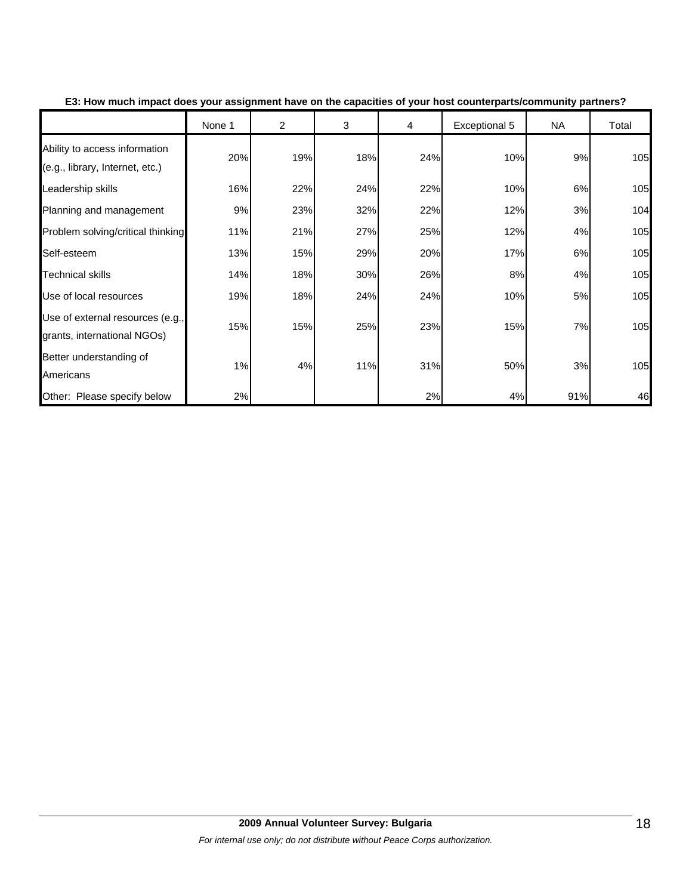**E3: How much impact does your assignment have on the capacities of your host counterparts/community partners?**

| | None 1 | 2 | 3 | 4 | Exceptional 5 | NA | Total |
|---|---|---|---|---|---|---|---|
| Ability to access information (e.g., library, Internet, etc.) | 20% | 19% | 18% | 24% | 10% | 9% | 105 |
| Leadership skills | 16% | 22% | 24% | 22% | 10% | 6% | 105 |
| Planning and management | 9% | 23% | 32% | 22% | 12% | 3% | 104 |
| Problem solving/critical thinking | 11% | 21% | 27% | 25% | 12% | 4% | 105 |
| Self-esteem | 13% | 15% | 29% | 20% | 17% | 6% | 105 |
| Technical skills | 14% | 18% | 30% | 26% | 8% | 4% | 105 |
| Use of local resources | 19% | 18% | 24% | 24% | 10% | 5% | 105 |
| Use of external resources (e.g., grants, international NGOs) | 15% | 15% | 25% | 23% | 15% | 7% | 105 |
| Better understanding of Americans | 1% | 4% | 11% | 31% | 50% | 3% | 105 |
| Other: Please specify below | 2% | | | 2% | 4% | 91% | 46 |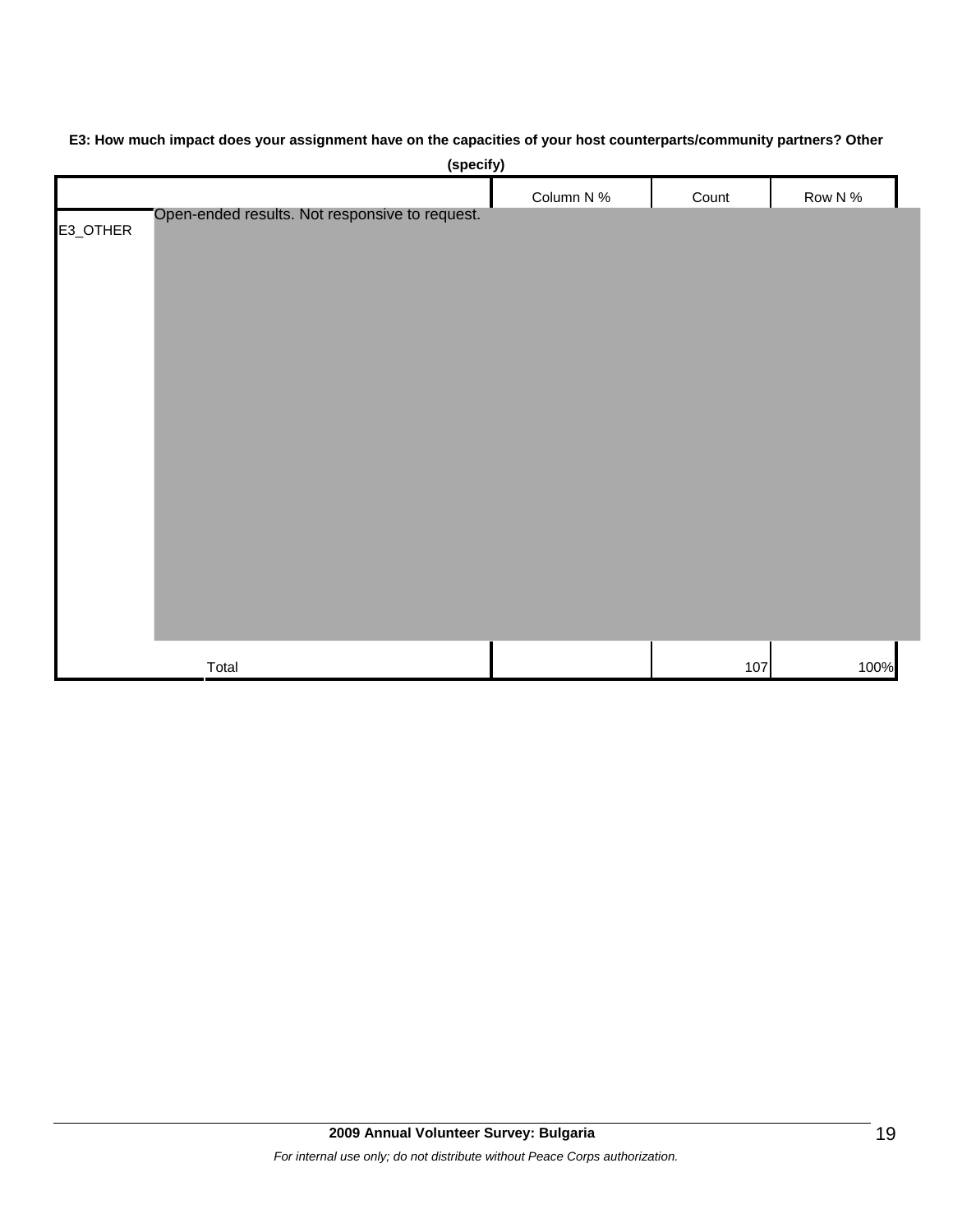**E3: How much impact does your assignment have on the capacities of your host counterparts/community partners? Other (specify)**

| | | Column N % | Count | Row N % |
|---|---|---|---|---|
| E3_OTHER | Open-ended results. Not responsive to request. | | | |
| | Total | | 107 | 100% |

**2009 Annual Volunteer Survey: Bulgaria**

*For internal use only; do not distribute without Peace Corps authorization.*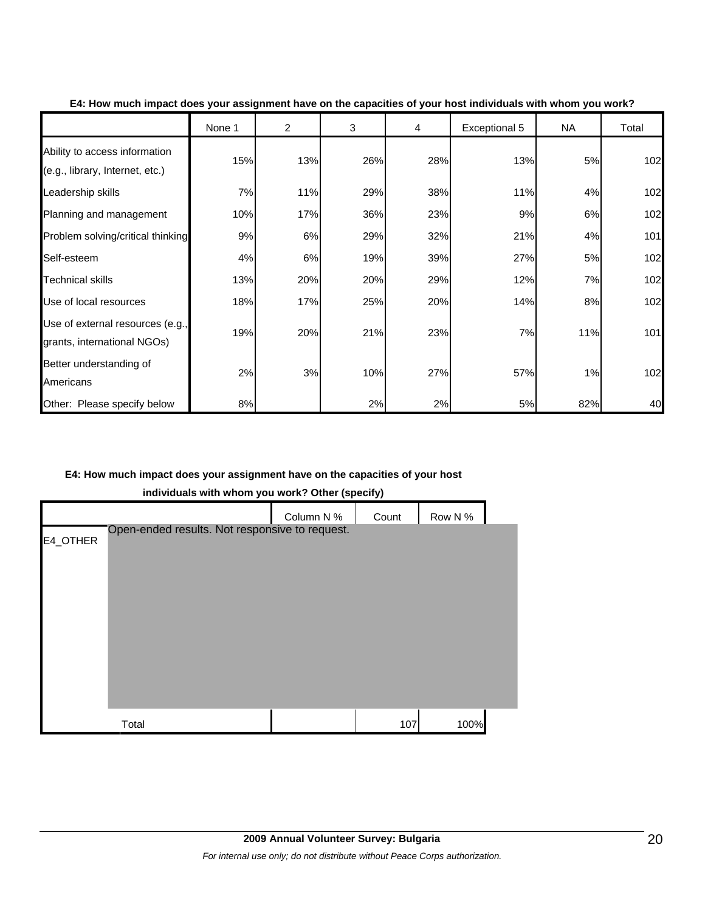**E4: How much impact does your assignment have on the capacities of your host individuals with whom you work?**

| | None 1 | 2 | 3 | 4 | Exceptional 5 | NA | Total |
|---|---|---|---|---|---|---|---|
| Ability to access information (e.g., library, Internet, etc.) | 15% | 13% | 26% | 28% | 13% | 5% | 102 |
| Leadership skills | 7% | 11% | 29% | 38% | 11% | 4% | 102 |
| Planning and management | 10% | 17% | 36% | 23% | 9% | 6% | 102 |
| Problem solving/critical thinking | 9% | 6% | 29% | 32% | 21% | 4% | 101 |
| Self-esteem | 4% | 6% | 19% | 39% | 27% | 5% | 102 |
| Technical skills | 13% | 20% | 20% | 29% | 12% | 7% | 102 |
| Use of local resources | 18% | 17% | 25% | 20% | 14% | 8% | 102 |
| Use of external resources (e.g., grants, international NGOs) | 19% | 20% | 21% | 23% | 7% | 11% | 101 |
| Better understanding of Americans | 2% | 3% | 10% | 27% | 57% | 1% | 102 |
| Other: Please specify below | 8% | | 2% | 2% | 5% | 82% | 40 |

**E4: How much impact does your assignment have on the capacities of your host individuals with whom you work? Other (specify)**

| | | Column N % | Count | Row N % |
|---|---|---|---|---|
| E4_OTHER | Open-ended results. Not responsive to request. | | | |
| | Total | | 107 | 100% |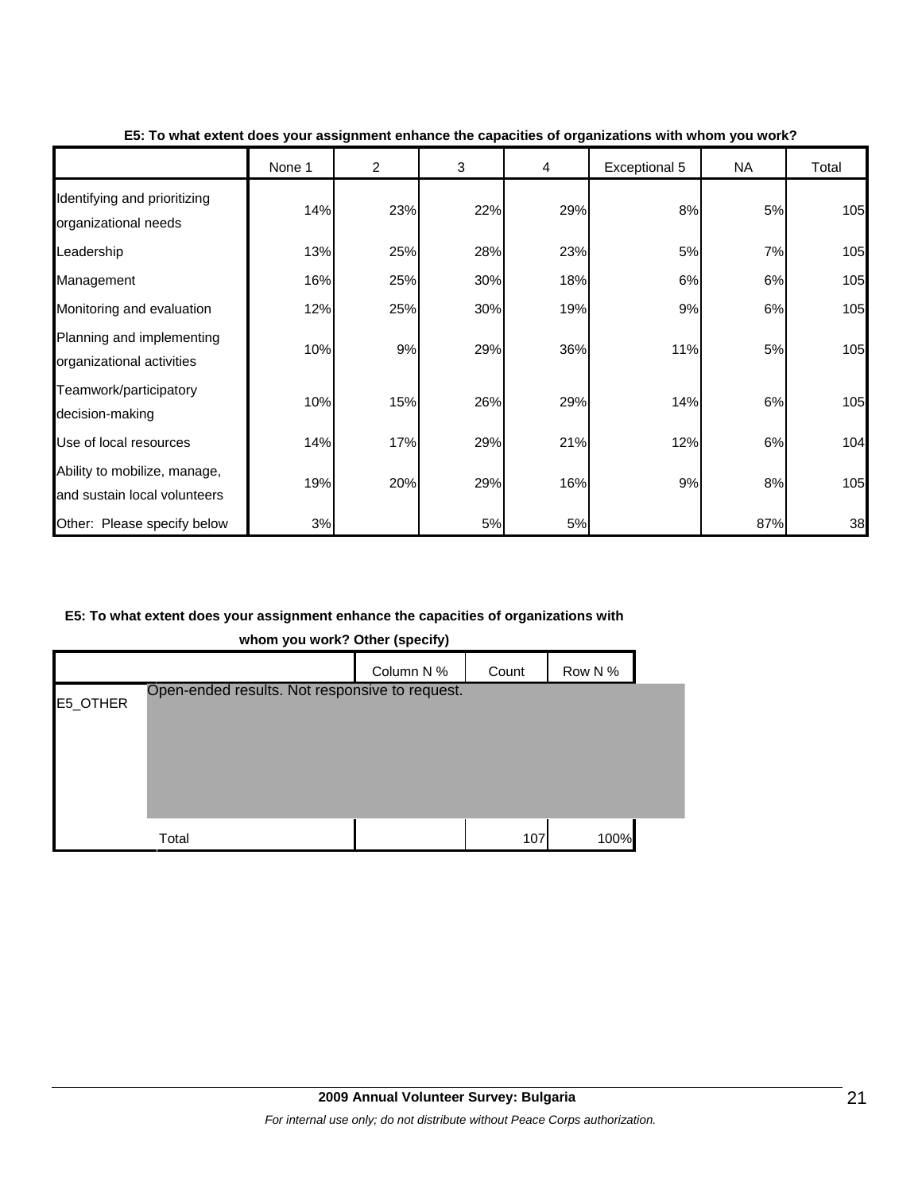**E5: To what extent does your assignment enhance the capacities of organizations with whom you work?**

| | None 1 | 2 | 3 | 4 | Exceptional 5 | NA | Total |
|---|---|---|---|---|---|---|---|
| Identifying and prioritizing organizational needs | 14% | 23% | 22% | 29% | 8% | 5% | 105 |
| Leadership | 13% | 25% | 28% | 23% | 5% | 7% | 105 |
| Management | 16% | 25% | 30% | 18% | 6% | 6% | 105 |
| Monitoring and evaluation | 12% | 25% | 30% | 19% | 9% | 6% | 105 |
| Planning and implementing organizational activities | 10% | 9% | 29% | 36% | 11% | 5% | 105 |
| Teamwork/participatory decision-making | 10% | 15% | 26% | 29% | 14% | 6% | 105 |
| Use of local resources | 14% | 17% | 29% | 21% | 12% | 6% | 104 |
| Ability to mobilize, manage, and sustain local volunteers | 19% | 20% | 29% | 16% | 9% | 8% | 105 |
| Other: Please specify below | 3% | | 5% | 5% | | 87% | 38 |

**E5: To what extent does your assignment enhance the capacities of organizations with whom you work? Other (specify)**

| | | Column N % | Count | Row N % |
|---|---|---|---|---|
| E5_OTHER | Open-ended results. Not responsive to request. | | | |
| | Total | | 107 | 100% |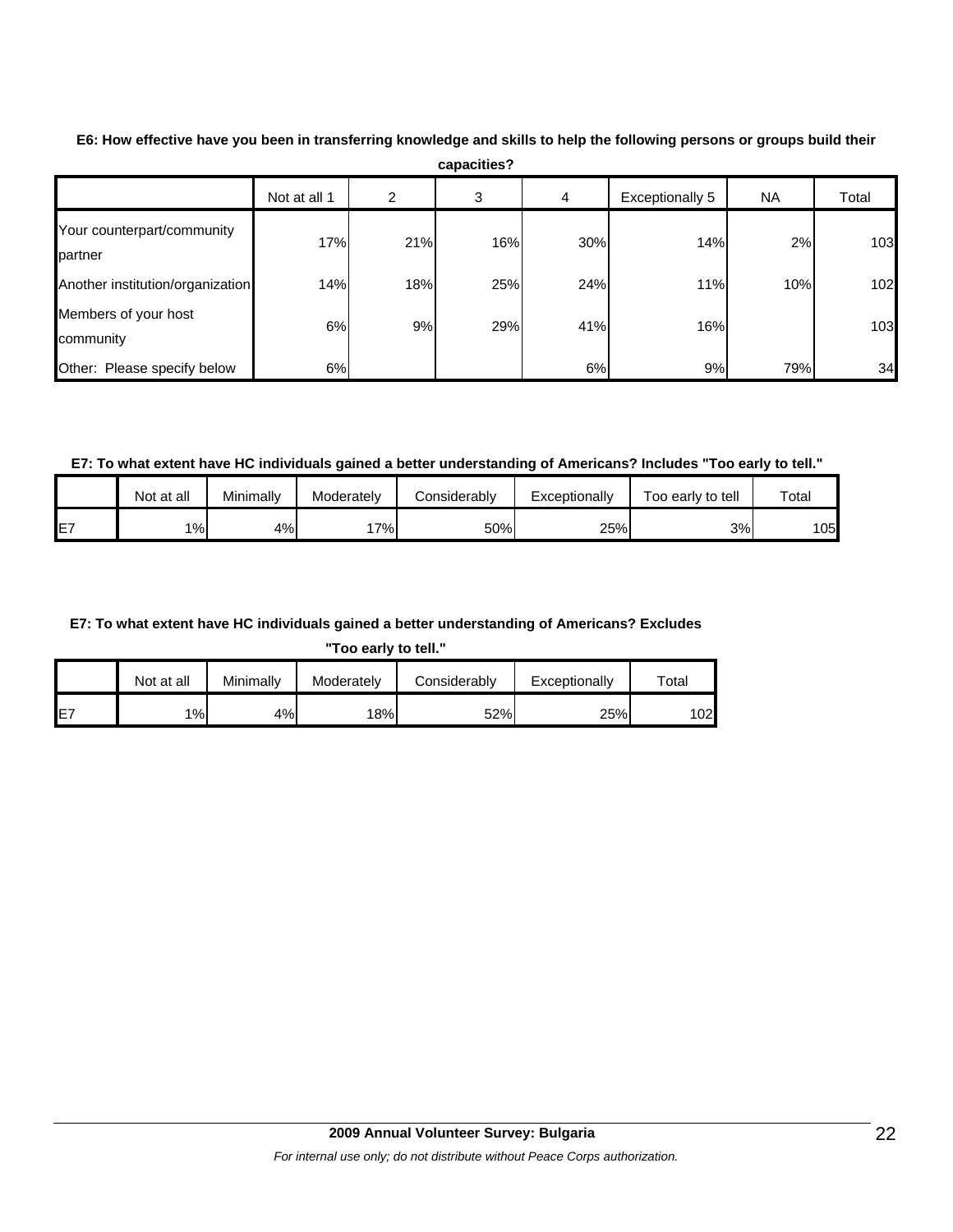**E6: How effective have you been in transferring knowledge and skills to help the following persons or groups build their capacities?**

| | Not at all 1 | 2 | 3 | 4 | Exceptionally 5 | NA | Total |
|---|---|---|---|---|---|---|---|
| Your counterpart/community partner | 17% | 21% | 16% | 30% | 14% | 2% | 103 |
| Another institution/organization | 14% | 18% | 25% | 24% | 11% | 10% | 102 |
| Members of your host community | 6% | 9% | 29% | 41% | 16% | | 103 |
| Other: Please specify below | 6% | | | 6% | 9% | 79% | 34 |

**E7: To what extent have HC individuals gained a better understanding of Americans? Includes "Too early to tell."**

| | Not at all | Minimally | Moderately | Considerably | Exceptionally | Too early to tell | Total |
|---|---|---|---|---|---|---|---|
| E7 | 1% | 4% | 17% | 50% | 25% | 3% | 105 |

**E7: To what extent have HC individuals gained a better understanding of Americans? Excludes "Too early to tell."**

| | Not at all | Minimally | Moderately | Considerably | Exceptionally | Total |
|---|---|---|---|---|---|---|
| E7 | 1% | 4% | 18% | 52% | 25% | 102 |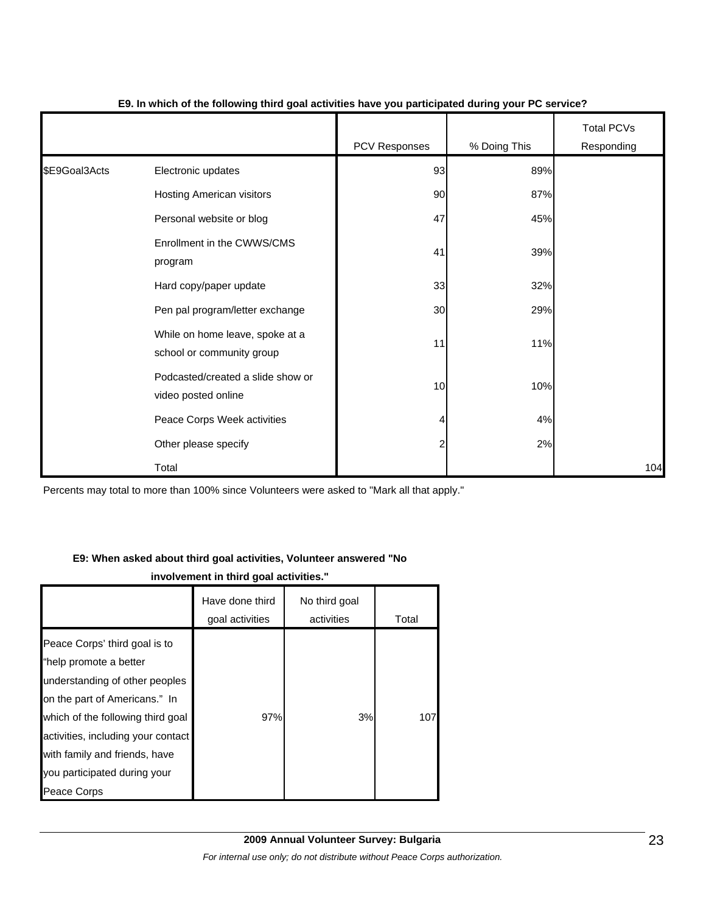**E9. In which of the following third goal activities have you participated during your PC service?**

| | | PCV Responses | % Doing This | Total PCVs Responding |
|---|---|---|---|---|
| $E9Goal3Acts | Electronic updates | 93 | 89% | |
| | Hosting American visitors | 90 | 87% | |
| | Personal website or blog | 47 | 45% | |
| | Enrollment in the CWWS/CMS program | 41 | 39% | |
| | Hard copy/paper update | 33 | 32% | |
| | Pen pal program/letter exchange | 30 | 29% | |
| | While on home leave, spoke at a school or community group | 11 | 11% | |
| | Podcasted/created a slide show or video posted online | 10 | 10% | |
| | Peace Corps Week activities | 4 | 4% | |
| | Other please specify | 2 | 2% | |
| | Total | | | 104 |

Percents may total to more than 100% since Volunteers were asked to "Mark all that apply."

**E9: When asked about third goal activities, Volunteer answered "No involvement in third goal activities."**

| | Have done third goal activities | No third goal activities | Total |
|---|---|---|---|
| Peace Corps' third goal is to "help promote a better understanding of other peoples on the part of Americans." In which of the following third goal activities, including your contact with family and friends, have you participated during your Peace Corps | 97% | 3% | 107 |

**2009 Annual Volunteer Survey: Bulgaria**

*For internal use only; do not distribute without Peace Corps authorization.*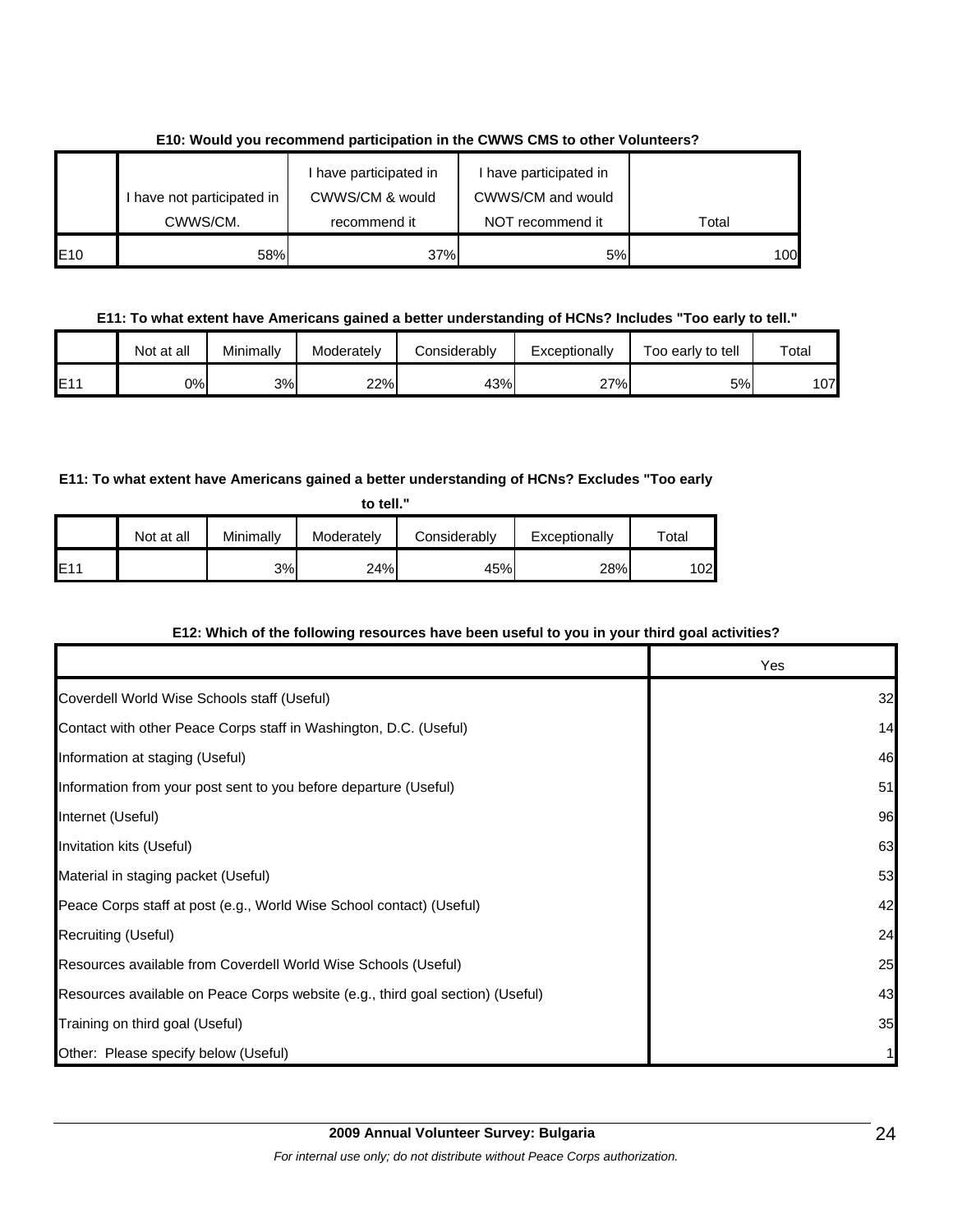**E10: Would you recommend participation in the CWWS CMS to other Volunteers?**

| | I have not participated in CWWS/CM. | I have participated in CWWS/CM & would recommend it | I have participated in CWWS/CM and would NOT recommend it | Total |
|---|---|---|---|---|
| E10 | 58% | 37% | 5% | 100 |

**E11: To what extent have Americans gained a better understanding of HCNs? Includes "Too early to tell."**

| | Not at all | Minimally | Moderately | Considerably | Exceptionally | Too early to tell | Total |
|---|---|---|---|---|---|---|---|
| E11 | 0% | 3% | 22% | 43% | 27% | 5% | 107 |

**E11: To what extent have Americans gained a better understanding of HCNs? Excludes "Too early to tell."**

| | Not at all | Minimally | Moderately | Considerably | Exceptionally | Total |
|---|---|---|---|---|---|---|
| E11 | | 3% | 24% | 45% | 28% | 102 |

**E12: Which of the following resources have been useful to you in your third goal activities?**

| | Yes |
|---|---|
| Coverdell World Wise Schools staff (Useful) | 32 |
| Contact with other Peace Corps staff in Washington, D.C. (Useful) | 14 |
| Information at staging (Useful) | 46 |
| Information from your post sent to you before departure (Useful) | 51 |
| Internet (Useful) | 96 |
| Invitation kits (Useful) | 63 |
| Material in staging packet (Useful) | 53 |
| Peace Corps staff at post (e.g., World Wise School contact) (Useful) | 42 |
| Recruiting (Useful) | 24 |
| Resources available from Coverdell World Wise Schools (Useful) | 25 |
| Resources available on Peace Corps website (e.g., third goal section) (Useful) | 43 |
| Training on third goal (Useful) | 35 |
| Other: Please specify below (Useful) | 1 |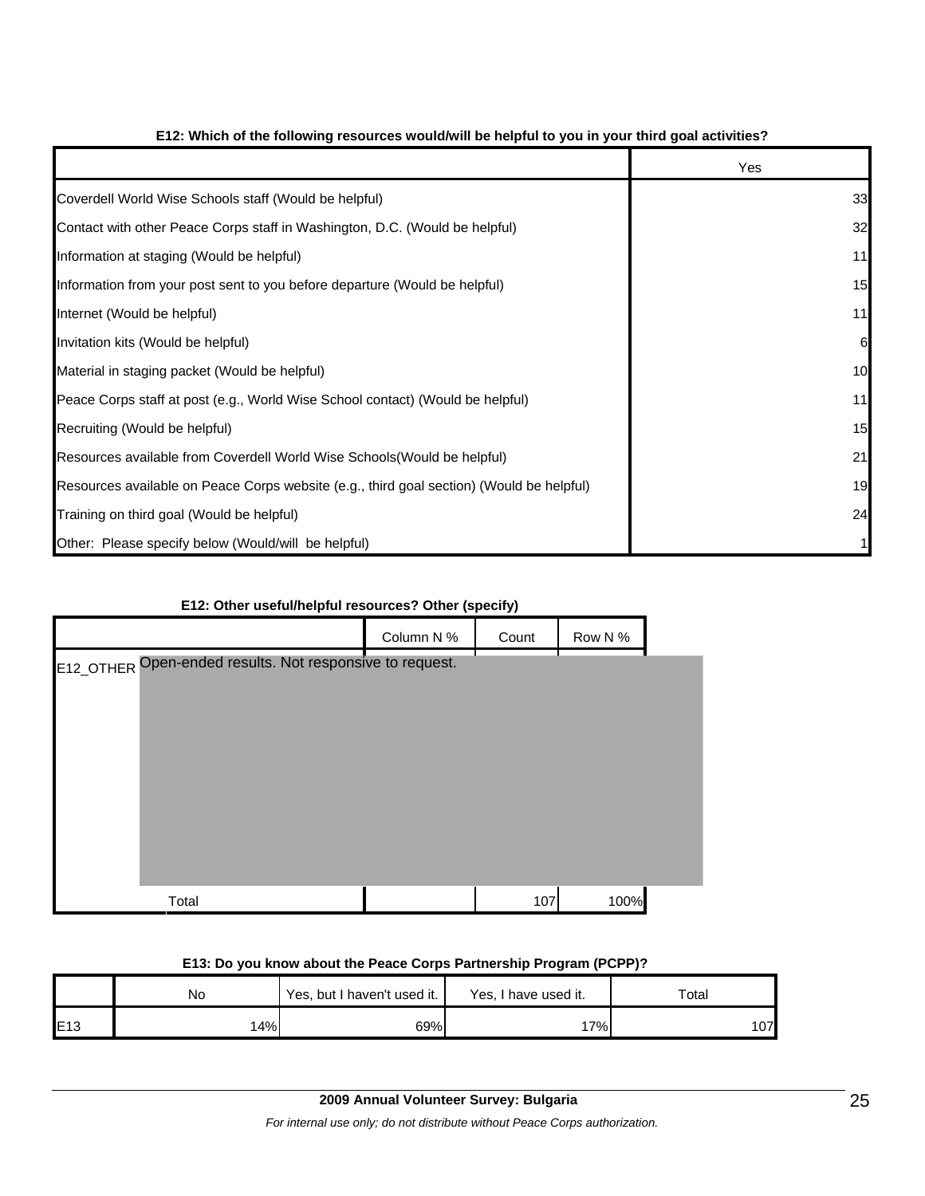### E12: Which of the following resources would/will be helpful to you in your third goal activities?

| | Yes |
|---|---|
| Coverdell World Wise Schools staff (Would be helpful) | 33 |
| Contact with other Peace Corps staff in Washington, D.C. (Would be helpful) | 32 |
| Information at staging (Would be helpful) | 11 |
| Information from your post sent to you before departure (Would be helpful) | 15 |
| Internet (Would be helpful) | 11 |
| Invitation kits (Would be helpful) | 6 |
| Material in staging packet (Would be helpful) | 10 |
| Peace Corps staff at post (e.g., World Wise School contact) (Would be helpful) | 11 |
| Recruiting (Would be helpful) | 15 |
| Resources available from Coverdell World Wise Schools(Would be helpful) | 21 |
| Resources available on Peace Corps website (e.g., third goal section) (Would be helpful) | 19 |
| Training on third goal (Would be helpful) | 24 |
| Other: Please specify below (Would/will be helpful) | 1 |

### E12: Other useful/helpful resources? Other (specify)

| | | Column N % | Count | Row N % |
|---|---|---|---|---|
| E12_OTHER | Open-ended results. Not responsive to request. | | | |
| | Total | | 107 | 100% |

### E13: Do you know about the Peace Corps Partnership Program (PCPP)?

| | No | Yes, but I haven't used it. | Yes, I have used it. | Total |
|---|---|---|---|---|
| E13 | 14% | 69% | 17% | 107 |

**2009 Annual Volunteer Survey: Bulgaria**

*For internal use only; do not distribute without Peace Corps authorization.*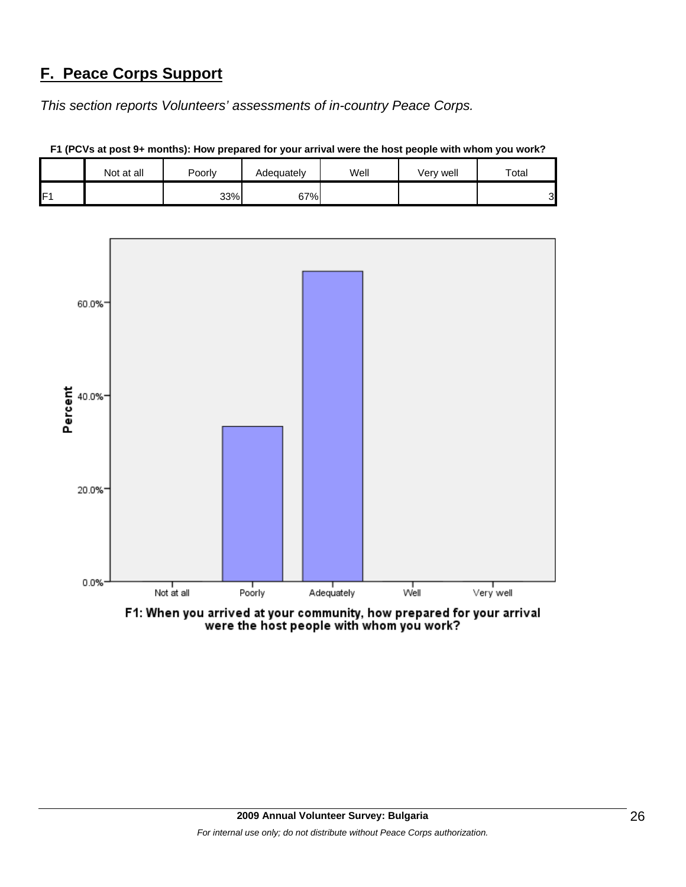## F. Peace Corps Support

*This section reports Volunteers' assessments of in-country Peace Corps.*

**F1 (PCVs at post 9+ months): How prepared for your arrival were the host people with whom you work?**

| | Not at all | Poorly | Adequately | Well | Very well | Total |
|---|---|---|---|---|---|---|
| F1 | | 33% | 67% | | | 3 |

F1: When you arrived at your community, how prepared for your arrival were the host people with whom you work?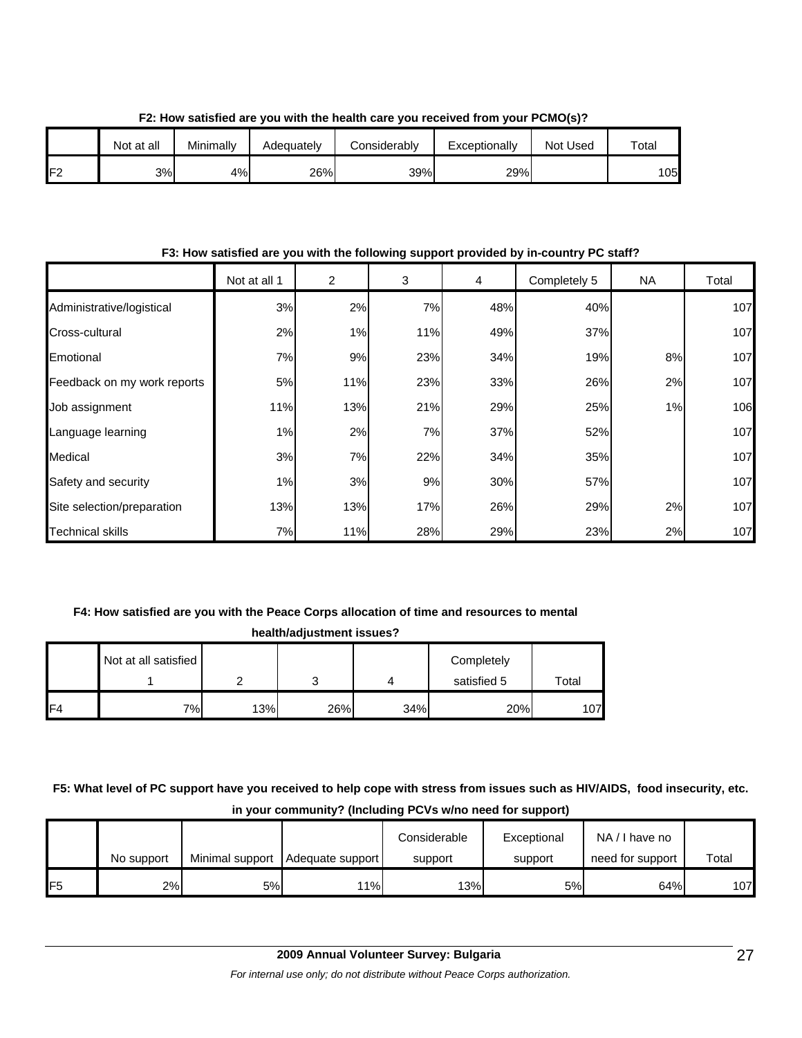**F2: How satisfied are you with the health care you received from your PCMO(s)?**

| | Not at all | Minimally | Adequately | Considerably | Exceptionally | Not Used | Total |
|---|---|---|---|---|---|---|---|
| F2 | 3% | 4% | 26% | 39% | 29% | | 105 |

**F3: How satisfied are you with the following support provided by in-country PC staff?**

| | Not at all 1 | 2 | 3 | 4 | Completely 5 | NA | Total |
|---|---|---|---|---|---|---|---|
| Administrative/logistical | 3% | 2% | 7% | 48% | 40% | | 107 |
| Cross-cultural | 2% | 1% | 11% | 49% | 37% | | 107 |
| Emotional | 7% | 9% | 23% | 34% | 19% | 8% | 107 |
| Feedback on my work reports | 5% | 11% | 23% | 33% | 26% | 2% | 107 |
| Job assignment | 11% | 13% | 21% | 29% | 25% | 1% | 106 |
| Language learning | 1% | 2% | 7% | 37% | 52% | | 107 |
| Medical | 3% | 7% | 22% | 34% | 35% | | 107 |
| Safety and security | 1% | 3% | 9% | 30% | 57% | | 107 |
| Site selection/preparation | 13% | 13% | 17% | 26% | 29% | 2% | 107 |
| Technical skills | 7% | 11% | 28% | 29% | 23% | 2% | 107 |

**F4: How satisfied are you with the Peace Corps allocation of time and resources to mental health/adjustment issues?**

| | Not at all satisfied 1 | 2 | 3 | 4 | Completely satisfied 5 | Total |
|---|---|---|---|---|---|---|
| F4 | 7% | 13% | 26% | 34% | 20% | 107 |

**F5: What level of PC support have you received to help cope with stress from issues such as HIV/AIDS, food insecurity, etc. in your community? (Including PCVs w/no need for support)**

| | No support | Minimal support | Adequate support | Considerable support | Exceptional support | NA / I have no need for support | Total |
|---|---|---|---|---|---|---|---|
| F5 | 2% | 5% | 11% | 13% | 5% | 64% | 107 |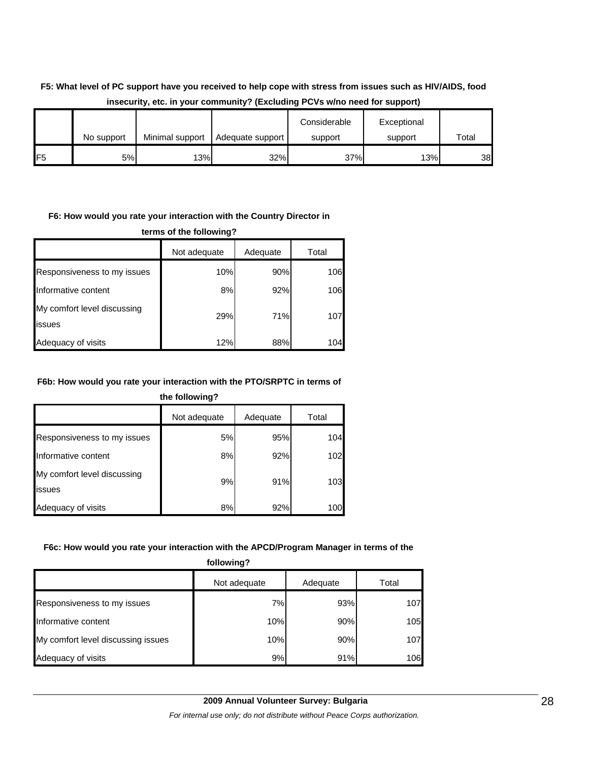**F5: What level of PC support have you received to help cope with stress from issues such as HIV/AIDS, food insecurity, etc. in your community? (Excluding PCVs w/no need for support)**

| | No support | Minimal support | Adequate support | Considerable support | Exceptional support | Total |
|---|---|---|---|---|---|---|
| F5 | 5% | 13% | 32% | 37% | 13% | 38 |

**F6: How would you rate your interaction with the Country Director in terms of the following?**

| | Not adequate | Adequate | Total |
|---|---|---|---|
| Responsiveness to my issues | 10% | 90% | 106 |
| Informative content | 8% | 92% | 106 |
| My comfort level discussing issues | 29% | 71% | 107 |
| Adequacy of visits | 12% | 88% | 104 |

**F6b: How would you rate your interaction with the PTO/SRPTC in terms of the following?**

| | Not adequate | Adequate | Total |
|---|---|---|---|
| Responsiveness to my issues | 5% | 95% | 104 |
| Informative content | 8% | 92% | 102 |
| My comfort level discussing issues | 9% | 91% | 103 |
| Adequacy of visits | 8% | 92% | 100 |

**F6c: How would you rate your interaction with the APCD/Program Manager in terms of the following?**

| | Not adequate | Adequate | Total |
|---|---|---|---|
| Responsiveness to my issues | 7% | 93% | 107 |
| Informative content | 10% | 90% | 105 |
| My comfort level discussing issues | 10% | 90% | 107 |
| Adequacy of visits | 9% | 91% | 106 |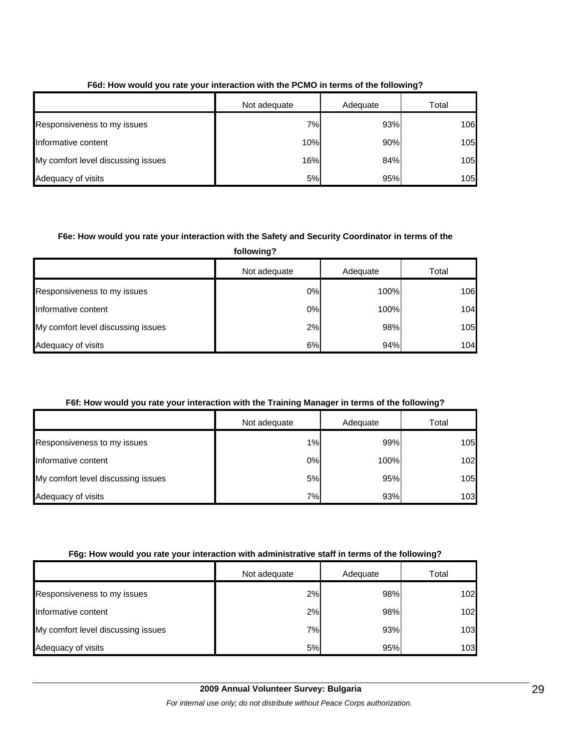**F6d: How would you rate your interaction with the PCMO in terms of the following?**

| | Not adequate | Adequate | Total |
|---|---|---|---|
| Responsiveness to my issues | 7% | 93% | 106 |
| Informative content | 10% | 90% | 105 |
| My comfort level discussing issues | 16% | 84% | 105 |
| Adequacy of visits | 5% | 95% | 105 |

**F6e: How would you rate your interaction with the Safety and Security Coordinator in terms of the following?**

| | Not adequate | Adequate | Total |
|---|---|---|---|
| Responsiveness to my issues | 0% | 100% | 106 |
| Informative content | 0% | 100% | 104 |
| My comfort level discussing issues | 2% | 98% | 105 |
| Adequacy of visits | 6% | 94% | 104 |

**F6f: How would you rate your interaction with the Training Manager in terms of the following?**

| | Not adequate | Adequate | Total |
|---|---|---|---|
| Responsiveness to my issues | 1% | 99% | 105 |
| Informative content | 0% | 100% | 102 |
| My comfort level discussing issues | 5% | 95% | 105 |
| Adequacy of visits | 7% | 93% | 103 |

**F6g: How would you rate your interaction with administrative staff in terms of the following?**

| | Not adequate | Adequate | Total |
|---|---|---|---|
| Responsiveness to my issues | 2% | 98% | 102 |
| Informative content | 2% | 98% | 102 |
| My comfort level discussing issues | 7% | 93% | 103 |
| Adequacy of visits | 5% | 95% | 103 |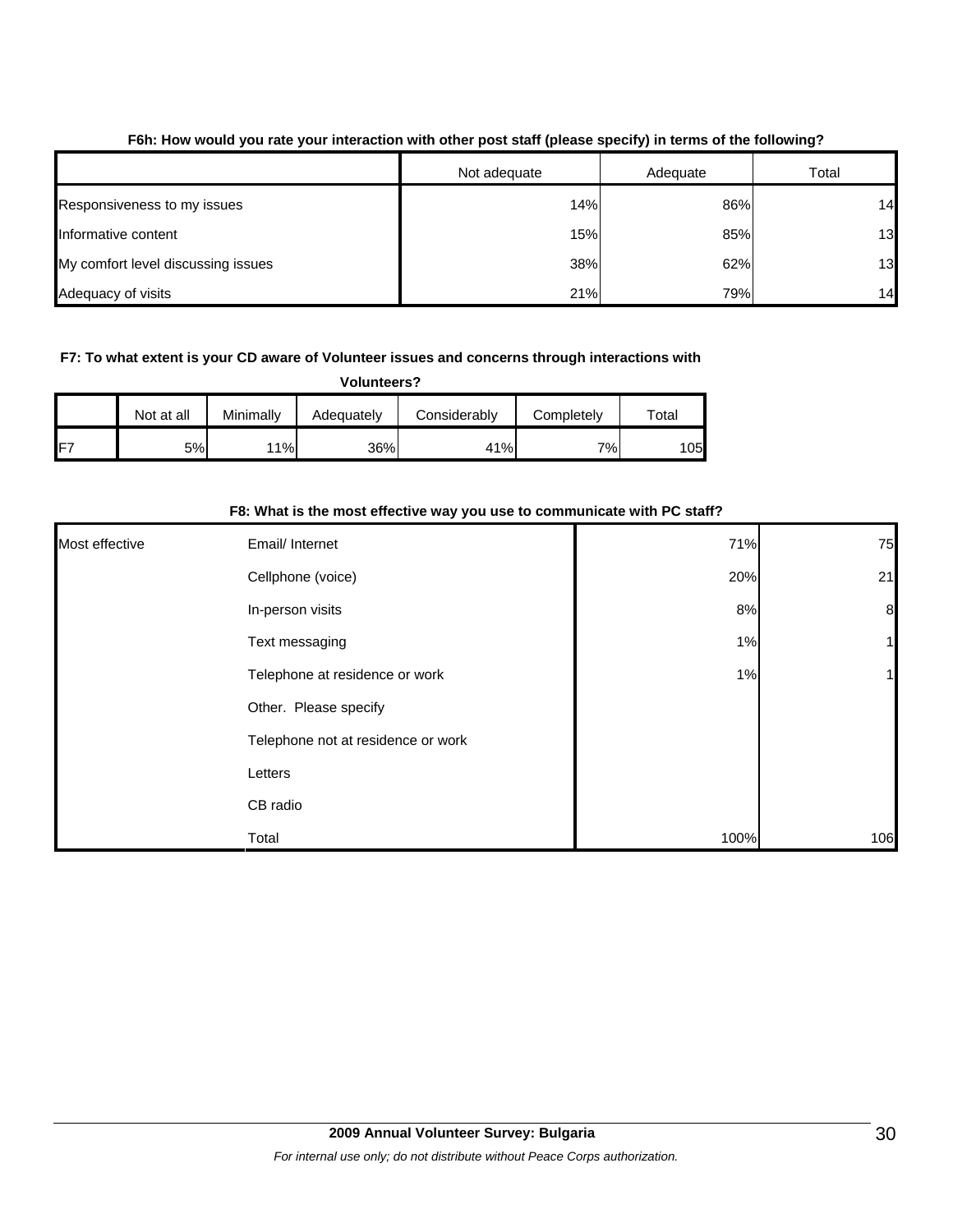**F6h: How would you rate your interaction with other post staff (please specify) in terms of the following?**

| | Not adequate | Adequate | Total |
|---|---|---|---|
| Responsiveness to my issues | 14% | 86% | 14 |
| Informative content | 15% | 85% | 13 |
| My comfort level discussing issues | 38% | 62% | 13 |
| Adequacy of visits | 21% | 79% | 14 |

**F7: To what extent is your CD aware of Volunteer issues and concerns through interactions with Volunteers?**

| | Not at all | Minimally | Adequately | Considerably | Completely | Total |
|---|---|---|---|---|---|---|
| F7 | 5% | 11% | 36% | 41% | 7% | 105 |

**F8: What is the most effective way you use to communicate with PC staff?**

| | | | |
|---|---|---|---|
| Most effective | Email/ Internet | 71% | 75 |
| | Cellphone (voice) | 20% | 21 |
| | In-person visits | 8% | 8 |
| | Text messaging | 1% | 1 |
| | Telephone at residence or work | 1% | 1 |
| | Other. Please specify | | |
| | Telephone not at residence or work | | |
| | Letters | | |
| | CB radio | | |
| | Total | 100% | 106 |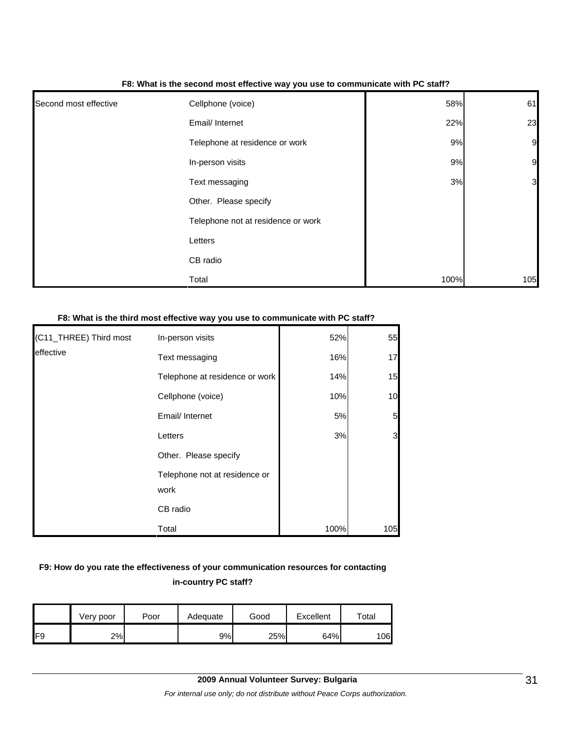**F8: What is the second most effective way you use to communicate with PC staff?**

| | | | |
|---|---|---|---|
| Second most effective | Cellphone (voice) | 58% | 61 |
| | Email/ Internet | 22% | 23 |
| | Telephone at residence or work | 9% | 9 |
| | In-person visits | 9% | 9 |
| | Text messaging | 3% | 3 |
| | Other. Please specify | | |
| | Telephone not at residence or work | | |
| | Letters | | |
| | CB radio | | |
| | Total | 100% | 105 |

**F8: What is the third most effective way you use to communicate with PC staff?**

| | | | |
|---|---|---|---|
| (C11_THREE) Third most effective | In-person visits | 52% | 55 |
| | Text messaging | 16% | 17 |
| | Telephone at residence or work | 14% | 15 |
| | Cellphone (voice) | 10% | 10 |
| | Email/ Internet | 5% | 5 |
| | Letters | 3% | 3 |
| | Other. Please specify | | |
| | Telephone not at residence or work | | |
| | CB radio | | |
| | Total | 100% | 105 |

**F9: How do you rate the effectiveness of your communication resources for contacting in-country PC staff?**

| | Very poor | Poor | Adequate | Good | Excellent | Total |
|---|---|---|---|---|---|---|
| F9 | 2% | | 9% | 25% | 64% | 106 |

**2009 Annual Volunteer Survey: Bulgaria**

*For internal use only; do not distribute without Peace Corps authorization.*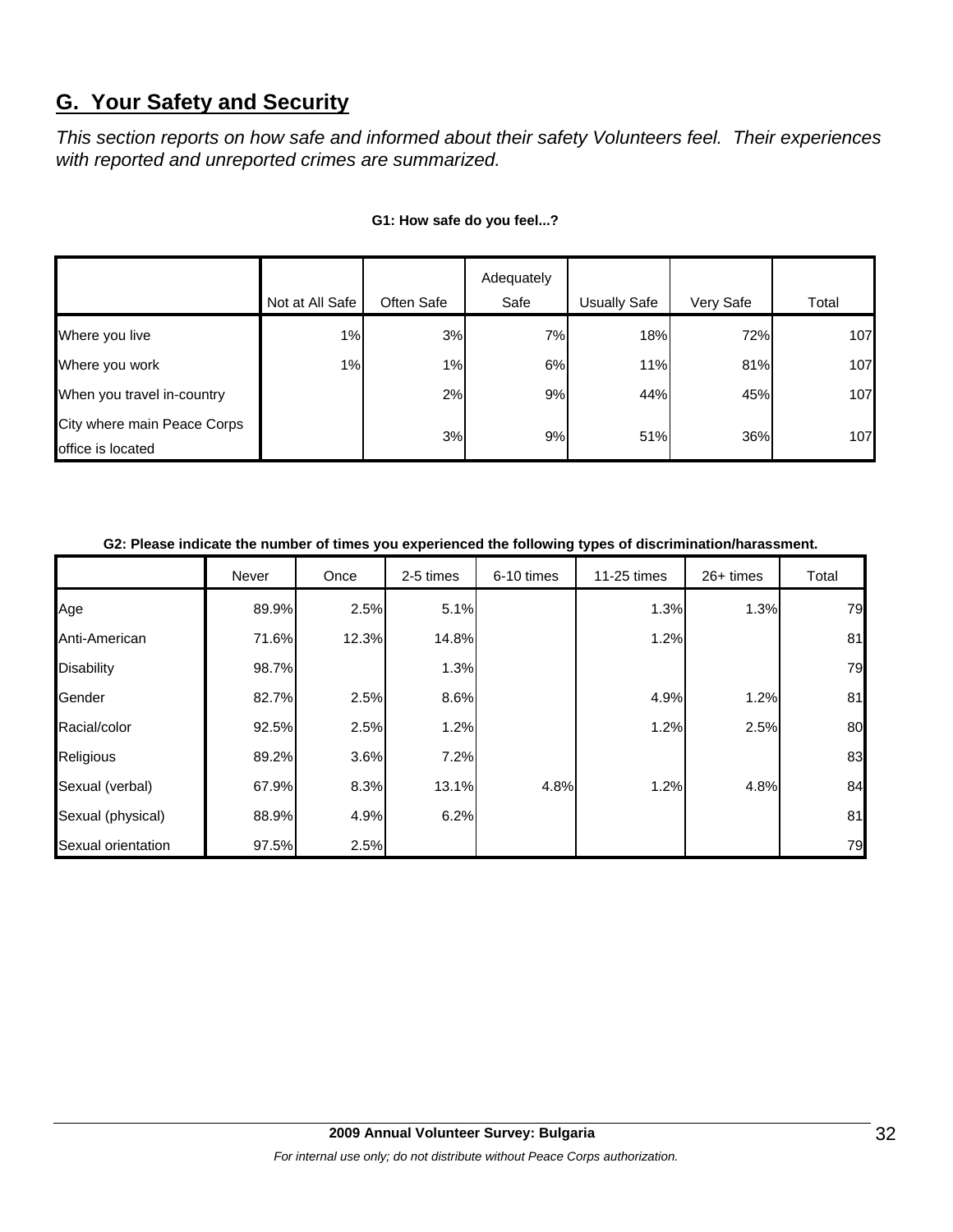## G. Your Safety and Security

*This section reports on how safe and informed about their safety Volunteers feel. Their experiences with reported and unreported crimes are summarized.*

**G1: How safe do you feel...?**

| | Not at All Safe | Often Safe | Adequately Safe | Usually Safe | Very Safe | Total |
|---|---|---|---|---|---|---|
| Where you live | 1% | 3% | 7% | 18% | 72% | 107 |
| Where you work | 1% | 1% | 6% | 11% | 81% | 107 |
| When you travel in-country | | 2% | 9% | 44% | 45% | 107 |
| City where main Peace Corps office is located | | 3% | 9% | 51% | 36% | 107 |

**G2: Please indicate the number of times you experienced the following types of discrimination/harassment.**

| | Never | Once | 2-5 times | 6-10 times | 11-25 times | 26+ times | Total |
|---|---|---|---|---|---|---|---|
| Age | 89.9% | 2.5% | 5.1% | | 1.3% | 1.3% | 79 |
| Anti-American | 71.6% | 12.3% | 14.8% | | 1.2% | | 81 |
| Disability | 98.7% | | 1.3% | | | | 79 |
| Gender | 82.7% | 2.5% | 8.6% | | 4.9% | 1.2% | 81 |
| Racial/color | 92.5% | 2.5% | 1.2% | | 1.2% | 2.5% | 80 |
| Religious | 89.2% | 3.6% | 7.2% | | | | 83 |
| Sexual (verbal) | 67.9% | 8.3% | 13.1% | 4.8% | 1.2% | 4.8% | 84 |
| Sexual (physical) | 88.9% | 4.9% | 6.2% | | | | 81 |
| Sexual orientation | 97.5% | 2.5% | | | | | 79 |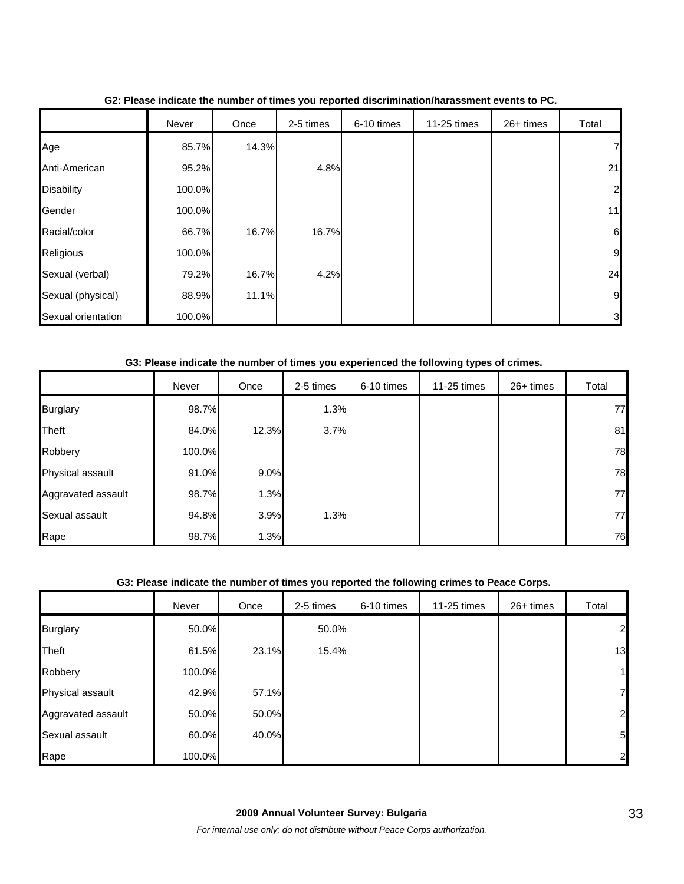**G2: Please indicate the number of times you reported discrimination/harassment events to PC.**

| | Never | Once | 2-5 times | 6-10 times | 11-25 times | 26+ times | Total |
|---|---|---|---|---|---|---|---|
| Age | 85.7% | 14.3% | | | | | 7 |
| Anti-American | 95.2% | | 4.8% | | | | 21 |
| Disability | 100.0% | | | | | | 2 |
| Gender | 100.0% | | | | | | 11 |
| Racial/color | 66.7% | 16.7% | 16.7% | | | | 6 |
| Religious | 100.0% | | | | | | 9 |
| Sexual (verbal) | 79.2% | 16.7% | 4.2% | | | | 24 |
| Sexual (physical) | 88.9% | 11.1% | | | | | 9 |
| Sexual orientation | 100.0% | | | | | | 3 |

**G3: Please indicate the number of times you experienced the following types of crimes.**

| | Never | Once | 2-5 times | 6-10 times | 11-25 times | 26+ times | Total |
|---|---|---|---|---|---|---|---|
| Burglary | 98.7% | | 1.3% | | | | 77 |
| Theft | 84.0% | 12.3% | 3.7% | | | | 81 |
| Robbery | 100.0% | | | | | | 78 |
| Physical assault | 91.0% | 9.0% | | | | | 78 |
| Aggravated assault | 98.7% | 1.3% | | | | | 77 |
| Sexual assault | 94.8% | 3.9% | 1.3% | | | | 77 |
| Rape | 98.7% | 1.3% | | | | | 76 |

**G3: Please indicate the number of times you reported the following crimes to Peace Corps.**

| | Never | Once | 2-5 times | 6-10 times | 11-25 times | 26+ times | Total |
|---|---|---|---|---|---|---|---|
| Burglary | 50.0% | | 50.0% | | | | 2 |
| Theft | 61.5% | 23.1% | 15.4% | | | | 13 |
| Robbery | 100.0% | | | | | | 1 |
| Physical assault | 42.9% | 57.1% | | | | | 7 |
| Aggravated assault | 50.0% | 50.0% | | | | | 2 |
| Sexual assault | 60.0% | 40.0% | | | | | 5 |
| Rape | 100.0% | | | | | | 2 |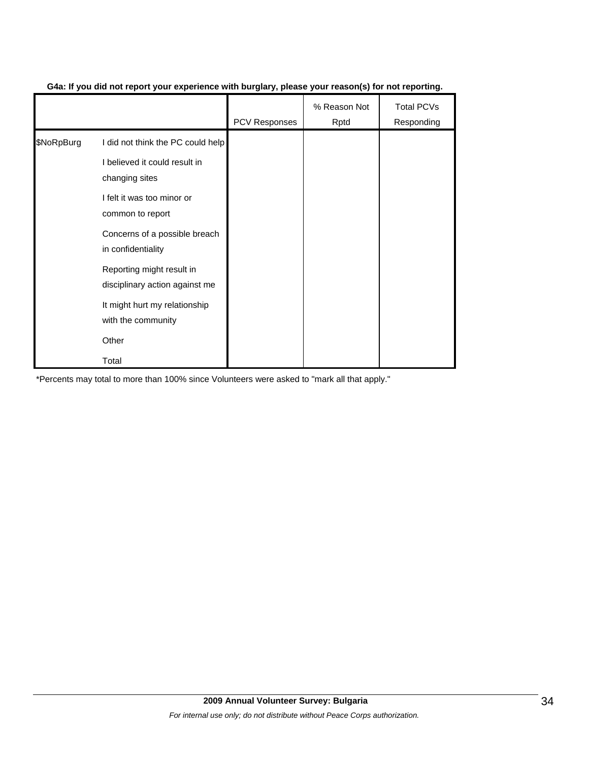**G4a: If you did not report your experience with burglary, please your reason(s) for not reporting.**

| | | PCV Responses | % Reason Not Rptd | Total PCVs Responding |
|---|---|---|---|---|
| $NoRpBurg | I did not think the PC could help | | | |
| | I believed it could result in changing sites | | | |
| | I felt it was too minor or common to report | | | |
| | Concerns of a possible breach in confidentiality | | | |
| | Reporting might result in disciplinary action against me | | | |
| | It might hurt my relationship with the community | | | |
| | Other | | | |
| | Total | | | |

*Percents may total to more than 100% since Volunteers were asked to "mark all that apply."

**2009 Annual Volunteer Survey: Bulgaria**

*For internal use only; do not distribute without Peace Corps authorization.*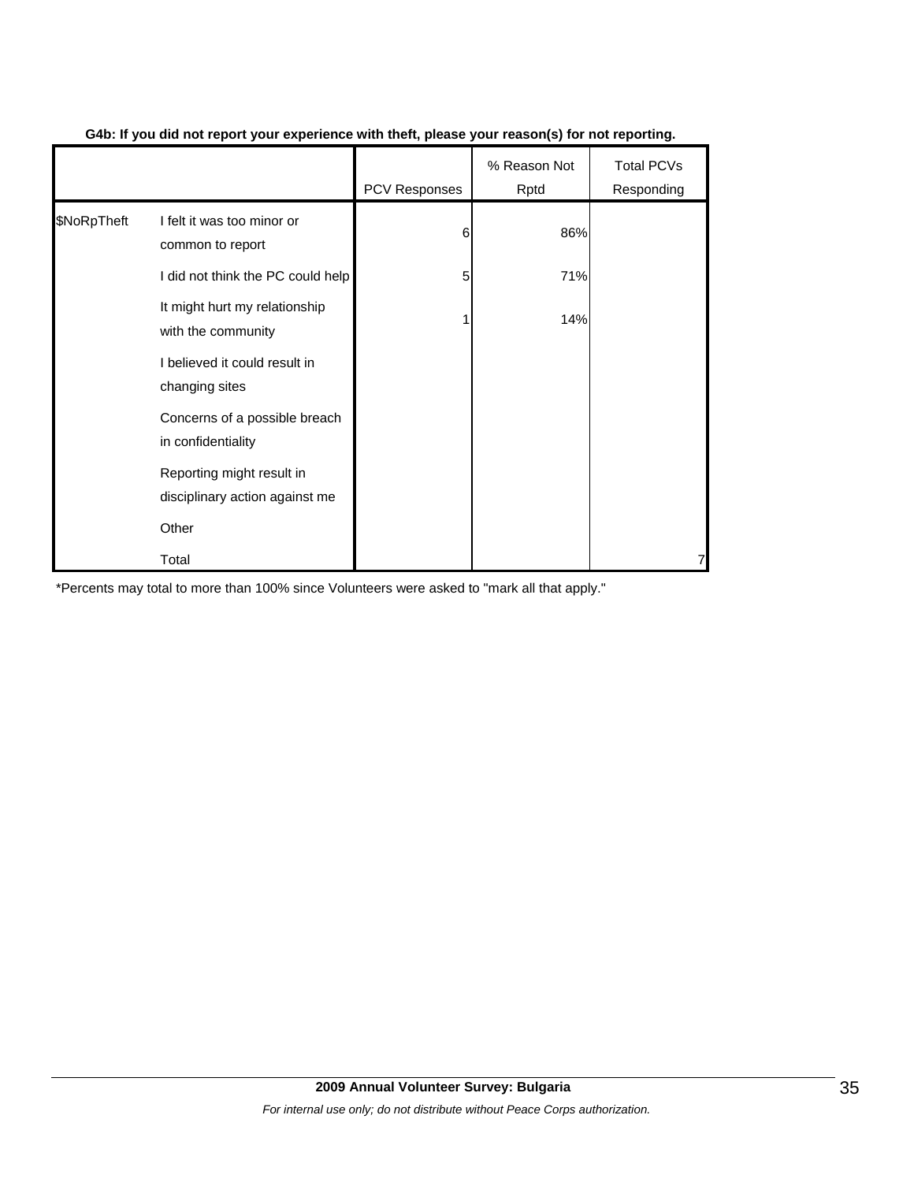**G4b: If you did not report your experience with theft, please your reason(s) for not reporting.**

| | | PCV Responses | % Reason Not Rptd | Total PCVs Responding |
|---|---|---|---|---|
| $NoRpTheft | I felt it was too minor or common to report | 6 | 86% | |
| | I did not think the PC could help | 5 | 71% | |
| | It might hurt my relationship with the community | 1 | 14% | |
| | I believed it could result in changing sites | | | |
| | Concerns of a possible breach in confidentiality | | | |
| | Reporting might result in disciplinary action against me | | | |
| | Other | | | |
| | Total | | | 7 |

*Percents may total to more than 100% since Volunteers were asked to "mark all that apply."

**2009 Annual Volunteer Survey: Bulgaria**

*For internal use only; do not distribute without Peace Corps authorization.*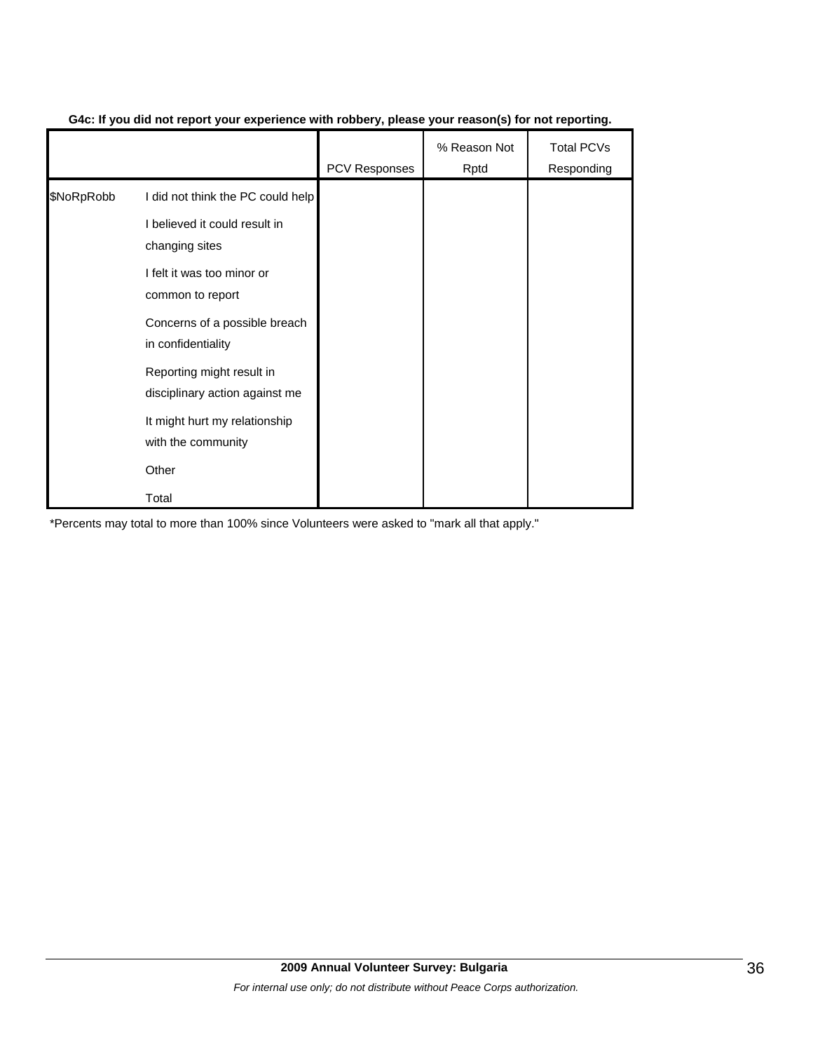**G4c: If you did not report your experience with robbery, please your reason(s) for not reporting.**

| | | PCV Responses | % Reason Not Rptd | Total PCVs Responding |
|---|---|---|---|---|
| $NoRpRobb | I did not think the PC could help | | | |
| | I believed it could result in changing sites | | | |
| | I felt it was too minor or common to report | | | |
| | Concerns of a possible breach in confidentiality | | | |
| | Reporting might result in disciplinary action against me | | | |
| | It might hurt my relationship with the community | | | |
| | Other | | | |
| | Total | | | |

*Percents may total to more than 100% since Volunteers were asked to "mark all that apply."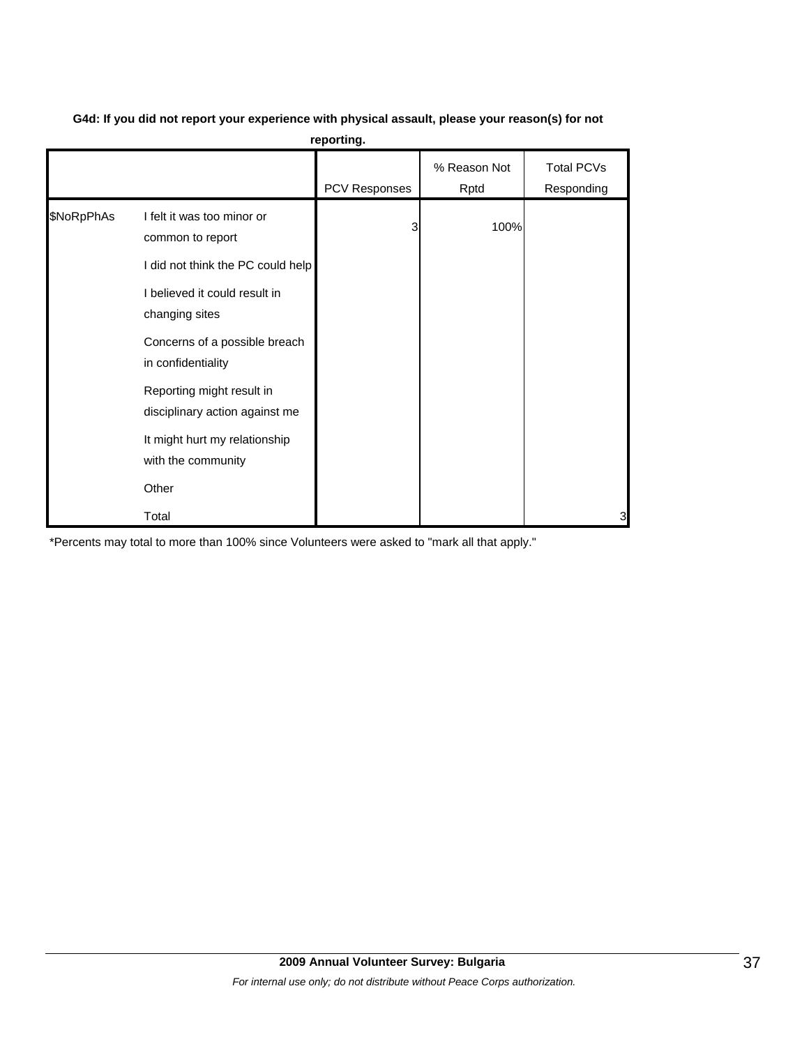**G4d: If you did not report your experience with physical assault, please your reason(s) for not reporting.**

| | | PCV Responses | % Reason Not Rptd | Total PCVs Responding |
|---|---|---|---|---|
| $NoRpPhAs | I felt it was too minor or common to report | 3 | 100% | |
| | I did not think the PC could help | | | |
| | I believed it could result in changing sites | | | |
| | Concerns of a possible breach in confidentiality | | | |
| | Reporting might result in disciplinary action against me | | | |
| | It might hurt my relationship with the community | | | |
| | Other | | | |
| | Total | | | 3 |

*Percents may total to more than 100% since Volunteers were asked to "mark all that apply."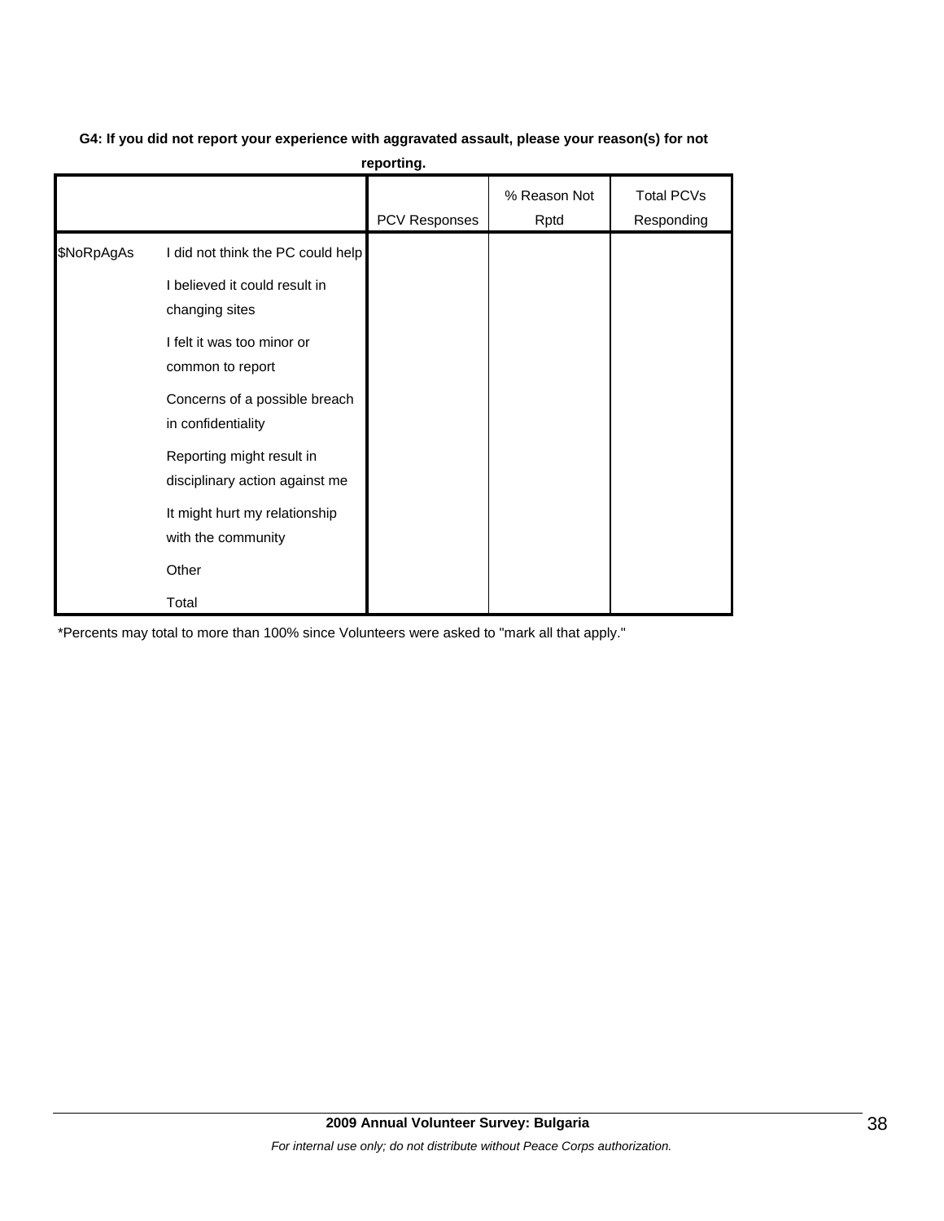**G4: If you did not report your experience with aggravated assault, please your reason(s) for not reporting.**

| | | PCV Responses | % Reason Not Rptd | Total PCVs Responding |
|---|---|---|---|---|
| $NoRpAgAs | I did not think the PC could help | | | |
| | I believed it could result in changing sites | | | |
| | I felt it was too minor or common to report | | | |
| | Concerns of a possible breach in confidentiality | | | |
| | Reporting might result in disciplinary action against me | | | |
| | It might hurt my relationship with the community | | | |
| | Other | | | |
| | Total | | | |

*Percents may total to more than 100% since Volunteers were asked to "mark all that apply."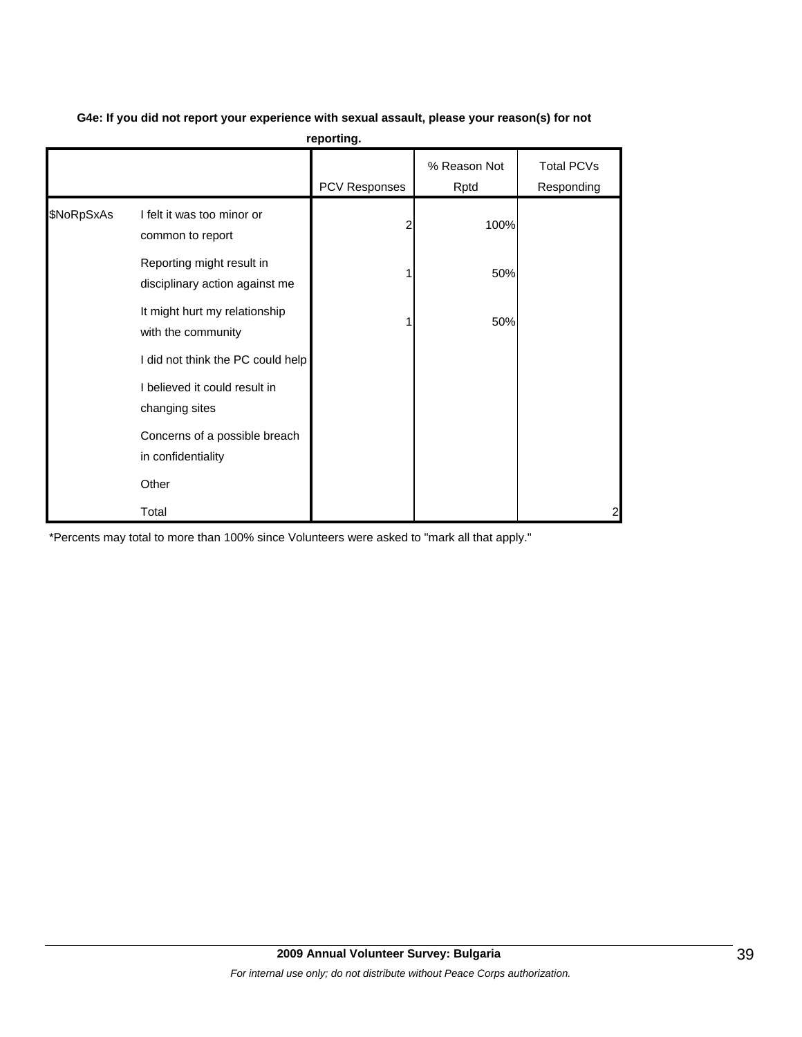**G4e: If you did not report your experience with sexual assault, please your reason(s) for not reporting.**

| | | PCV Responses | % Reason Not Rptd | Total PCVs Responding |
|---|---|---|---|---|
| $NoRpSxAs | I felt it was too minor or common to report | 2 | 100% | |
| | Reporting might result in disciplinary action against me | 1 | 50% | |
| | It might hurt my relationship with the community | 1 | 50% | |
| | I did not think the PC could help | | | |
| | I believed it could result in changing sites | | | |
| | Concerns of a possible breach in confidentiality | | | |
| | Other | | | |
| | Total | | | 2 |

*Percents may total to more than 100% since Volunteers were asked to "mark all that apply."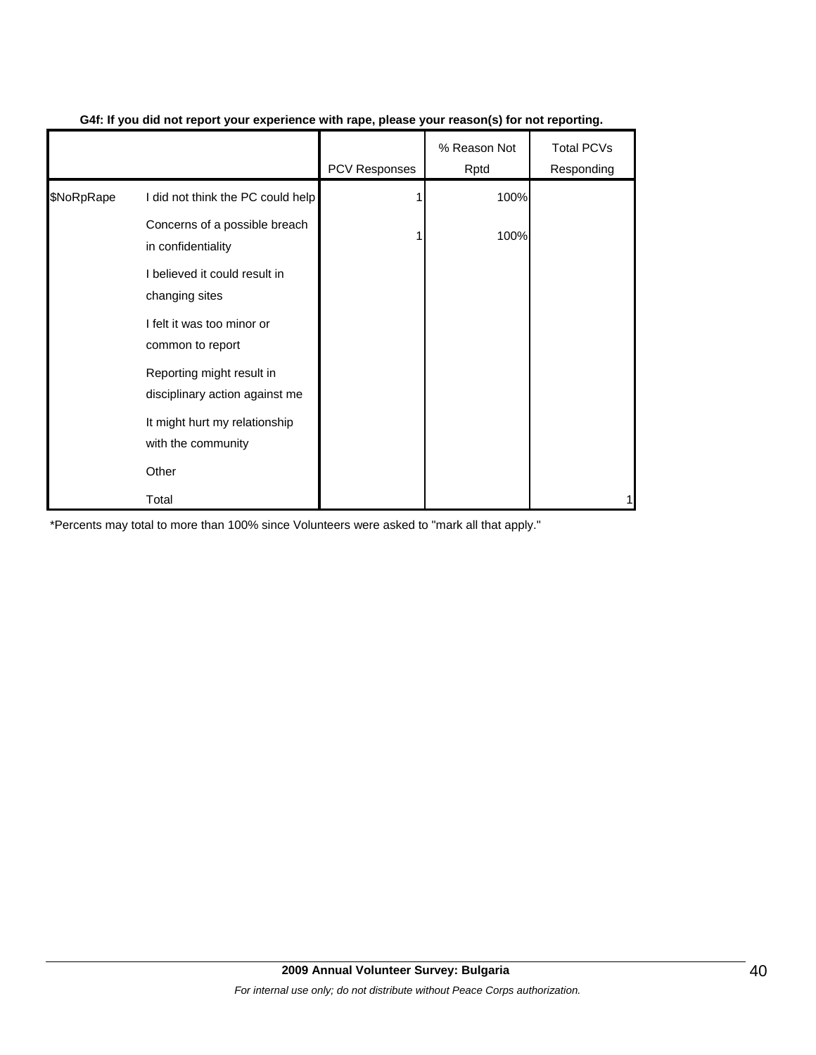**G4f: If you did not report your experience with rape, please your reason(s) for not reporting.**

| | | PCV Responses | % Reason Not Rptd | Total PCVs Responding |
|---|---|---|---|---|
| $NoRpRape | I did not think the PC could help | 1 | 100% | |
| | Concerns of a possible breach in confidentiality | 1 | 100% | |
| | I believed it could result in changing sites | | | |
| | I felt it was too minor or common to report | | | |
| | Reporting might result in disciplinary action against me | | | |
| | It might hurt my relationship with the community | | | |
| | Other | | | |
| | Total | | | 1 |

*Percents may total to more than 100% since Volunteers were asked to "mark all that apply."

**2009 Annual Volunteer Survey: Bulgaria**

*For internal use only; do not distribute without Peace Corps authorization.*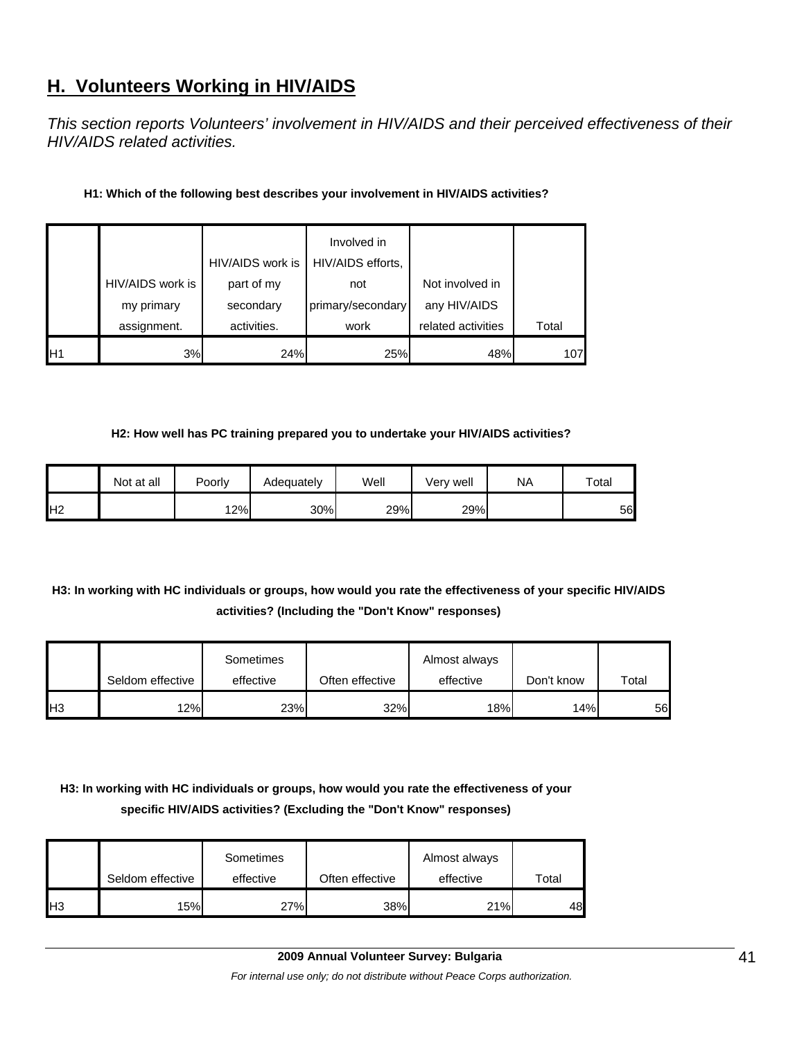## H. Volunteers Working in HIV/AIDS

*This section reports Volunteers' involvement in HIV/AIDS and their perceived effectiveness of their HIV/AIDS related activities.*

**H1: Which of the following best describes your involvement in HIV/AIDS activities?**

| | HIV/AIDS work is my primary assignment. | HIV/AIDS work is part of my secondary activities. | Involved in HIV/AIDS efforts, not primary/secondary work | Not involved in any HIV/AIDS related activities | Total |
|---|---|---|---|---|---|
| H1 | 3% | 24% | 25% | 48% | 107 |

**H2: How well has PC training prepared you to undertake your HIV/AIDS activities?**

| | Not at all | Poorly | Adequately | Well | Very well | NA | Total |
|---|---|---|---|---|---|---|---|
| H2 | | 12% | 30% | 29% | 29% | | 56 |

**H3: In working with HC individuals or groups, how would you rate the effectiveness of your specific HIV/AIDS activities? (Including the "Don't Know" responses)**

| | Seldom effective | Sometimes effective | Often effective | Almost always effective | Don't know | Total |
|---|---|---|---|---|---|---|
| H3 | 12% | 23% | 32% | 18% | 14% | 56 |

**H3: In working with HC individuals or groups, how would you rate the effectiveness of your specific HIV/AIDS activities? (Excluding the "Don't Know" responses)**

| | Seldom effective | Sometimes effective | Often effective | Almost always effective | Total |
|---|---|---|---|---|---|
| H3 | 15% | 27% | 38% | 21% | 48 |

**2009 Annual Volunteer Survey: Bulgaria**

*For internal use only; do not distribute without Peace Corps authorization.*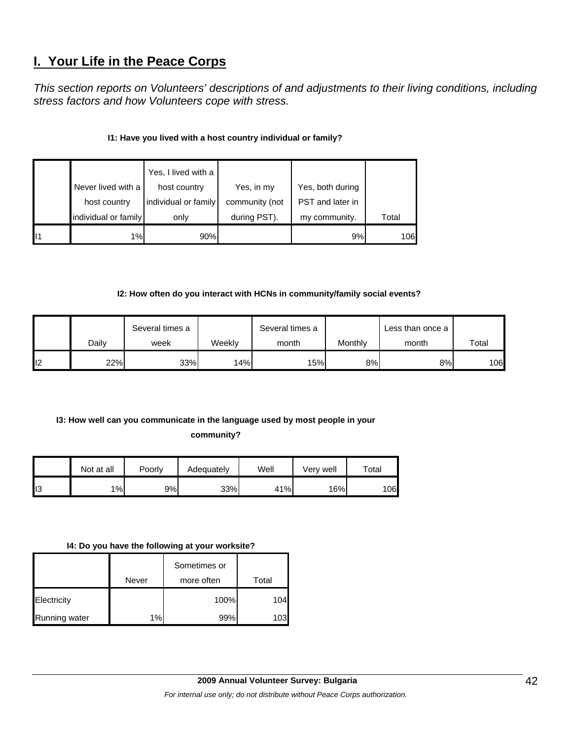## I. Your Life in the Peace Corps

*This section reports on Volunteers' descriptions of and adjustments to their living conditions, including stress factors and how Volunteers cope with stress.*

**I1: Have you lived with a host country individual or family?**

| | Never lived with a host country individual or family | Yes, I lived with a host country individual or family only | Yes, in my community (not during PST). | Yes, both during PST and later in my community. | Total |
|---|---|---|---|---|---|
| I1 | 1% | 90% | | 9% | 106 |

**I2: How often do you interact with HCNs in community/family social events?**

| | Daily | Several times a week | Weekly | Several times a month | Monthly | Less than once a month | Total |
|---|---|---|---|---|---|---|---|
| I2 | 22% | 33% | 14% | 15% | 8% | 8% | 106 |

**I3: How well can you communicate in the language used by most people in your community?**

| | Not at all | Poorly | Adequately | Well | Very well | Total |
|---|---|---|---|---|---|---|
| I3 | 1% | 9% | 33% | 41% | 16% | 106 |

**I4: Do you have the following at your worksite?**

| | Never | Sometimes or more often | Total |
|---|---|---|---|
| Electricity | | 100% | 104 |
| Running water | 1% | 99% | 103 |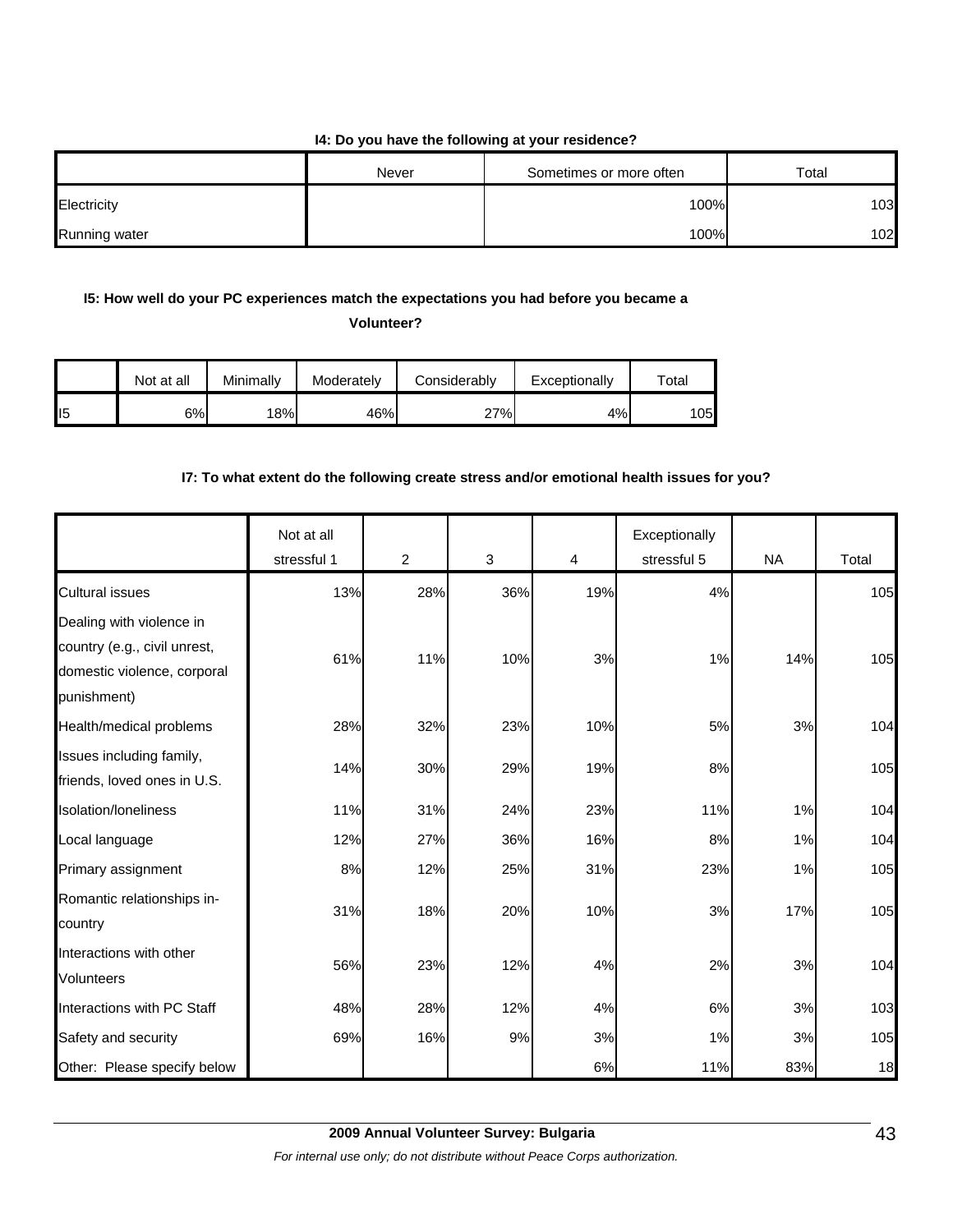**I4: Do you have the following at your residence?**

| | Never | Sometimes or more often | Total |
|---|---|---|---|
| Electricity | | 100% | 103 |
| Running water | | 100% | 102 |

**I5: How well do your PC experiences match the expectations you had before you became a Volunteer?**

| | Not at all | Minimally | Moderately | Considerably | Exceptionally | Total |
|---|---|---|---|---|---|---|
| I5 | 6% | 18% | 46% | 27% | 4% | 105 |

**I7: To what extent do the following create stress and/or emotional health issues for you?**

| | Not at all stressful 1 | 2 | 3 | 4 | Exceptionally stressful 5 | NA | Total |
|---|---|---|---|---|---|---|---|
| Cultural issues | 13% | 28% | 36% | 19% | 4% | | 105 |
| Dealing with violence in country (e.g., civil unrest, domestic violence, corporal punishment) | 61% | 11% | 10% | 3% | 1% | 14% | 105 |
| Health/medical problems | 28% | 32% | 23% | 10% | 5% | 3% | 104 |
| Issues including family, friends, loved ones in U.S. | 14% | 30% | 29% | 19% | 8% | | 105 |
| Isolation/loneliness | 11% | 31% | 24% | 23% | 11% | 1% | 104 |
| Local language | 12% | 27% | 36% | 16% | 8% | 1% | 104 |
| Primary assignment | 8% | 12% | 25% | 31% | 23% | 1% | 105 |
| Romantic relationships in-country | 31% | 18% | 20% | 10% | 3% | 17% | 105 |
| Interactions with other Volunteers | 56% | 23% | 12% | 4% | 2% | 3% | 104 |
| Interactions with PC Staff | 48% | 28% | 12% | 4% | 6% | 3% | 103 |
| Safety and security | 69% | 16% | 9% | 3% | 1% | 3% | 105 |
| Other: Please specify below | | | | 6% | 11% | 83% | 18 |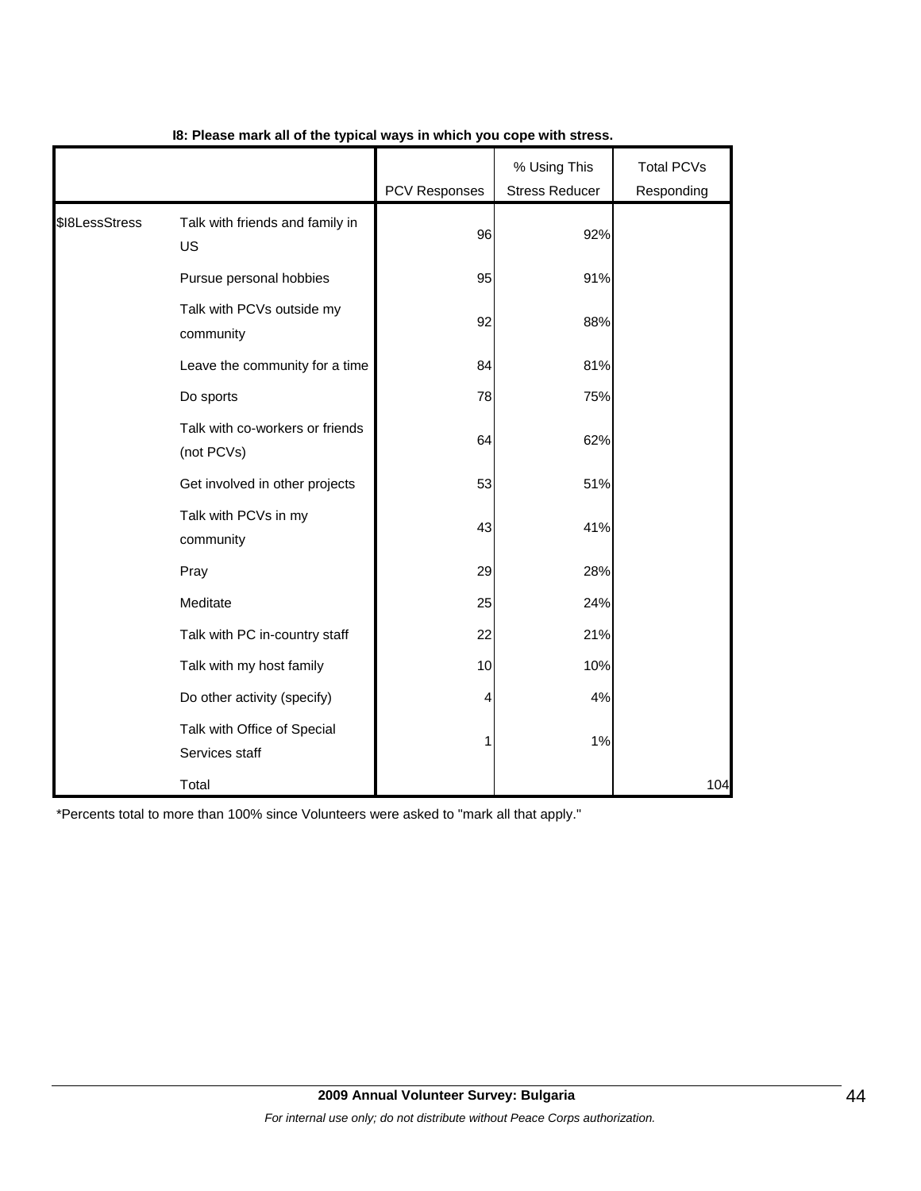**I8: Please mark all of the typical ways in which you cope with stress.**

| | | PCV Responses | % Using This Stress Reducer | Total PCVs Responding |
|---|---|---|---|---|
| $I8LessStress | Talk with friends and family in US | 96 | 92% | |
| | Pursue personal hobbies | 95 | 91% | |
| | Talk with PCVs outside my community | 92 | 88% | |
| | Leave the community for a time | 84 | 81% | |
| | Do sports | 78 | 75% | |
| | Talk with co-workers or friends (not PCVs) | 64 | 62% | |
| | Get involved in other projects | 53 | 51% | |
| | Talk with PCVs in my community | 43 | 41% | |
| | Pray | 29 | 28% | |
| | Meditate | 25 | 24% | |
| | Talk with PC in-country staff | 22 | 21% | |
| | Talk with my host family | 10 | 10% | |
| | Do other activity (specify) | 4 | 4% | |
| | Talk with Office of Special Services staff | 1 | 1% | |
| | Total | | | 104 |

*Percents total to more than 100% since Volunteers were asked to "mark all that apply."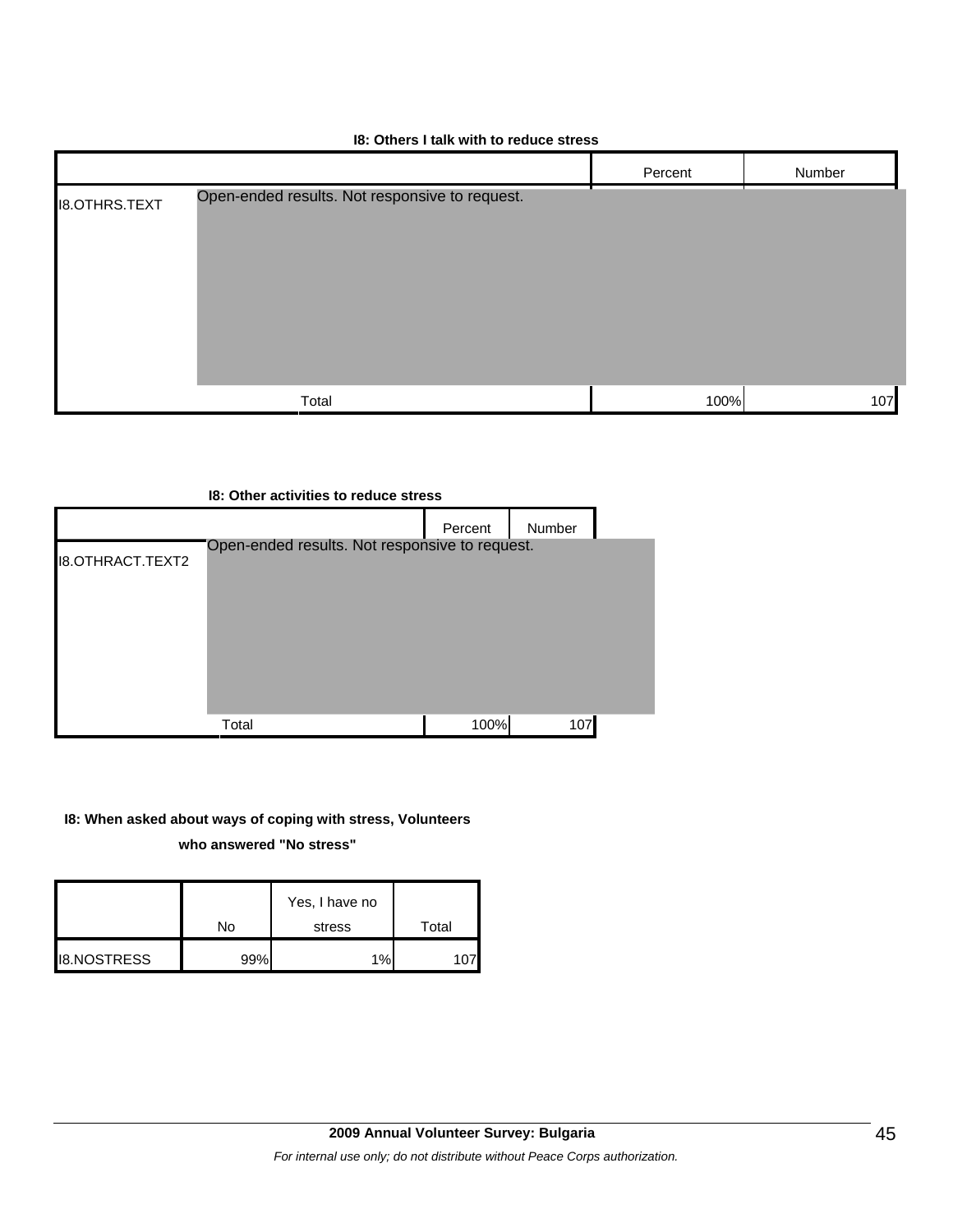**I8: Others I talk with to reduce stress**

| | | Percent | Number |
|---|---|---|---|
| I8.OTHRS.TEXT | Open-ended results. Not responsive to request. | | |
| | Total | 100% | 107 |

**I8: Other activities to reduce stress**

| | | Percent | Number |
|---|---|---|---|
| I8.OTHRACT.TEXT2 | Open-ended results. Not responsive to request. | | |
| | Total | 100% | 107 |

**I8: When asked about ways of coping with stress, Volunteers who answered "No stress"**

| | No | Yes, I have no stress | Total |
|---|---|---|---|
| I8.NOSTRESS | 99% | 1% | 107 |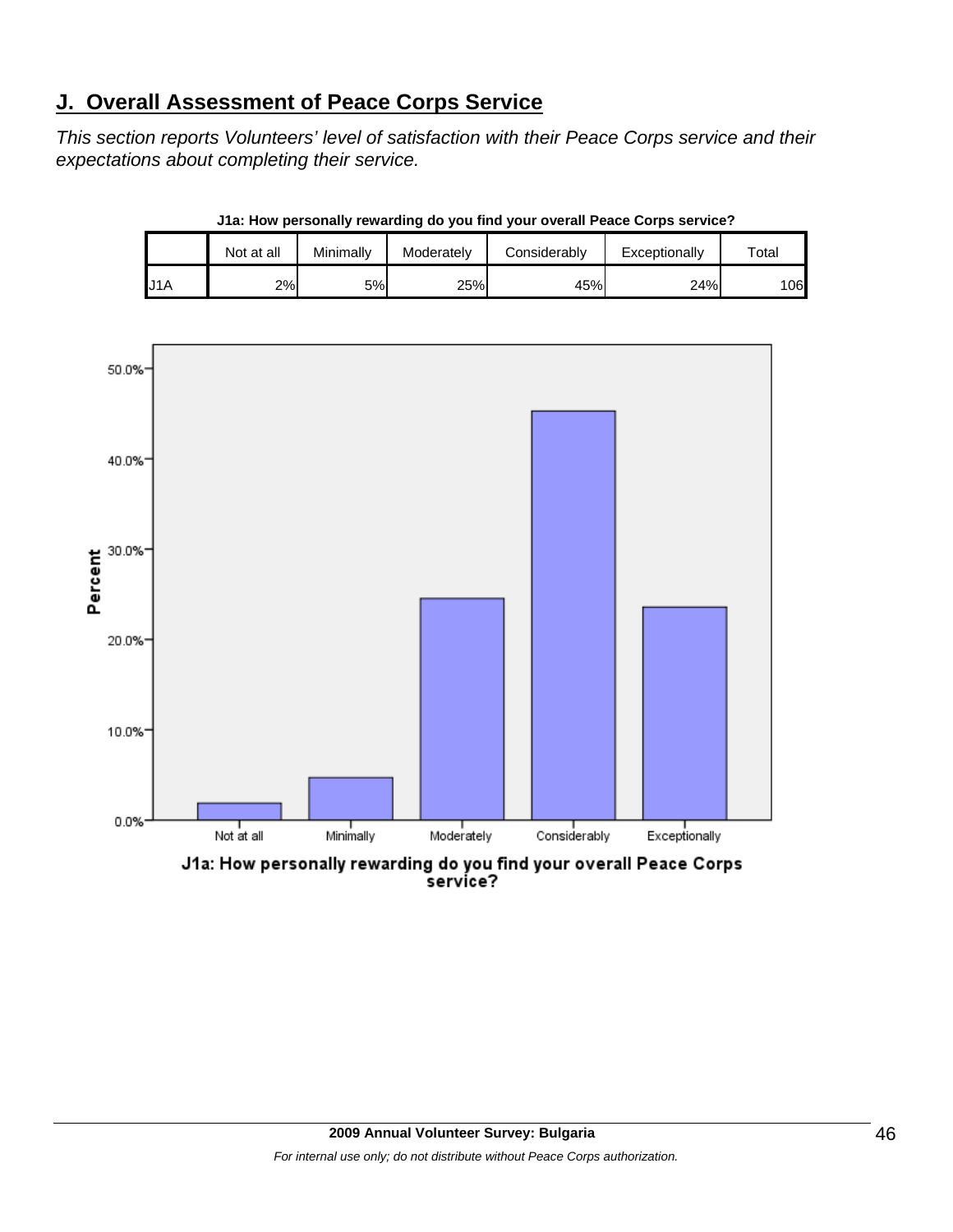## J. Overall Assessment of Peace Corps Service

*This section reports Volunteers' level of satisfaction with their Peace Corps service and their expectations about completing their service.*

**J1a: How personally rewarding do you find your overall Peace Corps service?**

| | Not at all | Minimally | Moderately | Considerably | Exceptionally | Total |
|---|---|---|---|---|---|---|
| J1A | 2% | 5% | 25% | 45% | 24% | 106 |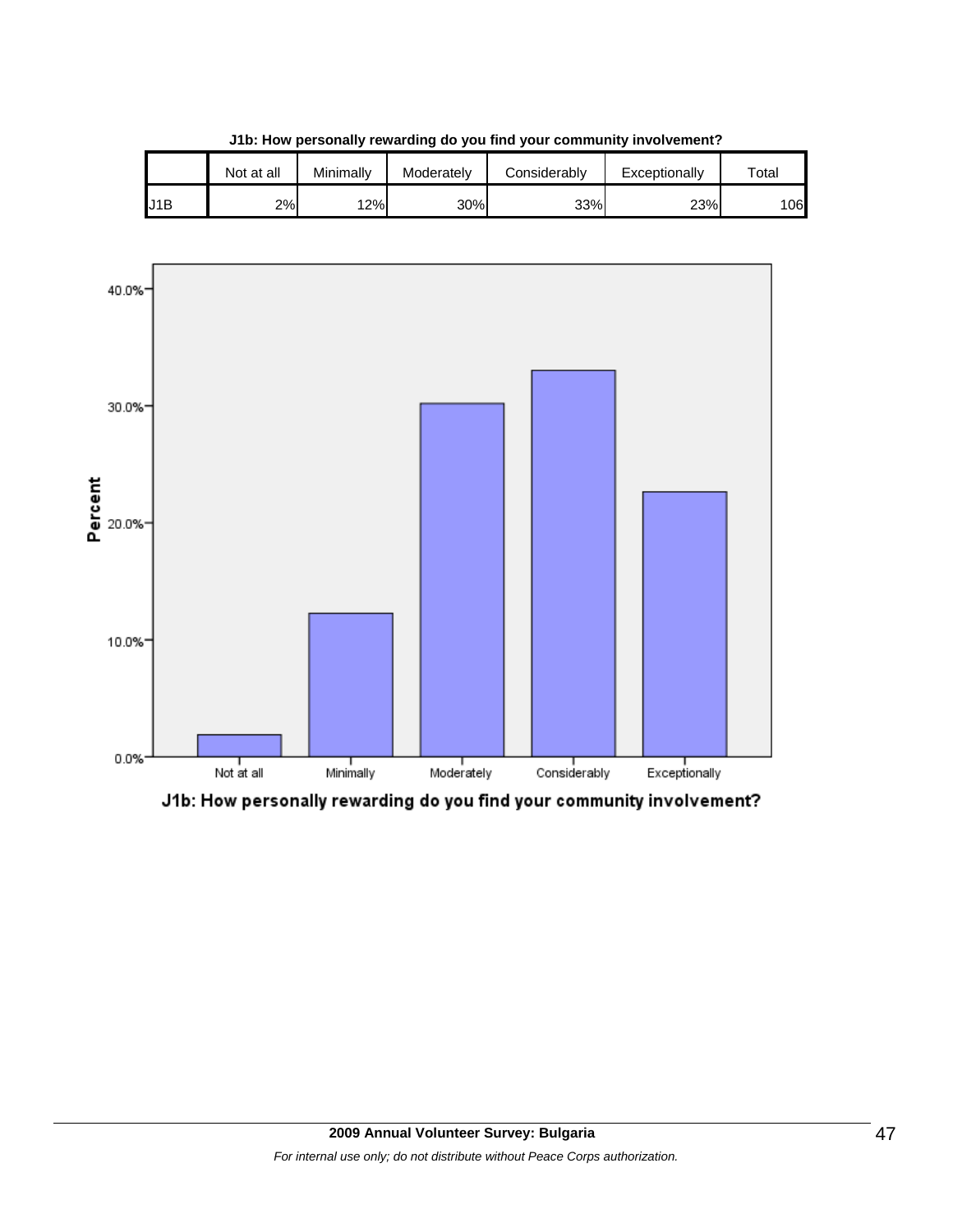**J1b: How personally rewarding do you find your community involvement?**

| | Not at all | Minimally | Moderately | Considerably | Exceptionally | Total |
|---|---|---|---|---|---|---|
| J1B | 2% | 12% | 30% | 33% | 23% | 106 |

J1b: How personally rewarding do you find your community involvement?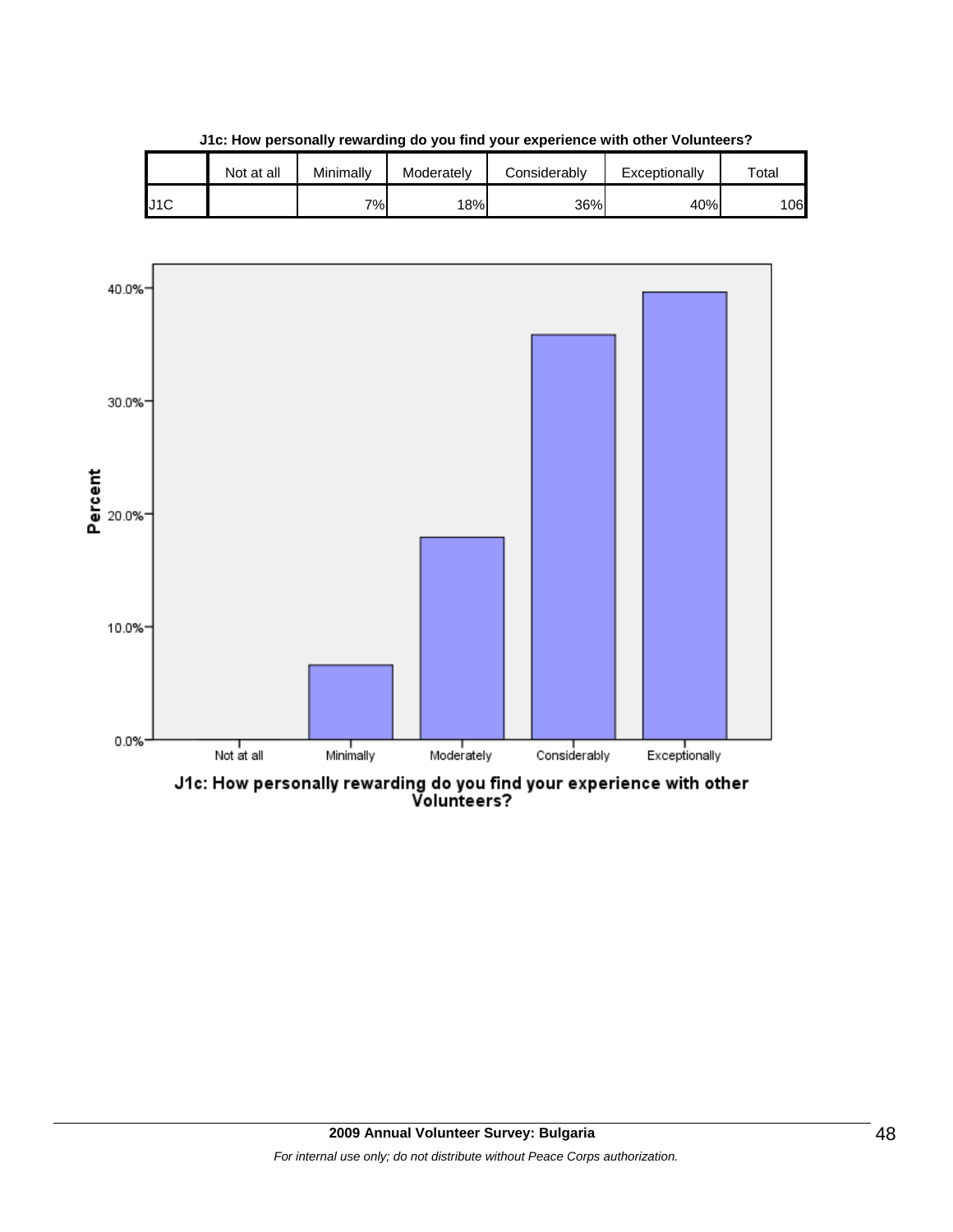**J1c: How personally rewarding do you find your experience with other Volunteers?**

| | Not at all | Minimally | Moderately | Considerably | Exceptionally | Total |
|---|---|---|---|---|---|---|
| J1C | | 7% | 18% | 36% | 40% | 106 |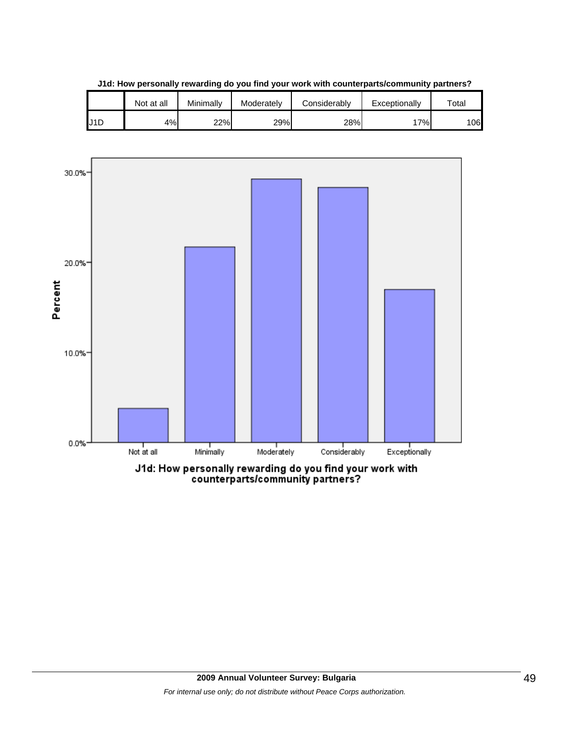**J1d: How personally rewarding do you find your work with counterparts/community partners?**

| | Not at all | Minimally | Moderately | Considerably | Exceptionally | Total |
|---|---|---|---|---|---|---|
| J1D | 4% | 22% | 29% | 28% | 17% | 106 |

J1d: How personally rewarding do you find your work with counterparts/community partners?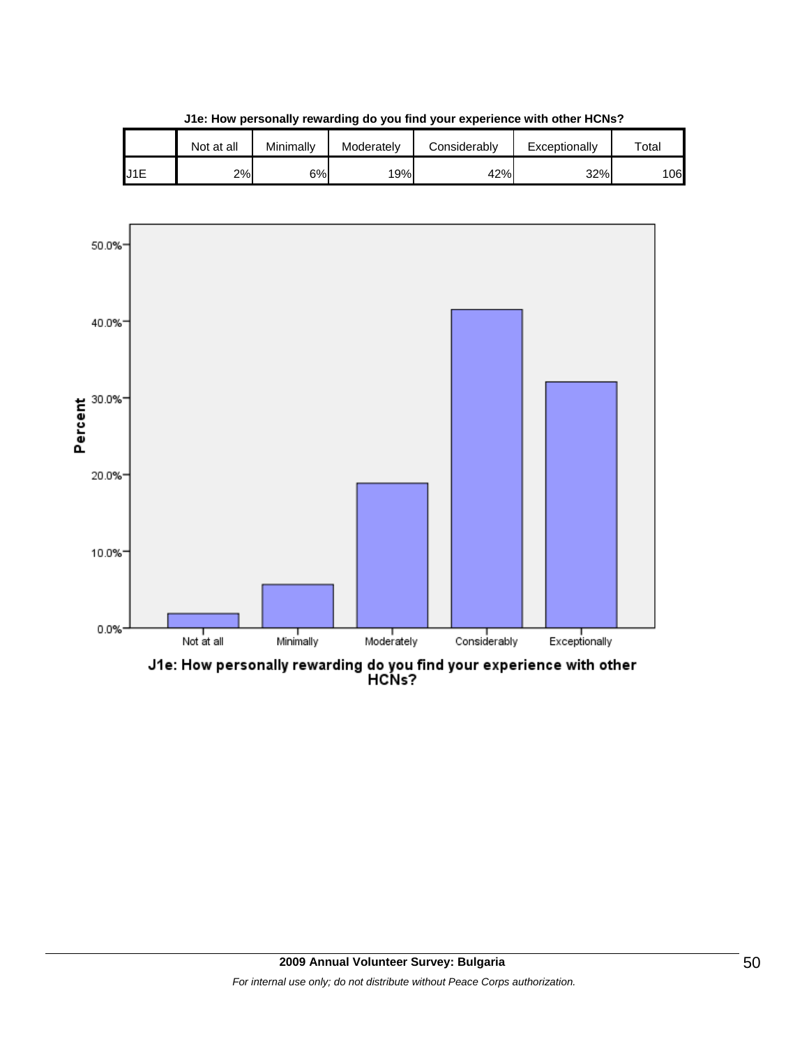**J1e: How personally rewarding do you find your experience with other HCNs?**

| | Not at all | Minimally | Moderately | Considerably | Exceptionally | Total |
|---|---|---|---|---|---|---|
| J1E | 2% | 6% | 19% | 42% | 32% | 106 |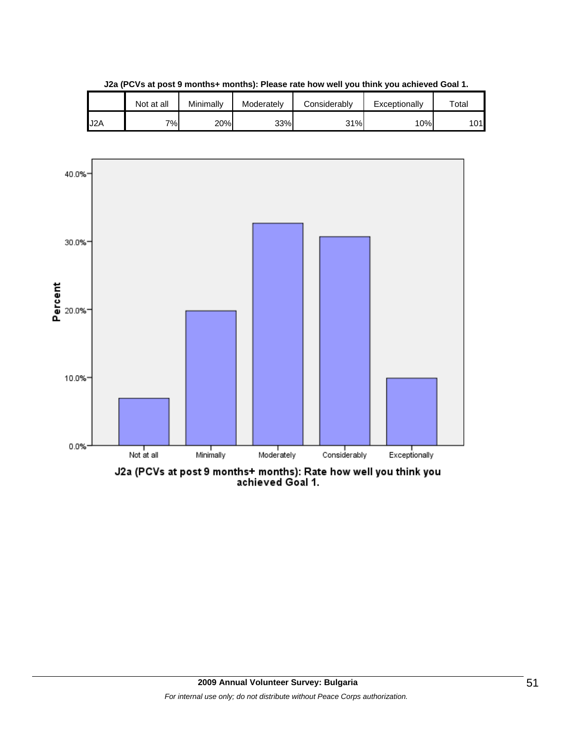**J2a (PCVs at post 9 months+ months): Please rate how well you think you achieved Goal 1.**

| | Not at all | Minimally | Moderately | Considerably | Exceptionally | Total |
|---|---|---|---|---|---|---|
| J2A | 7% | 20% | 33% | 31% | 10% | 101 |

J2a (PCVs at post 9 months+ months): Rate how well you think you achieved Goal 1.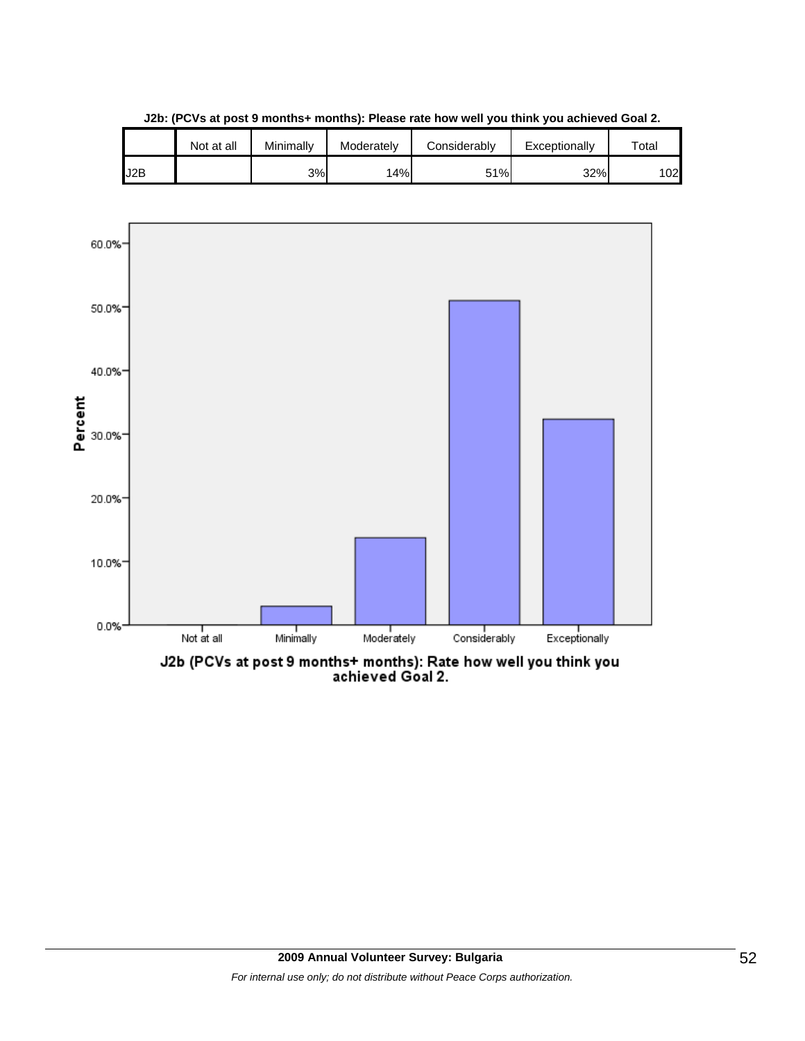**J2b: (PCVs at post 9 months+ months): Please rate how well you think you achieved Goal 2.**

| | Not at all | Minimally | Moderately | Considerably | Exceptionally | Total |
|---|---|---|---|---|---|---|
| J2B | | 3% | 14% | 51% | 32% | 102 |

Percent

60.0%
50.0%
40.0%
30.0%
20.0%
10.0%
0.0%

Not at all | Minimally | Moderately | Considerably | Exceptionally

**J2b (PCVs at post 9 months+ months): Rate how well you think you achieved Goal 2.**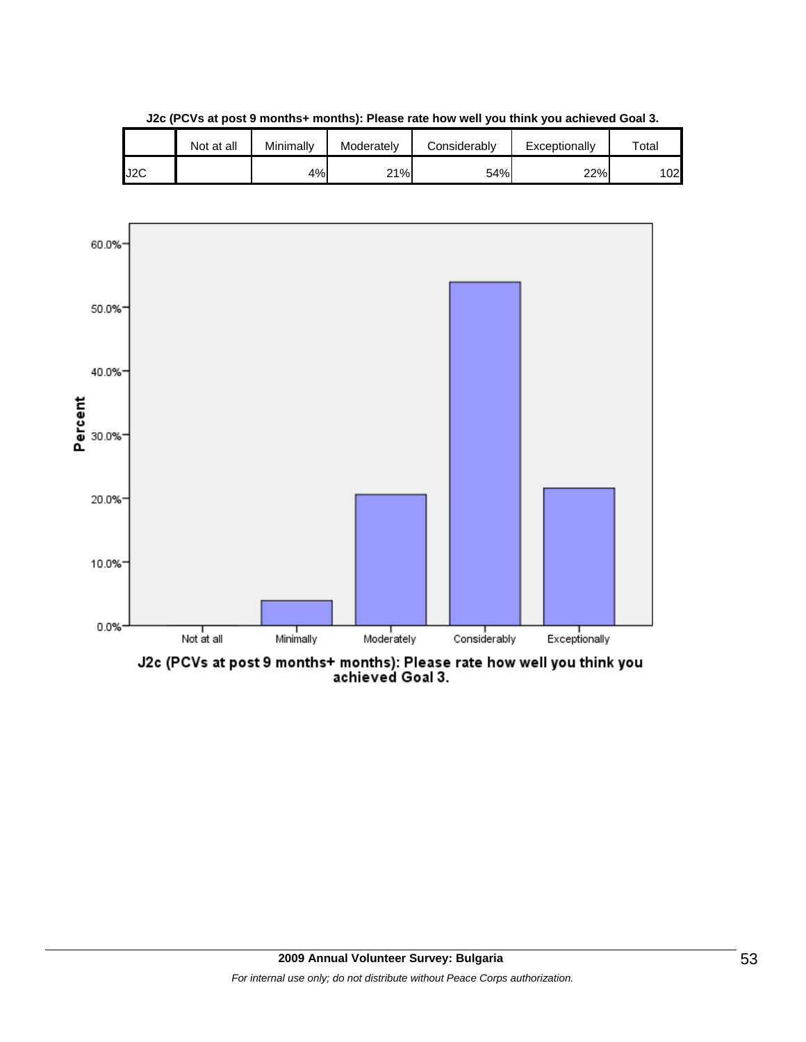**J2c (PCVs at post 9 months+ months): Please rate how well you think you achieved Goal 3.**

| | Not at all | Minimally | Moderately | Considerably | Exceptionally | Total |
|---|---|---|---|---|---|---|
| J2C | | 4% | 21% | 54% | 22% | 102 |

J2c (PCVs at post 9 months+ months): Please rate how well you think you achieved Goal 3.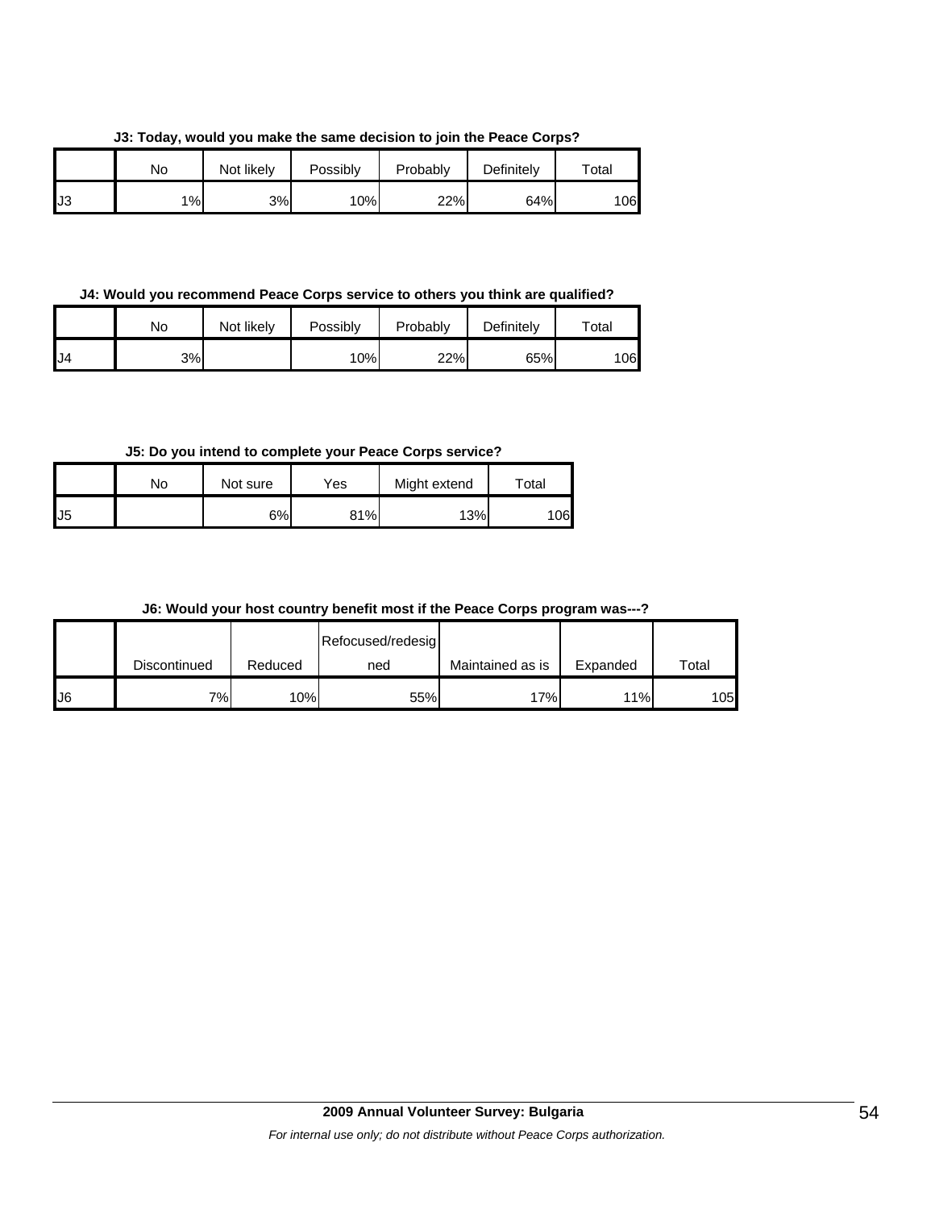**J3: Today, would you make the same decision to join the Peace Corps?**

| | No | Not likely | Possibly | Probably | Definitely | Total |
|---|---|---|---|---|---|---|
| J3 | 1% | 3% | 10% | 22% | 64% | 106 |

**J4: Would you recommend Peace Corps service to others you think are qualified?**

| | No | Not likely | Possibly | Probably | Definitely | Total |
|---|---|---|---|---|---|---|
| J4 | 3% | | 10% | 22% | 65% | 106 |

**J5: Do you intend to complete your Peace Corps service?**

| | No | Not sure | Yes | Might extend | Total |
|---|---|---|---|---|---|
| J5 | | 6% | 81% | 13% | 106 |

**J6: Would your host country benefit most if the Peace Corps program was---?**

| | Discontinued | Reduced | Refocused/redesigned | Maintained as is | Expanded | Total |
|---|---|---|---|---|---|---|
| J6 | 7% | 10% | 55% | 17% | 11% | 105 |

**2009 Annual Volunteer Survey: Bulgaria**

*For internal use only; do not distribute without Peace Corps authorization.*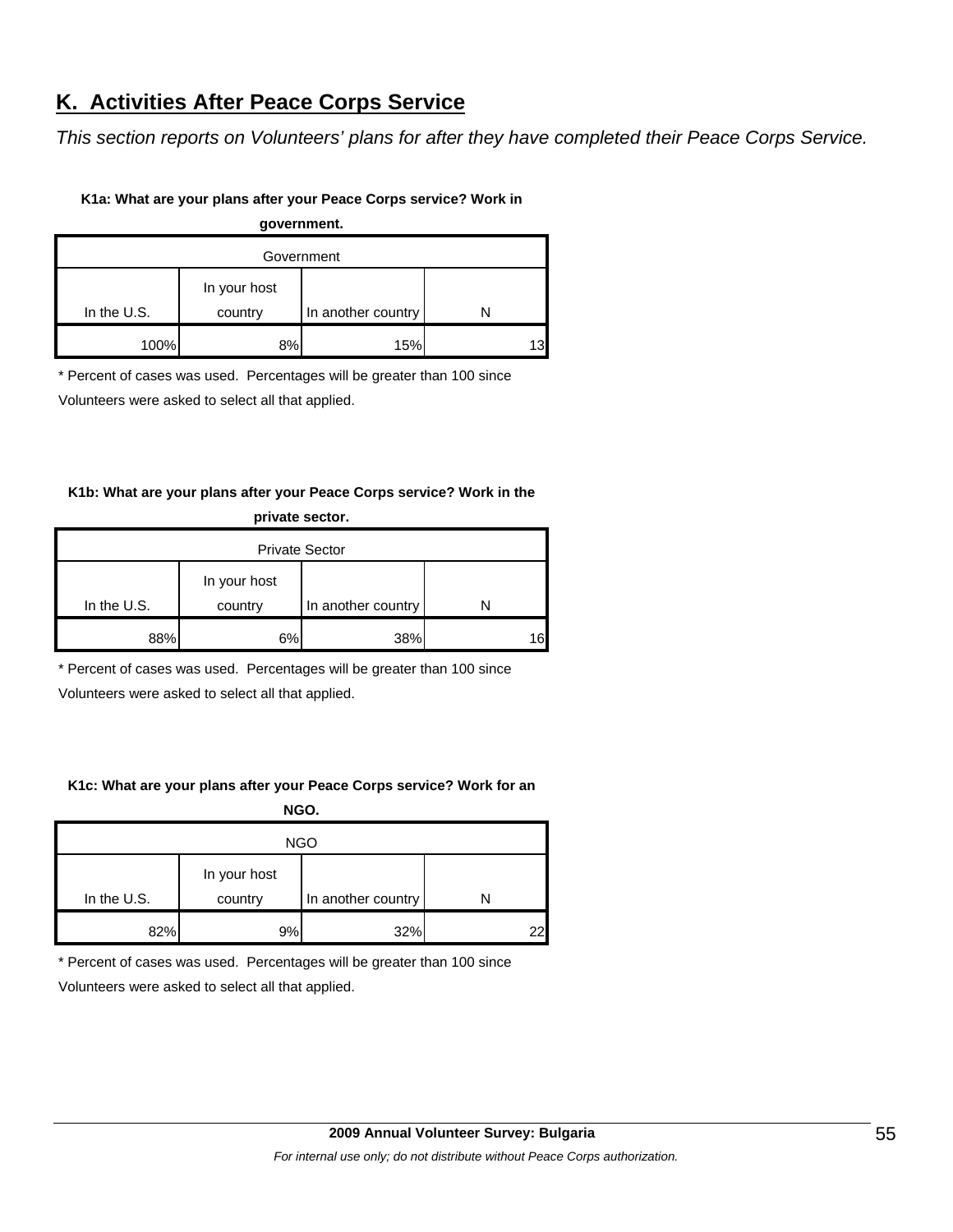## K. Activities After Peace Corps Service

*This section reports on Volunteers' plans for after they have completed their Peace Corps Service.*

**K1a: What are your plans after your Peace Corps service? Work in government.**

| Government | | | |
|---|---|---|---|
| In the U.S. | In your host country | In another country | N |
| 100% | 8% | 15% | 13 |

* Percent of cases was used. Percentages will be greater than 100 since Volunteers were asked to select all that applied.

**K1b: What are your plans after your Peace Corps service? Work in the private sector.**

| Private Sector | | | |
|---|---|---|---|
| In the U.S. | In your host country | In another country | N |
| 88% | 6% | 38% | 16 |

* Percent of cases was used. Percentages will be greater than 100 since Volunteers were asked to select all that applied.

**K1c: What are your plans after your Peace Corps service? Work for an NGO.**

| NGO | | | |
|---|---|---|---|
| In the U.S. | In your host country | In another country | N |
| 82% | 9% | 32% | 22 |

* Percent of cases was used. Percentages will be greater than 100 since Volunteers were asked to select all that applied.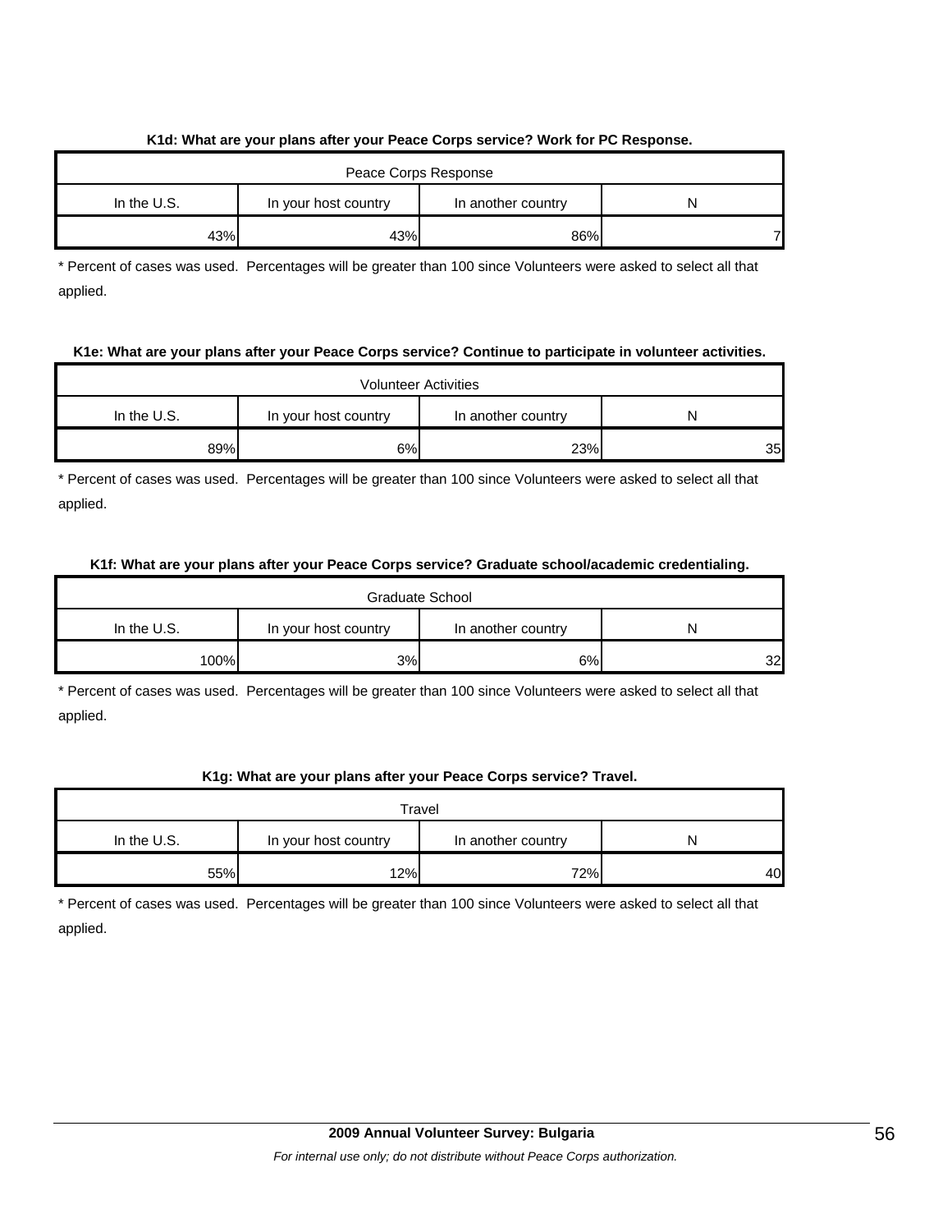**K1d: What are your plans after your Peace Corps service? Work for PC Response.**

| Peace Corps Response | | | |
|---|---|---|---|
| In the U.S. | In your host country | In another country | N |
| 43% | 43% | 86% | 7 |

* Percent of cases was used. Percentages will be greater than 100 since Volunteers were asked to select all that applied.

**K1e: What are your plans after your Peace Corps service? Continue to participate in volunteer activities.**

| Volunteer Activities | | | |
|---|---|---|---|
| In the U.S. | In your host country | In another country | N |
| 89% | 6% | 23% | 35 |

* Percent of cases was used. Percentages will be greater than 100 since Volunteers were asked to select all that applied.

**K1f: What are your plans after your Peace Corps service? Graduate school/academic credentialing.**

| Graduate School | | | |
|---|---|---|---|
| In the U.S. | In your host country | In another country | N |
| 100% | 3% | 6% | 32 |

* Percent of cases was used. Percentages will be greater than 100 since Volunteers were asked to select all that applied.

**K1g: What are your plans after your Peace Corps service? Travel.**

| Travel | | | |
|---|---|---|---|
| In the U.S. | In your host country | In another country | N |
| 55% | 12% | 72% | 40 |

* Percent of cases was used. Percentages will be greater than 100 since Volunteers were asked to select all that applied.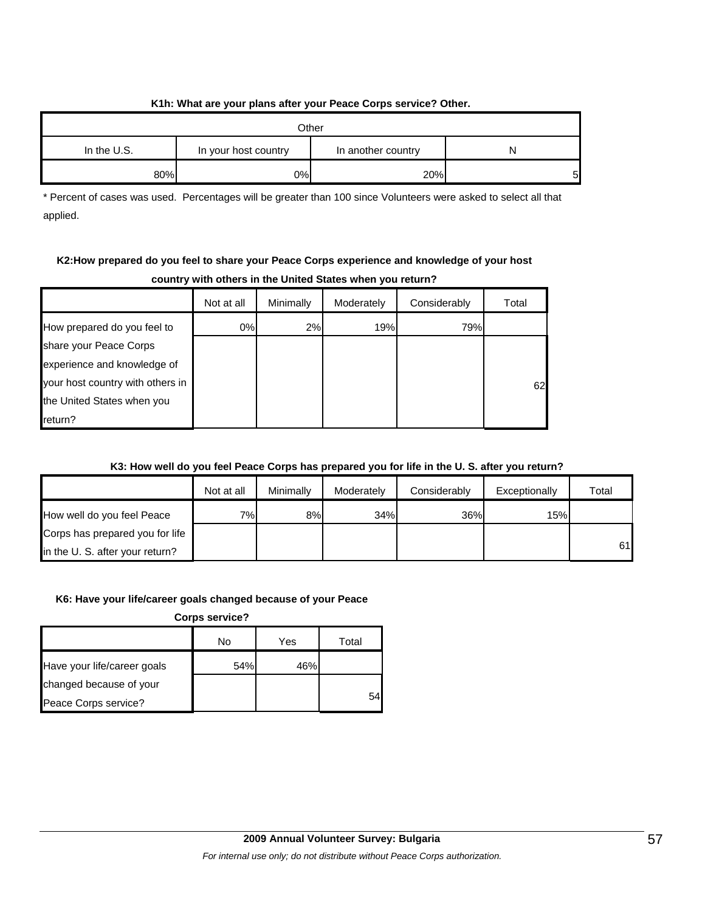**K1h: What are your plans after your Peace Corps service? Other.**

| Other | | | |
|---|---|---|---|
| In the U.S. | In your host country | In another country | N |
| 80% | 0% | 20% | 5 |

* Percent of cases was used. Percentages will be greater than 100 since Volunteers were asked to select all that applied.

**K2:How prepared do you feel to share your Peace Corps experience and knowledge of your host country with others in the United States when you return?**

| | Not at all | Minimally | Moderately | Considerably | Total |
|---|---|---|---|---|---|
| How prepared do you feel to share your Peace Corps experience and knowledge of your host country with others in the United States when you return? | 0% | 2% | 19% | 79% | 62 |

**K3: How well do you feel Peace Corps has prepared you for life in the U. S. after you return?**

| | Not at all | Minimally | Moderately | Considerably | Exceptionally | Total |
|---|---|---|---|---|---|---|
| How well do you feel Peace Corps has prepared you for life in the U. S. after you return? | 7% | 8% | 34% | 36% | 15% | 61 |

**K6: Have your life/career goals changed because of your Peace Corps service?**

| | No | Yes | Total |
|---|---|---|---|
| Have your life/career goals changed because of your Peace Corps service? | 54% | 46% | 54 |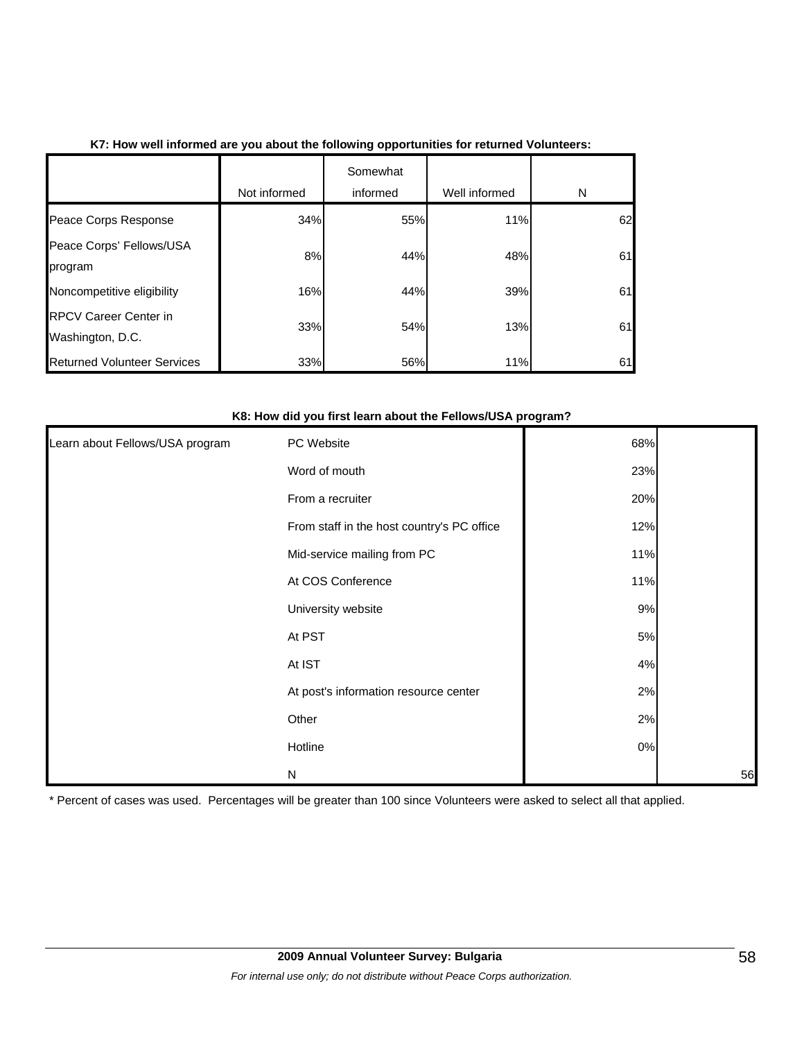**K7: How well informed are you about the following opportunities for returned Volunteers:**

| | Not informed | Somewhat informed | Well informed | N |
|---|---|---|---|---|
| Peace Corps Response | 34% | 55% | 11% | 62 |
| Peace Corps' Fellows/USA program | 8% | 44% | 48% | 61 |
| Noncompetitive eligibility | 16% | 44% | 39% | 61 |
| RPCV Career Center in Washington, D.C. | 33% | 54% | 13% | 61 |
| Returned Volunteer Services | 33% | 56% | 11% | 61 |

**K8: How did you first learn about the Fellows/USA program?**

| | | | |
|---|---|---|---|
| Learn about Fellows/USA program | PC Website | 68% | |
| | Word of mouth | 23% | |
| | From a recruiter | 20% | |
| | From staff in the host country's PC office | 12% | |
| | Mid-service mailing from PC | 11% | |
| | At COS Conference | 11% | |
| | University website | 9% | |
| | At PST | 5% | |
| | At IST | 4% | |
| | At post's information resource center | 2% | |
| | Other | 2% | |
| | Hotline | 0% | |
| | N | | 56 |

\* Percent of cases was used. Percentages will be greater than 100 since Volunteers were asked to select all that applied.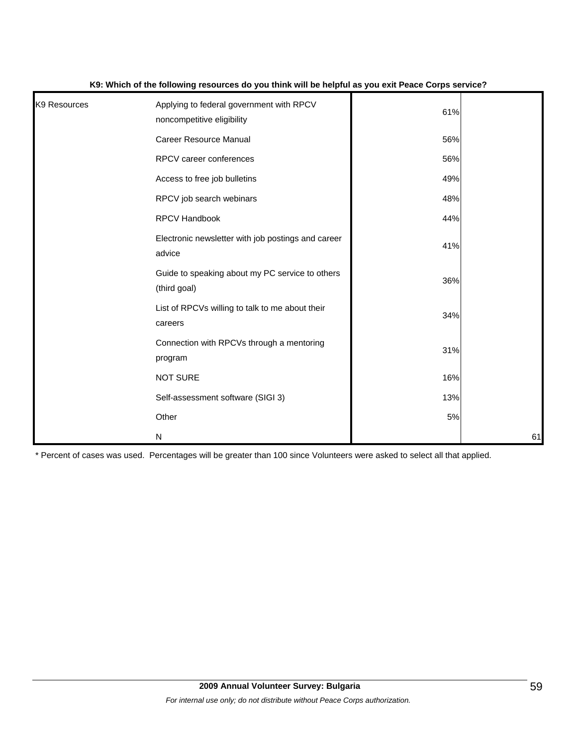**K9: Which of the following resources do you think will be helpful as you exit Peace Corps service?**

| | | | |
|---|---|---|---|
| K9 Resources | Applying to federal government with RPCV noncompetitive eligibility | 61% | |
| | Career Resource Manual | 56% | |
| | RPCV career conferences | 56% | |
| | Access to free job bulletins | 49% | |
| | RPCV job search webinars | 48% | |
| | RPCV Handbook | 44% | |
| | Electronic newsletter with job postings and career advice | 41% | |
| | Guide to speaking about my PC service to others (third goal) | 36% | |
| | List of RPCVs willing to talk to me about their careers | 34% | |
| | Connection with RPCVs through a mentoring program | 31% | |
| | NOT SURE | 16% | |
| | Self-assessment software (SIGI 3) | 13% | |
| | Other | 5% | |
| | N | | 61 |

* Percent of cases was used. Percentages will be greater than 100 since Volunteers were asked to select all that applied.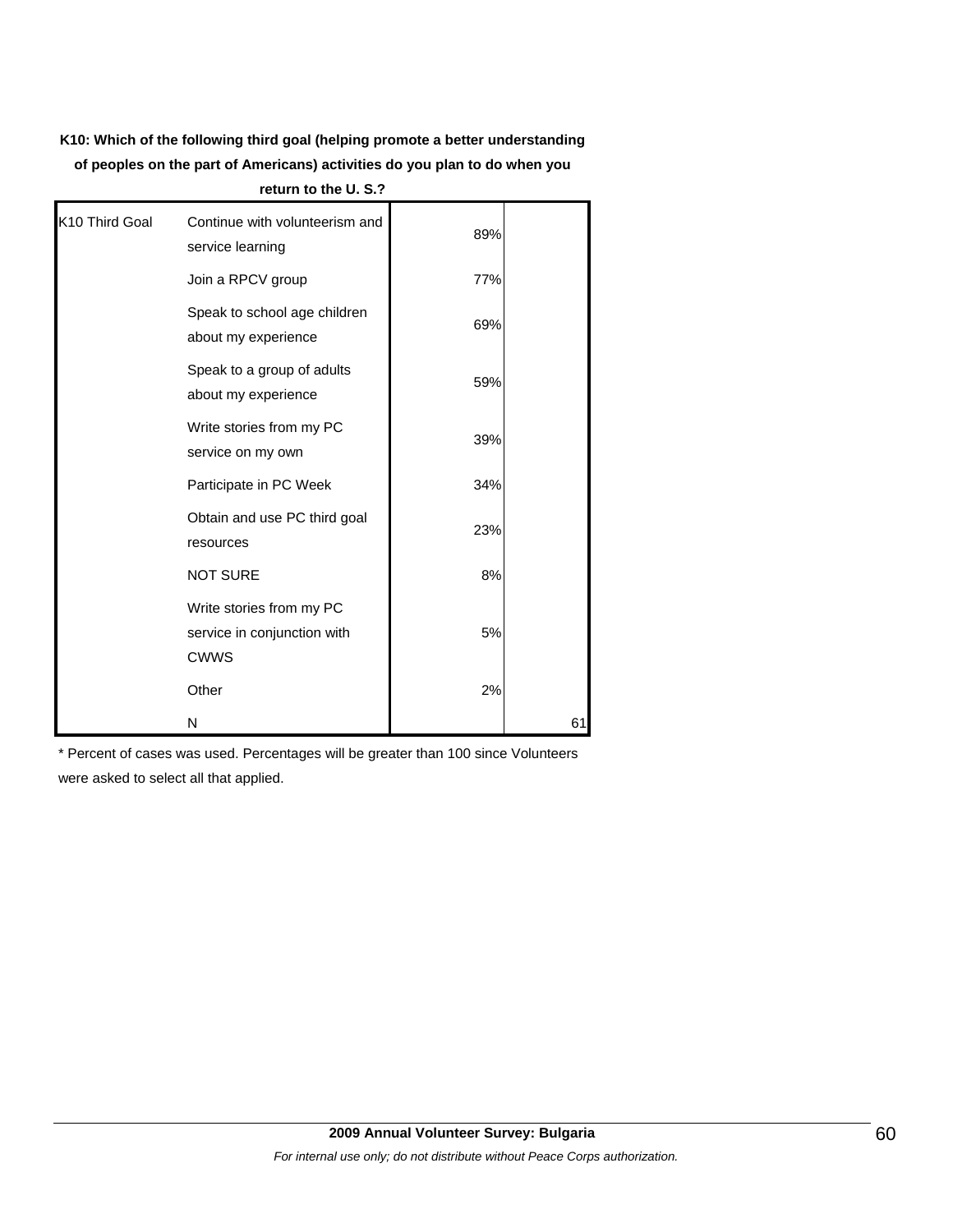**K10: Which of the following third goal (helping promote a better understanding of peoples on the part of Americans) activities do you plan to do when you return to the U. S.?**

| | | | |
|---|---|---|---|
| K10 Third Goal | Continue with volunteerism and service learning | 89% | |
| | Join a RPCV group | 77% | |
| | Speak to school age children about my experience | 69% | |
| | Speak to a group of adults about my experience | 59% | |
| | Write stories from my PC service on my own | 39% | |
| | Participate in PC Week | 34% | |
| | Obtain and use PC third goal resources | 23% | |
| | NOT SURE | 8% | |
| | Write stories from my PC service in conjunction with CWWS | 5% | |
| | Other | 2% | |
| | N | | 61 |

* Percent of cases was used. Percentages will be greater than 100 since Volunteers were asked to select all that applied.